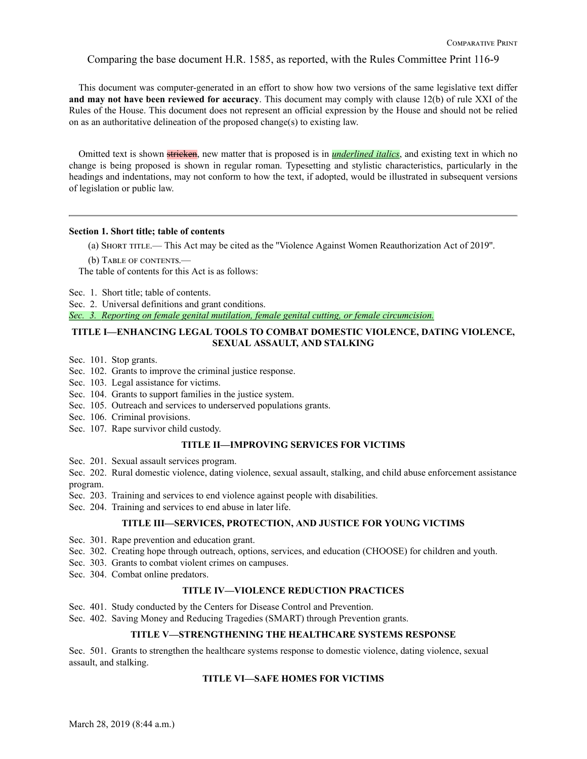Comparing the base document H.R. 1585, as reported, with the Rules Committee Print 116-9

This document was computer-generated in an effort to show how two versions of the same legislative text differ **and may not have been reviewed for accuracy**. This document may comply with clause 12(b) of rule XXI of the Rules of the House. This document does not represent an official expression by the House and should not be relied on as an authoritative delineation of the proposed change(s) to existing law.

Omitted text is shown ~~stricken~~, new matter that is proposed is in <u>*underlined italics*</u>, and existing text in which no change is being proposed is shown in regular roman. Typesetting and stylistic characteristics, particularly in the headings and indentations, may not conform to how the text, if adopted, would be illustrated in subsequent versions of legislation or public law.

---

**Section 1. Short title; table of contents**

(a) Short title.— This Act may be cited as the "Violence Against Women Reauthorization Act of 2019".

(b) Table of contents.—
The table of contents for this Act is as follows:

Sec. 1. Short title; table of contents.
Sec. 2. Universal definitions and grant conditions.
<u>*Sec. 3. Reporting on female genital mutilation, female genital cutting, or female circumcision.*</u>

**TITLE I—ENHANCING LEGAL TOOLS TO COMBAT DOMESTIC VIOLENCE, DATING VIOLENCE, SEXUAL ASSAULT, AND STALKING**

Sec. 101. Stop grants.
Sec. 102. Grants to improve the criminal justice response.
Sec. 103. Legal assistance for victims.
Sec. 104. Grants to support families in the justice system.
Sec. 105. Outreach and services to underserved populations grants.
Sec. 106. Criminal provisions.
Sec. 107. Rape survivor child custody.

**TITLE II—IMPROVING SERVICES FOR VICTIMS**

Sec. 201. Sexual assault services program.
Sec. 202. Rural domestic violence, dating violence, sexual assault, stalking, and child abuse enforcement assistance program.
Sec. 203. Training and services to end violence against people with disabilities.
Sec. 204. Training and services to end abuse in later life.

**TITLE III—SERVICES, PROTECTION, AND JUSTICE FOR YOUNG VICTIMS**

Sec. 301. Rape prevention and education grant.
Sec. 302. Creating hope through outreach, options, services, and education (CHOOSE) for children and youth.
Sec. 303. Grants to combat violent crimes on campuses.
Sec. 304. Combat online predators.

**TITLE IV—VIOLENCE REDUCTION PRACTICES**

Sec. 401. Study conducted by the Centers for Disease Control and Prevention.
Sec. 402. Saving Money and Reducing Tragedies (SMART) through Prevention grants.

**TITLE V—STRENGTHENING THE HEALTHCARE SYSTEMS RESPONSE**

Sec. 501. Grants to strengthen the healthcare systems response to domestic violence, dating violence, sexual assault, and stalking.

**TITLE VI—SAFE HOMES FOR VICTIMS**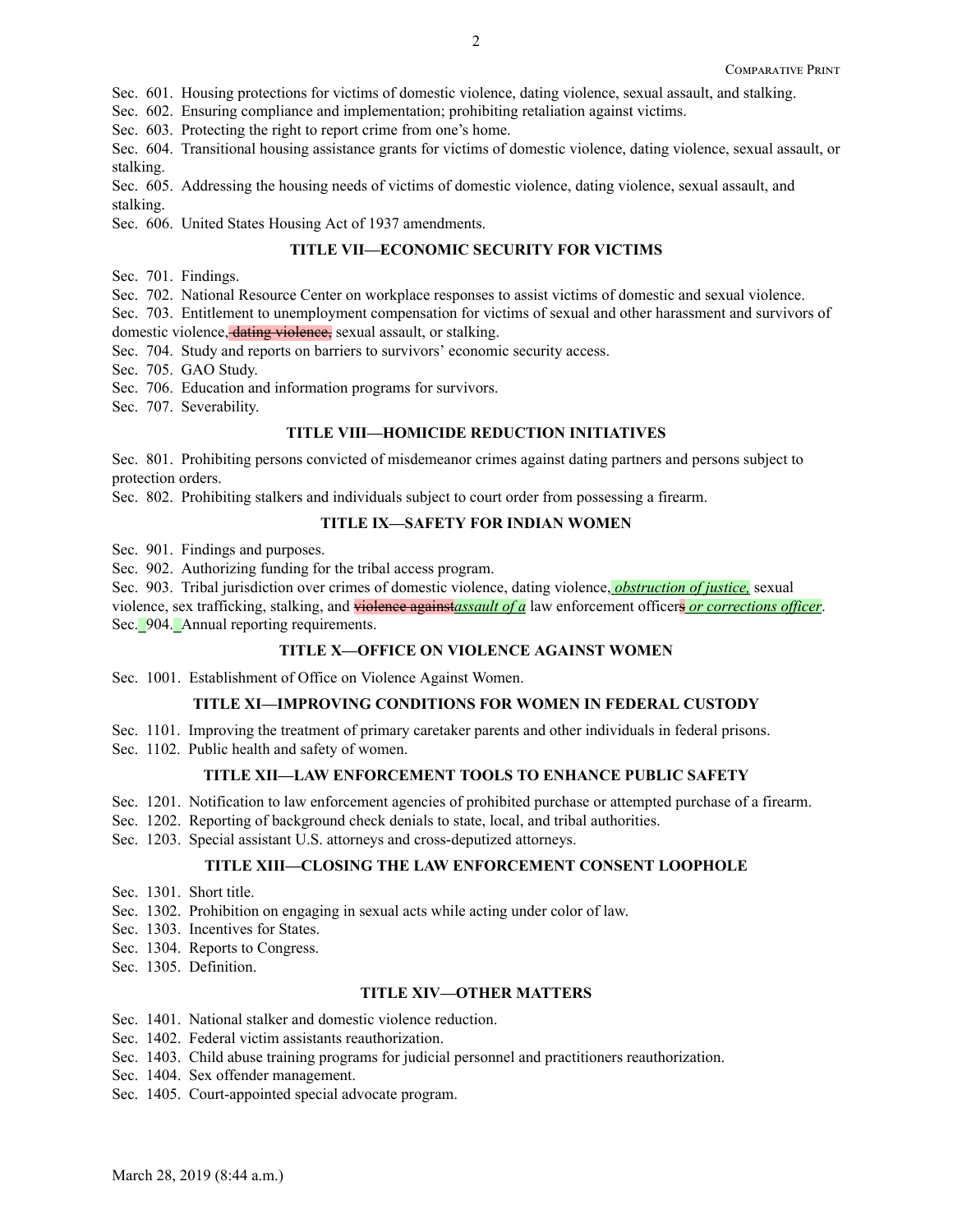Sec. 601. Housing protections for victims of domestic violence, dating violence, sexual assault, and stalking.

Sec. 602. Ensuring compliance and implementation; prohibiting retaliation against victims.

Sec. 603. Protecting the right to report crime from one's home.

Sec. 604. Transitional housing assistance grants for victims of domestic violence, dating violence, sexual assault, or stalking.

Sec. 605. Addressing the housing needs of victims of domestic violence, dating violence, sexual assault, and stalking.

Sec. 606. United States Housing Act of 1937 amendments.

## TITLE VII—ECONOMIC SECURITY FOR VICTIMS

Sec. 701. Findings.

Sec. 702. National Resource Center on workplace responses to assist victims of domestic and sexual violence.

Sec. 703. Entitlement to unemployment compensation for victims of sexual and other harassment and survivors of domestic violence, ~~dating violence,~~ sexual assault, or stalking.

Sec. 704. Study and reports on barriers to survivors' economic security access.

Sec. 705. GAO Study.

Sec. 706. Education and information programs for survivors.

Sec. 707. Severability.

## TITLE VIII—HOMICIDE REDUCTION INITIATIVES

Sec. 801. Prohibiting persons convicted of misdemeanor crimes against dating partners and persons subject to protection orders.

Sec. 802. Prohibiting stalkers and individuals subject to court order from possessing a firearm.

## TITLE IX—SAFETY FOR INDIAN WOMEN

Sec. 901. Findings and purposes.

Sec. 902. Authorizing funding for the tribal access program.

Sec. 903. Tribal jurisdiction over crimes of domestic violence, dating violence, *obstruction of justice,* sexual violence, sex trafficking, stalking, and ~~violence against~~ *assault of a* law enforcement officer~~s~~ *or corrections officer*.

Sec. 904. Annual reporting requirements.

## TITLE X—OFFICE ON VIOLENCE AGAINST WOMEN

Sec. 1001. Establishment of Office on Violence Against Women.

## TITLE XI—IMPROVING CONDITIONS FOR WOMEN IN FEDERAL CUSTODY

Sec. 1101. Improving the treatment of primary caretaker parents and other individuals in federal prisons.

Sec. 1102. Public health and safety of women.

## TITLE XII—LAW ENFORCEMENT TOOLS TO ENHANCE PUBLIC SAFETY

Sec. 1201. Notification to law enforcement agencies of prohibited purchase or attempted purchase of a firearm.

Sec. 1202. Reporting of background check denials to state, local, and tribal authorities.

Sec. 1203. Special assistant U.S. attorneys and cross-deputized attorneys.

## TITLE XIII—CLOSING THE LAW ENFORCEMENT CONSENT LOOPHOLE

Sec. 1301. Short title.

Sec. 1302. Prohibition on engaging in sexual acts while acting under color of law.

Sec. 1303. Incentives for States.

Sec. 1304. Reports to Congress.

Sec. 1305. Definition.

## TITLE XIV—OTHER MATTERS

Sec. 1401. National stalker and domestic violence reduction.

Sec. 1402. Federal victim assistants reauthorization.

Sec. 1403. Child abuse training programs for judicial personnel and practitioners reauthorization.

Sec. 1404. Sex offender management.

Sec. 1405. Court-appointed special advocate program.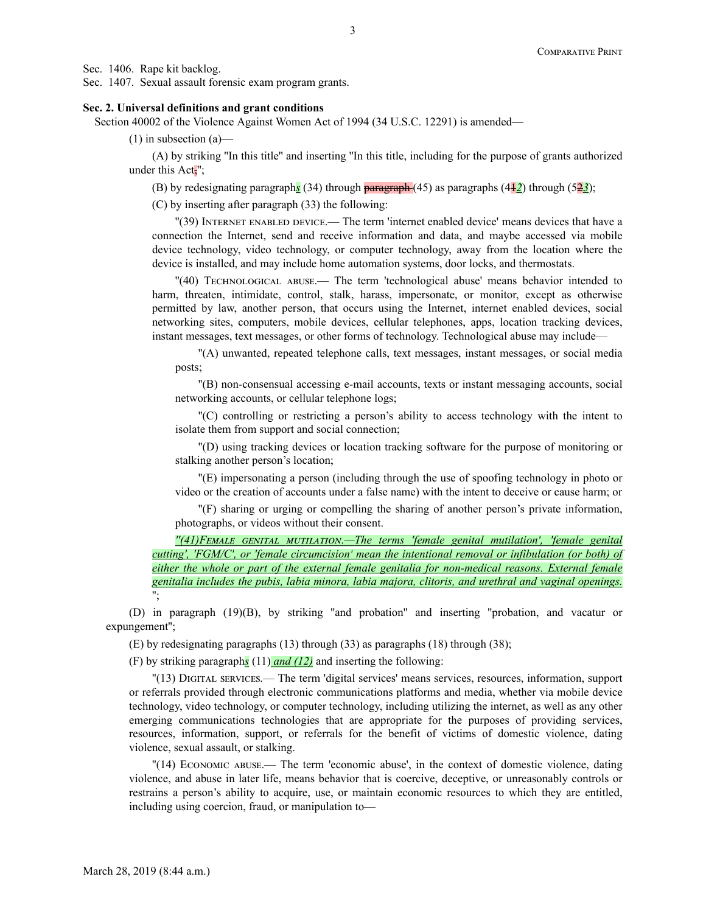Sec. 1406. Rape kit backlog.

Sec. 1407. Sexual assault forensic exam program grants.

**Sec. 2. Universal definitions and grant conditions**

Section 40002 of the Violence Against Women Act of 1994 (34 U.S.C. 12291) is amended—

(1) in subsection (a)—

(A) by striking "In this title" and inserting "In this title, including for the purpose of grants authorized under this Act~~,~~";

(B) by redesignating paragraph*s* (34) through ~~paragraph~~ (45) as paragraphs (4~~1~~*2*) through (5~~2~~*3*);

(C) by inserting after paragraph (33) the following:

"(39) INTERNET ENABLED DEVICE.— The term 'internet enabled device' means devices that have a connection the Internet, send and receive information and data, and maybe accessed via mobile device technology, video technology, or computer technology, away from the location where the device is installed, and may include home automation systems, door locks, and thermostats.

"(40) TECHNOLOGICAL ABUSE.— The term 'technological abuse' means behavior intended to harm, threaten, intimidate, control, stalk, harass, impersonate, or monitor, except as otherwise permitted by law, another person, that occurs using the Internet, internet enabled devices, social networking sites, computers, mobile devices, cellular telephones, apps, location tracking devices, instant messages, text messages, or other forms of technology. Technological abuse may include—

"(A) unwanted, repeated telephone calls, text messages, instant messages, or social media posts;

"(B) non-consensual accessing e-mail accounts, texts or instant messaging accounts, social networking accounts, or cellular telephone logs;

"(C) controlling or restricting a person's ability to access technology with the intent to isolate them from support and social connection;

"(D) using tracking devices or location tracking software for the purpose of monitoring or stalking another person's location;

"(E) impersonating a person (including through the use of spoofing technology in photo or video or the creation of accounts under a false name) with the intent to deceive or cause harm; or

"(F) sharing or urging or compelling the sharing of another person's private information, photographs, or videos without their consent.

*"(41)FEMALE GENITAL MUTILATION.—The terms 'female genital mutilation', 'female genital cutting', 'FGM/C', or 'female circumcision' mean the intentional removal or infibulation (or both) of either the whole or part of the external female genitalia for non-medical reasons. External female genitalia includes the pubis, labia minora, labia majora, clitoris, and urethral and vaginal openings.*
";

(D) in paragraph (19)(B), by striking "and probation" and inserting "probation, and vacatur or expungement";

(E) by redesignating paragraphs (13) through (33) as paragraphs (18) through (38);

(F) by striking paragraph*s* (11) *and (12)* and inserting the following:

"(13) DIGITAL SERVICES.— The term 'digital services' means services, resources, information, support or referrals provided through electronic communications platforms and media, whether via mobile device technology, video technology, or computer technology, including utilizing the internet, as well as any other emerging communications technologies that are appropriate for the purposes of providing services, resources, information, support, or referrals for the benefit of victims of domestic violence, dating violence, sexual assault, or stalking.

"(14) ECONOMIC ABUSE.— The term 'economic abuse', in the context of domestic violence, dating violence, and abuse in later life, means behavior that is coercive, deceptive, or unreasonably controls or restrains a person's ability to acquire, use, or maintain economic resources to which they are entitled, including using coercion, fraud, or manipulation to—

March 28, 2019 (8:44 a.m.)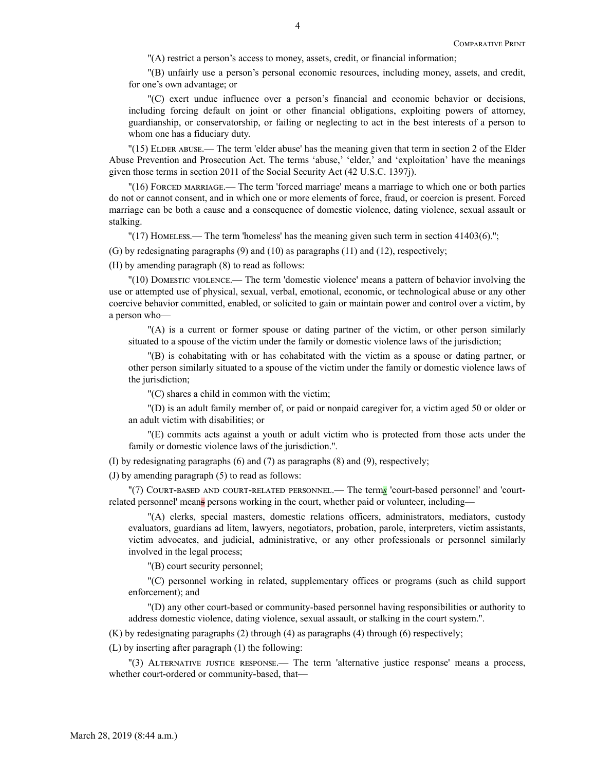"(A) restrict a person's access to money, assets, credit, or financial information;

"(B) unfairly use a person's personal economic resources, including money, assets, and credit, for one's own advantage; or

"(C) exert undue influence over a person's financial and economic behavior or decisions, including forcing default on joint or other financial obligations, exploiting powers of attorney, guardianship, or conservatorship, or failing or neglecting to act in the best interests of a person to whom one has a fiduciary duty.

"(15) Elder abuse.— The term 'elder abuse' has the meaning given that term in section 2 of the Elder Abuse Prevention and Prosecution Act. The terms 'abuse,' 'elder,' and 'exploitation' have the meanings given those terms in section 2011 of the Social Security Act (42 U.S.C. 1397j).

"(16) Forced marriage.— The term 'forced marriage' means a marriage to which one or both parties do not or cannot consent, and in which one or more elements of force, fraud, or coercion is present. Forced marriage can be both a cause and a consequence of domestic violence, dating violence, sexual assault or stalking.

"(17) Homeless.— The term 'homeless' has the meaning given such term in section 41403(6).";

(G) by redesignating paragraphs (9) and (10) as paragraphs (11) and (12), respectively;

(H) by amending paragraph (8) to read as follows:

"(10) Domestic violence.— The term 'domestic violence' means a pattern of behavior involving the use or attempted use of physical, sexual, verbal, emotional, economic, or technological abuse or any other coercive behavior committed, enabled, or solicited to gain or maintain power and control over a victim, by a person who—

"(A) is a current or former spouse or dating partner of the victim, or other person similarly situated to a spouse of the victim under the family or domestic violence laws of the jurisdiction;

"(B) is cohabitating with or has cohabitated with the victim as a spouse or dating partner, or other person similarly situated to a spouse of the victim under the family or domestic violence laws of the jurisdiction;

"(C) shares a child in common with the victim;

"(D) is an adult family member of, or paid or nonpaid caregiver for, a victim aged 50 or older or an adult victim with disabilities; or

"(E) commits acts against a youth or adult victim who is protected from those acts under the family or domestic violence laws of the jurisdiction.".

(I) by redesignating paragraphs (6) and (7) as paragraphs (8) and (9), respectively;

(J) by amending paragraph (5) to read as follows:

"(7) Court-based and court-related personnel.— The terms 'court-based personnel' and 'court-related personnel' means persons working in the court, whether paid or volunteer, including—

"(A) clerks, special masters, domestic relations officers, administrators, mediators, custody evaluators, guardians ad litem, lawyers, negotiators, probation, parole, interpreters, victim assistants, victim advocates, and judicial, administrative, or any other professionals or personnel similarly involved in the legal process;

"(B) court security personnel;

"(C) personnel working in related, supplementary offices or programs (such as child support enforcement); and

"(D) any other court-based or community-based personnel having responsibilities or authority to address domestic violence, dating violence, sexual assault, or stalking in the court system.".

(K) by redesignating paragraphs (2) through (4) as paragraphs (4) through (6) respectively;

(L) by inserting after paragraph (1) the following:

"(3) Alternative justice response.— The term 'alternative justice response' means a process, whether court-ordered or community-based, that—

March 28, 2019 (8:44 a.m.)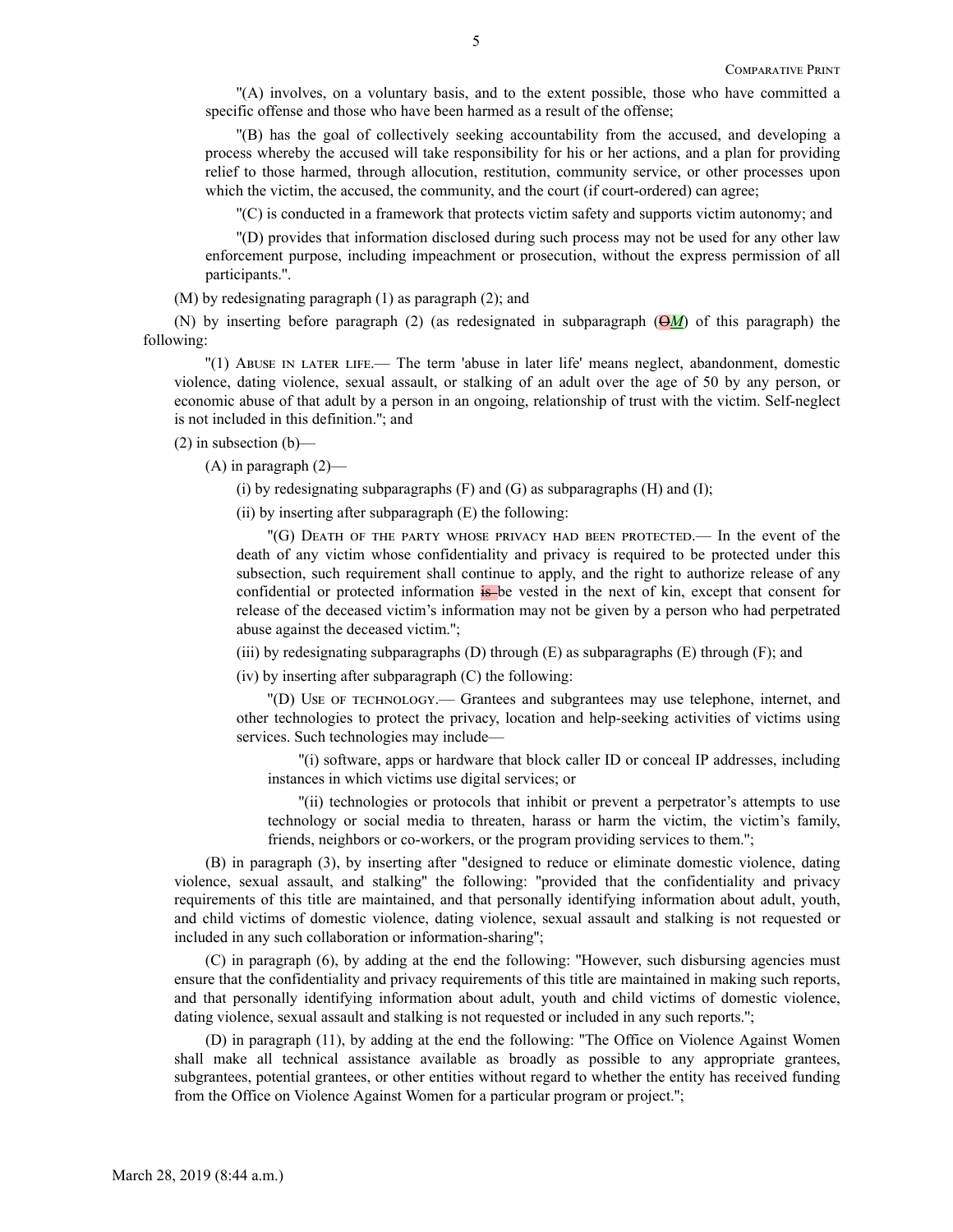"(A) involves, on a voluntary basis, and to the extent possible, those who have committed a specific offense and those who have been harmed as a result of the offense;

"(B) has the goal of collectively seeking accountability from the accused, and developing a process whereby the accused will take responsibility for his or her actions, and a plan for providing relief to those harmed, through allocution, restitution, community service, or other processes upon which the victim, the accused, the community, and the court (if court-ordered) can agree;

"(C) is conducted in a framework that protects victim safety and supports victim autonomy; and

"(D) provides that information disclosed during such process may not be used for any other law enforcement purpose, including impeachment or prosecution, without the express permission of all participants.".

(M) by redesignating paragraph (1) as paragraph (2); and

(N) by inserting before paragraph (2) (as redesignated in subparagraph (~~O~~*M*) of this paragraph) the following:

"(1) Abuse in later life.— The term 'abuse in later life' means neglect, abandonment, domestic violence, dating violence, sexual assault, or stalking of an adult over the age of 50 by any person, or economic abuse of that adult by a person in an ongoing, relationship of trust with the victim. Self-neglect is not included in this definition."; and

(2) in subsection (b)—

(A) in paragraph (2)—

(i) by redesignating subparagraphs (F) and (G) as subparagraphs (H) and (I);

(ii) by inserting after subparagraph (E) the following:

"(G) Death of the party whose privacy had been protected.— In the event of the death of any victim whose confidentiality and privacy is required to be protected under this subsection, such requirement shall continue to apply, and the right to authorize release of any confidential or protected information ~~is~~ be vested in the next of kin, except that consent for release of the deceased victim's information may not be given by a person who had perpetrated abuse against the deceased victim.";

(iii) by redesignating subparagraphs (D) through (E) as subparagraphs (E) through (F); and

(iv) by inserting after subparagraph (C) the following:

"(D) Use of technology.— Grantees and subgrantees may use telephone, internet, and other technologies to protect the privacy, location and help-seeking activities of victims using services. Such technologies may include—

"(i) software, apps or hardware that block caller ID or conceal IP addresses, including instances in which victims use digital services; or

"(ii) technologies or protocols that inhibit or prevent a perpetrator's attempts to use technology or social media to threaten, harass or harm the victim, the victim's family, friends, neighbors or co-workers, or the program providing services to them.";

(B) in paragraph (3), by inserting after "designed to reduce or eliminate domestic violence, dating violence, sexual assault, and stalking" the following: "provided that the confidentiality and privacy requirements of this title are maintained, and that personally identifying information about adult, youth, and child victims of domestic violence, dating violence, sexual assault and stalking is not requested or included in any such collaboration or information-sharing";

(C) in paragraph (6), by adding at the end the following: "However, such disbursing agencies must ensure that the confidentiality and privacy requirements of this title are maintained in making such reports, and that personally identifying information about adult, youth and child victims of domestic violence, dating violence, sexual assault and stalking is not requested or included in any such reports.";

(D) in paragraph (11), by adding at the end the following: "The Office on Violence Against Women shall make all technical assistance available as broadly as possible to any appropriate grantees, subgrantees, potential grantees, or other entities without regard to whether the entity has received funding from the Office on Violence Against Women for a particular program or project.";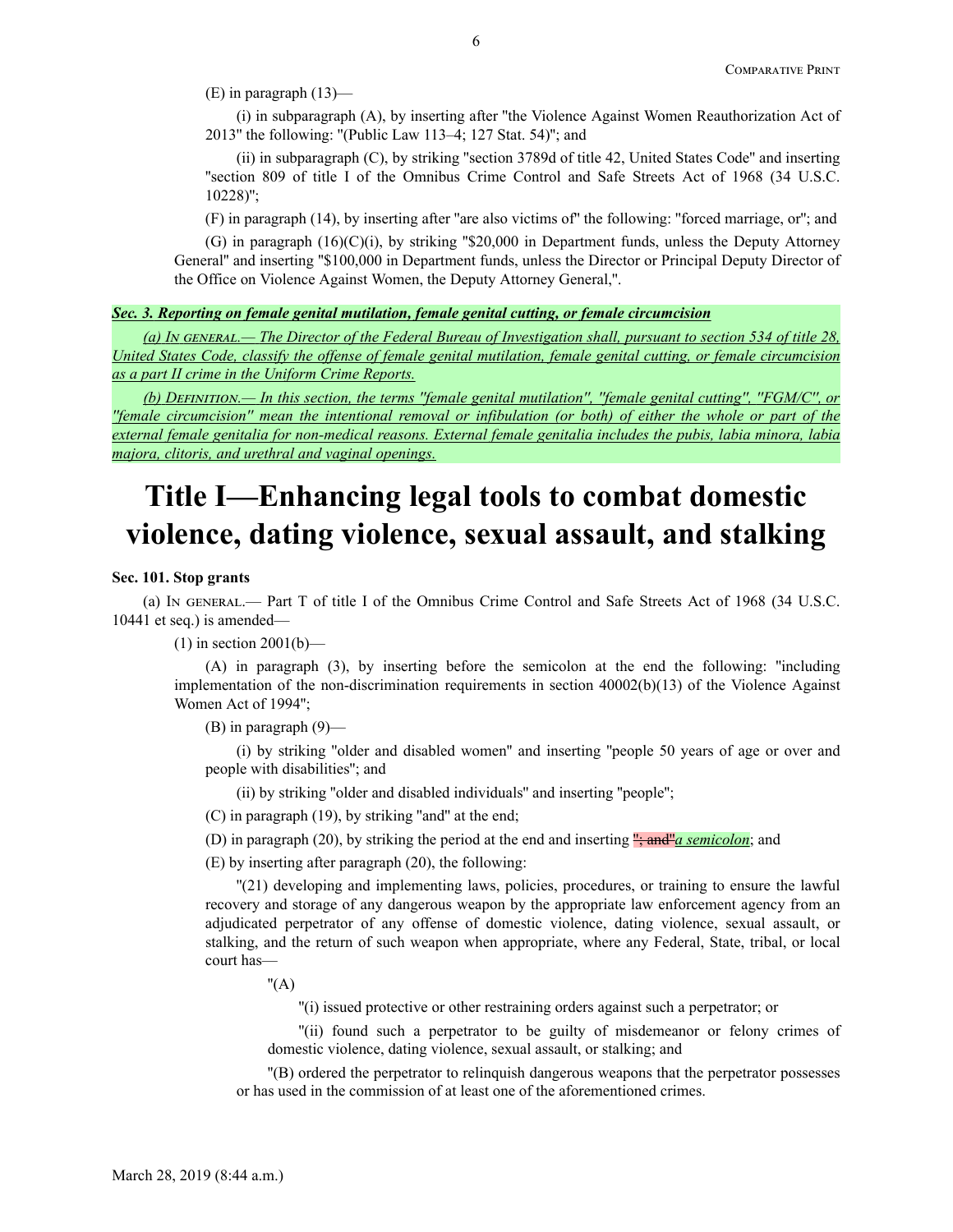(E) in paragraph (13)—

(i) in subparagraph (A), by inserting after "the Violence Against Women Reauthorization Act of 2013" the following: "(Public Law 113–4; 127 Stat. 54)"; and

(ii) in subparagraph (C), by striking "section 3789d of title 42, United States Code" and inserting "section 809 of title I of the Omnibus Crime Control and Safe Streets Act of 1968 (34 U.S.C. 10228)";

(F) in paragraph (14), by inserting after "are also victims of" the following: "forced marriage, or"; and

(G) in paragraph (16)(C)(i), by striking "$20,000 in Department funds, unless the Deputy Attorney General" and inserting "$100,000 in Department funds, unless the Director or Principal Deputy Director of the Office on Violence Against Women, the Deputy Attorney General,".

***Sec. 3. Reporting on female genital mutilation, female genital cutting, or female circumcision***

*(a) In general.— The Director of the Federal Bureau of Investigation shall, pursuant to section 534 of title 28, United States Code, classify the offense of female genital mutilation, female genital cutting, or female circumcision as a part II crime in the Uniform Crime Reports.*

*(b) Definition.— In this section, the terms "female genital mutilation", "female genital cutting", "FGM/C", or "female circumcision" mean the intentional removal or infibulation (or both) of either the whole or part of the external female genitalia for non-medical reasons. External female genitalia includes the pubis, labia minora, labia majora, clitoris, and urethral and vaginal openings.*

# Title I—Enhancing legal tools to combat domestic violence, dating violence, sexual assault, and stalking

**Sec. 101. Stop grants**

(a) In general.— Part T of title I of the Omnibus Crime Control and Safe Streets Act of 1968 (34 U.S.C. 10441 et seq.) is amended—

(1) in section 2001(b)—

(A) in paragraph (3), by inserting before the semicolon at the end the following: "including implementation of the non-discrimination requirements in section 40002(b)(13) of the Violence Against Women Act of 1994";

(B) in paragraph (9)—

(i) by striking "older and disabled women" and inserting "people 50 years of age or over and people with disabilities"; and

(ii) by striking "older and disabled individuals" and inserting "people";

(C) in paragraph (19), by striking "and" at the end;

(D) in paragraph (20), by striking the period at the end and inserting ~~"; and"~~*a semicolon*; and

(E) by inserting after paragraph (20), the following:

"(21) developing and implementing laws, policies, procedures, or training to ensure the lawful recovery and storage of any dangerous weapon by the appropriate law enforcement agency from an adjudicated perpetrator of any offense of domestic violence, dating violence, sexual assault, or stalking, and the return of such weapon when appropriate, where any Federal, State, tribal, or local court has—

"(A)

"(i) issued protective or other restraining orders against such a perpetrator; or

"(ii) found such a perpetrator to be guilty of misdemeanor or felony crimes of domestic violence, dating violence, sexual assault, or stalking; and

"(B) ordered the perpetrator to relinquish dangerous weapons that the perpetrator possesses or has used in the commission of at least one of the aforementioned crimes.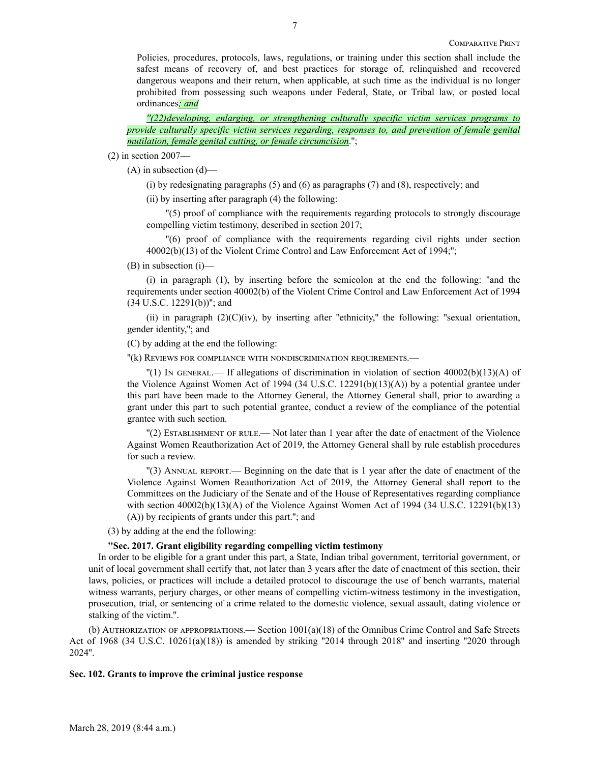Policies, procedures, protocols, laws, regulations, or training under this section shall include the safest means of recovery of, and best practices for storage of, relinquished and recovered dangerous weapons and their return, when applicable, at such time as the individual is no longer prohibited from possessing such weapons under Federal, State, or Tribal law, or posted local ordinances*; and*

*"(22)developing, enlarging, or strengthening culturally specific victim services programs to provide culturally specific victim services regarding, responses to, and prevention of female genital mutilation, female genital cutting, or female circumcision*.";

(2) in section 2007—

(A) in subsection (d)—

(i) by redesignating paragraphs (5) and (6) as paragraphs (7) and (8), respectively; and

(ii) by inserting after paragraph (4) the following:

"(5) proof of compliance with the requirements regarding protocols to strongly discourage compelling victim testimony, described in section 2017;

"(6) proof of compliance with the requirements regarding civil rights under section 40002(b)(13) of the Violent Crime Control and Law Enforcement Act of 1994;";

(B) in subsection (i)—

(i) in paragraph (1), by inserting before the semicolon at the end the following: "and the requirements under section 40002(b) of the Violent Crime Control and Law Enforcement Act of 1994 (34 U.S.C. 12291(b))"; and

(ii) in paragraph (2)(C)(iv), by inserting after "ethnicity," the following: "sexual orientation, gender identity,"; and

(C) by adding at the end the following:

"(k) Reviews for compliance with nondiscrimination requirements.—

"(1) In general.— If allegations of discrimination in violation of section 40002(b)(13)(A) of the Violence Against Women Act of 1994 (34 U.S.C. 12291(b)(13)(A)) by a potential grantee under this part have been made to the Attorney General, the Attorney General shall, prior to awarding a grant under this part to such potential grantee, conduct a review of the compliance of the potential grantee with such section.

"(2) Establishment of rule.— Not later than 1 year after the date of enactment of the Violence Against Women Reauthorization Act of 2019, the Attorney General shall by rule establish procedures for such a review.

"(3) Annual report.— Beginning on the date that is 1 year after the date of enactment of the Violence Against Women Reauthorization Act of 2019, the Attorney General shall report to the Committees on the Judiciary of the Senate and of the House of Representatives regarding compliance with section 40002(b)(13)(A) of the Violence Against Women Act of 1994 (34 U.S.C. 12291(b)(13)(A)) by recipients of grants under this part."; and

(3) by adding at the end the following:

**"Sec. 2017. Grant eligibility regarding compelling victim testimony**

In order to be eligible for a grant under this part, a State, Indian tribal government, territorial government, or unit of local government shall certify that, not later than 3 years after the date of enactment of this section, their laws, policies, or practices will include a detailed protocol to discourage the use of bench warrants, material witness warrants, perjury charges, or other means of compelling victim-witness testimony in the investigation, prosecution, trial, or sentencing of a crime related to the domestic violence, sexual assault, dating violence or stalking of the victim.".

(b) Authorization of appropriations.— Section 1001(a)(18) of the Omnibus Crime Control and Safe Streets Act of 1968 (34 U.S.C. 10261(a)(18)) is amended by striking "2014 through 2018" and inserting "2020 through 2024".

**Sec. 102. Grants to improve the criminal justice response**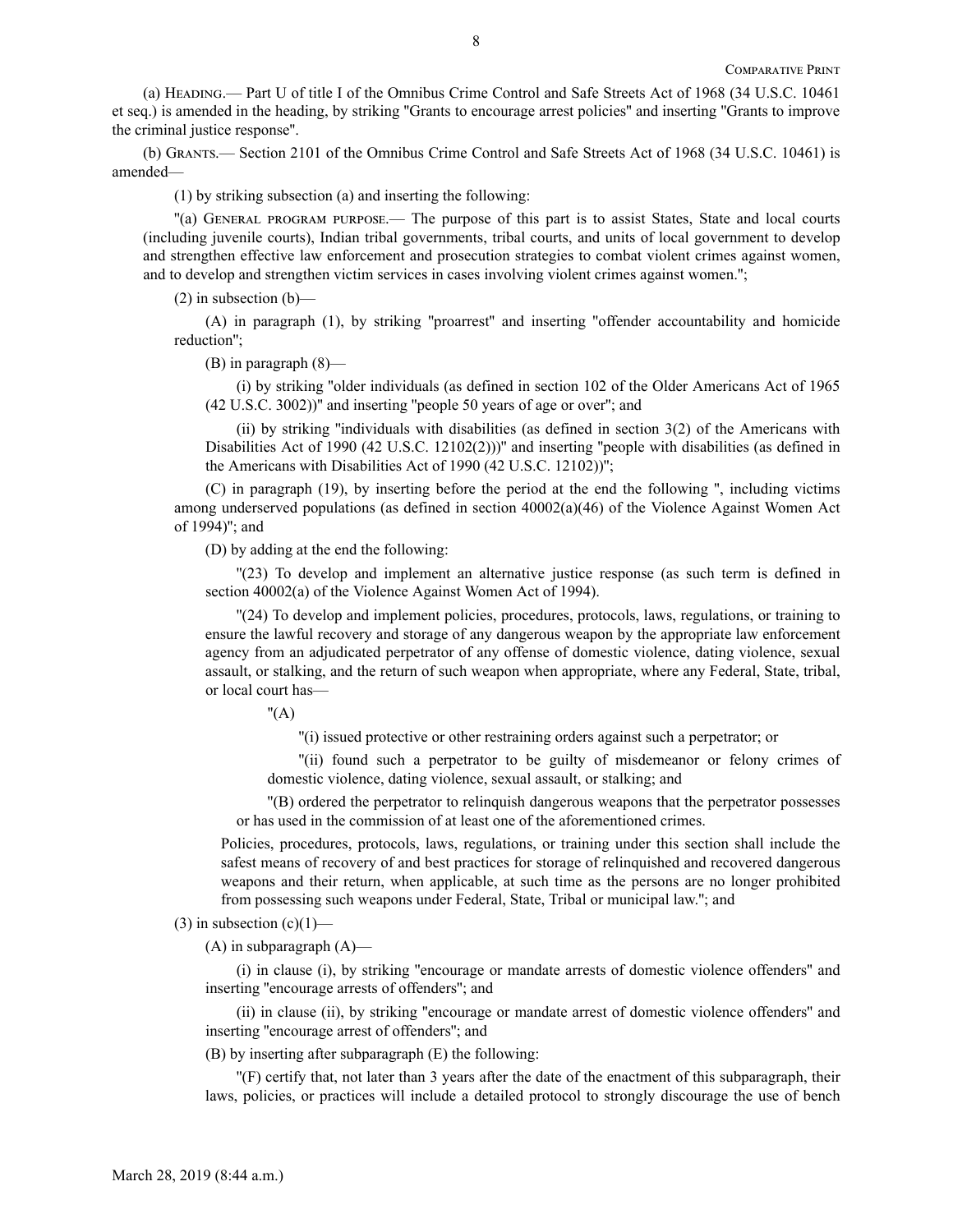(a) Heading.— Part U of title I of the Omnibus Crime Control and Safe Streets Act of 1968 (34 U.S.C. 10461 et seq.) is amended in the heading, by striking "Grants to encourage arrest policies" and inserting "Grants to improve the criminal justice response".

(b) Grants.— Section 2101 of the Omnibus Crime Control and Safe Streets Act of 1968 (34 U.S.C. 10461) is amended—

(1) by striking subsection (a) and inserting the following:

"(a) General program purpose.— The purpose of this part is to assist States, State and local courts (including juvenile courts), Indian tribal governments, tribal courts, and units of local government to develop and strengthen effective law enforcement and prosecution strategies to combat violent crimes against women, and to develop and strengthen victim services in cases involving violent crimes against women.";

(2) in subsection (b)—

(A) in paragraph (1), by striking "proarrest" and inserting "offender accountability and homicide reduction";

(B) in paragraph (8)—

(i) by striking "older individuals (as defined in section 102 of the Older Americans Act of 1965 (42 U.S.C. 3002))" and inserting "people 50 years of age or over"; and

(ii) by striking "individuals with disabilities (as defined in section 3(2) of the Americans with Disabilities Act of 1990 (42 U.S.C. 12102(2)))" and inserting "people with disabilities (as defined in the Americans with Disabilities Act of 1990 (42 U.S.C. 12102))";

(C) in paragraph (19), by inserting before the period at the end the following ", including victims among underserved populations (as defined in section 40002(a)(46) of the Violence Against Women Act of 1994)"; and

(D) by adding at the end the following:

"(23) To develop and implement an alternative justice response (as such term is defined in section 40002(a) of the Violence Against Women Act of 1994).

"(24) To develop and implement policies, procedures, protocols, laws, regulations, or training to ensure the lawful recovery and storage of any dangerous weapon by the appropriate law enforcement agency from an adjudicated perpetrator of any offense of domestic violence, dating violence, sexual assault, or stalking, and the return of such weapon when appropriate, where any Federal, State, tribal, or local court has—

"(A)

"(i) issued protective or other restraining orders against such a perpetrator; or

"(ii) found such a perpetrator to be guilty of misdemeanor or felony crimes of domestic violence, dating violence, sexual assault, or stalking; and

"(B) ordered the perpetrator to relinquish dangerous weapons that the perpetrator possesses or has used in the commission of at least one of the aforementioned crimes.

Policies, procedures, protocols, laws, regulations, or training under this section shall include the safest means of recovery of and best practices for storage of relinquished and recovered dangerous weapons and their return, when applicable, at such time as the persons are no longer prohibited from possessing such weapons under Federal, State, Tribal or municipal law."; and

(3) in subsection (c)(1)—

(A) in subparagraph (A)—

(i) in clause (i), by striking "encourage or mandate arrests of domestic violence offenders" and inserting "encourage arrests of offenders"; and

(ii) in clause (ii), by striking "encourage or mandate arrest of domestic violence offenders" and inserting "encourage arrest of offenders"; and

(B) by inserting after subparagraph (E) the following:

"(F) certify that, not later than 3 years after the date of the enactment of this subparagraph, their laws, policies, or practices will include a detailed protocol to strongly discourage the use of bench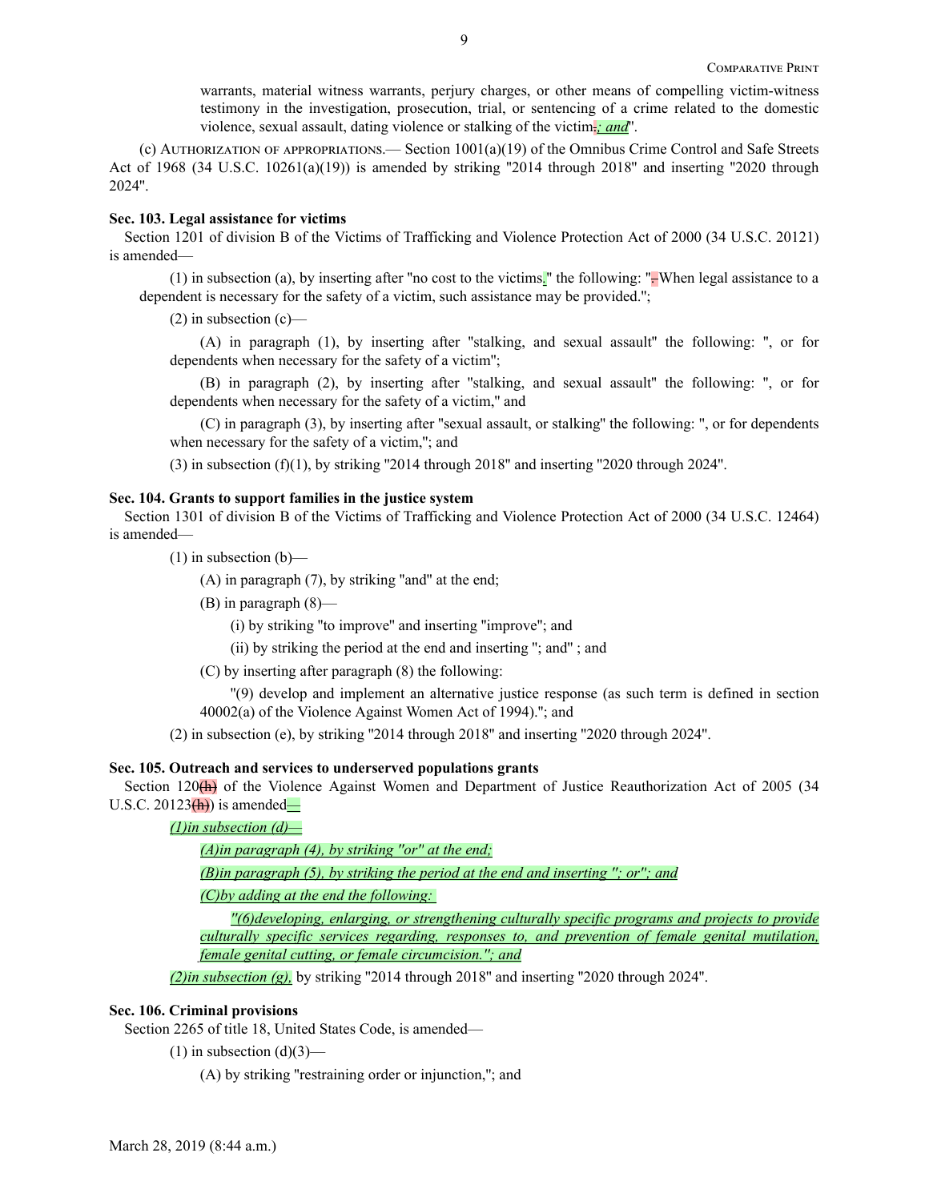warrants, material witness warrants, perjury charges, or other means of compelling victim-witness testimony in the investigation, prosecution, trial, or sentencing of a crime related to the domestic violence, sexual assault, dating violence or stalking of the victim~~.~~*; and*".

(c) Authorization of appropriations.— Section 1001(a)(19) of the Omnibus Crime Control and Safe Streets Act of 1968 (34 U.S.C. 10261(a)(19)) is amended by striking "2014 through 2018" and inserting "2020 through 2024".

**Sec. 103. Legal assistance for victims**

Section 1201 of division B of the Victims of Trafficking and Violence Protection Act of 2000 (34 U.S.C. 20121) is amended—

(1) in subsection (a), by inserting after "no cost to the victims." the following: "~~.~~When legal assistance to a dependent is necessary for the safety of a victim, such assistance may be provided.";

(2) in subsection (c)—

(A) in paragraph (1), by inserting after "stalking, and sexual assault" the following: ", or for dependents when necessary for the safety of a victim";

(B) in paragraph (2), by inserting after "stalking, and sexual assault" the following: ", or for dependents when necessary for the safety of a victim," and

(C) in paragraph (3), by inserting after "sexual assault, or stalking" the following: ", or for dependents when necessary for the safety of a victim,"; and

(3) in subsection (f)(1), by striking "2014 through 2018" and inserting "2020 through 2024".

**Sec. 104. Grants to support families in the justice system**

Section 1301 of division B of the Victims of Trafficking and Violence Protection Act of 2000 (34 U.S.C. 12464) is amended—

(1) in subsection (b)—

(A) in paragraph (7), by striking "and" at the end;

(B) in paragraph (8)—

(i) by striking "to improve" and inserting "improve"; and

(ii) by striking the period at the end and inserting "; and" ; and

(C) by inserting after paragraph (8) the following:

"(9) develop and implement an alternative justice response (as such term is defined in section 40002(a) of the Violence Against Women Act of 1994)."; and

(2) in subsection (e), by striking "2014 through 2018" and inserting "2020 through 2024".

**Sec. 105. Outreach and services to underserved populations grants**

Section 120~~(h)~~ of the Violence Against Women and Department of Justice Reauthorization Act of 2005 (34 U.S.C. 20123~~(h)~~) is amended*—*

*(1)in subsection (d)—*

*(A)in paragraph (4), by striking "or" at the end;*

*(B)in paragraph (5), by striking the period at the end and inserting "; or"; and*

*(C)by adding at the end the following:*

*"(6)developing, enlarging, or strengthening culturally specific programs and projects to provide culturally specific services regarding, responses to, and prevention of female genital mutilation, female genital cutting, or female circumcision."; and*

*(2)in subsection (g),* by striking "2014 through 2018" and inserting "2020 through 2024".

**Sec. 106. Criminal provisions**

Section 2265 of title 18, United States Code, is amended—

(1) in subsection (d)(3)—

(A) by striking "restraining order or injunction,"; and

March 28, 2019 (8:44 a.m.)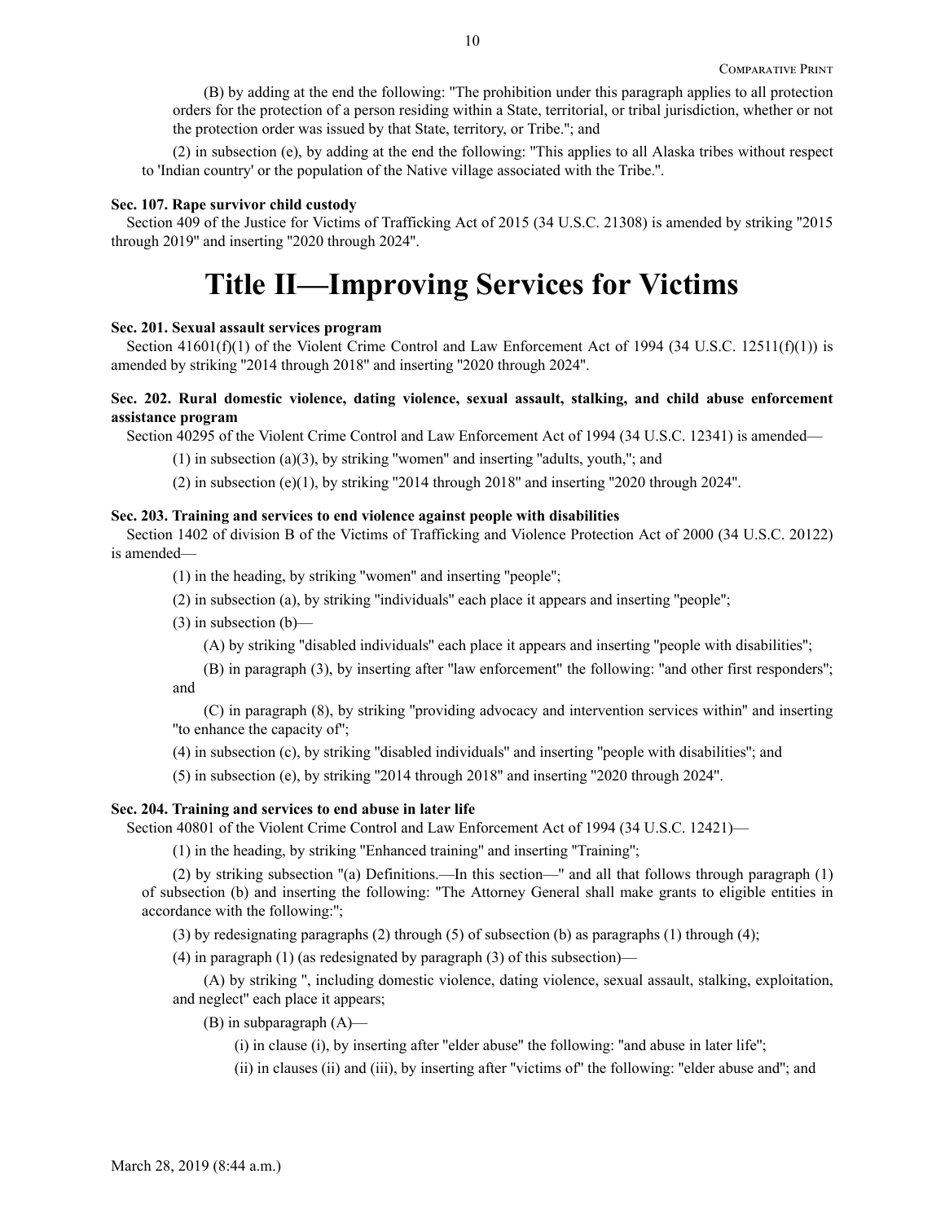(B) by adding at the end the following: "The prohibition under this paragraph applies to all protection orders for the protection of a person residing within a State, territorial, or tribal jurisdiction, whether or not the protection order was issued by that State, territory, or Tribe."; and

(2) in subsection (e), by adding at the end the following: "This applies to all Alaska tribes without respect to 'Indian country' or the population of the Native village associated with the Tribe.".

**Sec. 107. Rape survivor child custody**

Section 409 of the Justice for Victims of Trafficking Act of 2015 (34 U.S.C. 21308) is amended by striking "2015 through 2019" and inserting "2020 through 2024".

# Title II—Improving Services for Victims

**Sec. 201. Sexual assault services program**

Section 41601(f)(1) of the Violent Crime Control and Law Enforcement Act of 1994 (34 U.S.C. 12511(f)(1)) is amended by striking "2014 through 2018" and inserting "2020 through 2024".

**Sec. 202. Rural domestic violence, dating violence, sexual assault, stalking, and child abuse enforcement assistance program**

Section 40295 of the Violent Crime Control and Law Enforcement Act of 1994 (34 U.S.C. 12341) is amended—

(1) in subsection (a)(3), by striking "women" and inserting "adults, youth,"; and

(2) in subsection (e)(1), by striking "2014 through 2018" and inserting "2020 through 2024".

**Sec. 203. Training and services to end violence against people with disabilities**

Section 1402 of division B of the Victims of Trafficking and Violence Protection Act of 2000 (34 U.S.C. 20122) is amended—

(1) in the heading, by striking "women" and inserting "people";

(2) in subsection (a), by striking "individuals" each place it appears and inserting "people";

(3) in subsection (b)—

(A) by striking "disabled individuals" each place it appears and inserting "people with disabilities";

(B) in paragraph (3), by inserting after "law enforcement" the following: "and other first responders"; and

(C) in paragraph (8), by striking "providing advocacy and intervention services within" and inserting "to enhance the capacity of";

(4) in subsection (c), by striking "disabled individuals" and inserting "people with disabilities"; and

(5) in subsection (e), by striking "2014 through 2018" and inserting "2020 through 2024".

**Sec. 204. Training and services to end abuse in later life**

Section 40801 of the Violent Crime Control and Law Enforcement Act of 1994 (34 U.S.C. 12421)—

(1) in the heading, by striking "Enhanced training" and inserting "Training";

(2) by striking subsection "(a) Definitions.—In this section—" and all that follows through paragraph (1) of subsection (b) and inserting the following: "The Attorney General shall make grants to eligible entities in accordance with the following:";

(3) by redesignating paragraphs (2) through (5) of subsection (b) as paragraphs (1) through (4);

(4) in paragraph (1) (as redesignated by paragraph (3) of this subsection)—

(A) by striking ", including domestic violence, dating violence, sexual assault, stalking, exploitation, and neglect" each place it appears;

(B) in subparagraph (A)—

(i) in clause (i), by inserting after "elder abuse" the following: "and abuse in later life";

(ii) in clauses (ii) and (iii), by inserting after "victims of" the following: "elder abuse and"; and

March 28, 2019 (8:44 a.m.)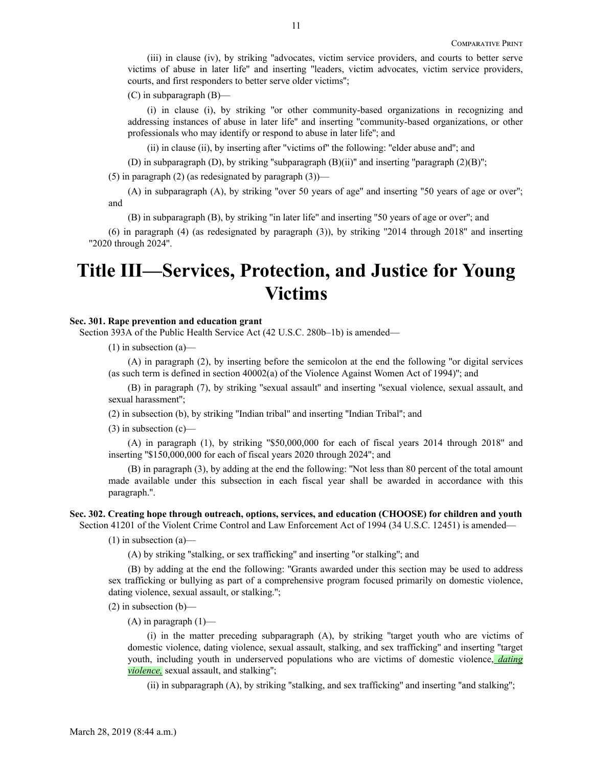(iii) in clause (iv), by striking "advocates, victim service providers, and courts to better serve victims of abuse in later life" and inserting "leaders, victim advocates, victim service providers, courts, and first responders to better serve older victims";

(C) in subparagraph (B)—

(i) in clause (i), by striking "or other community-based organizations in recognizing and addressing instances of abuse in later life" and inserting "community-based organizations, or other professionals who may identify or respond to abuse in later life"; and

(ii) in clause (ii), by inserting after "victims of" the following: "elder abuse and"; and

(D) in subparagraph (D), by striking "subparagraph (B)(ii)" and inserting "paragraph (2)(B)";

(5) in paragraph (2) (as redesignated by paragraph (3))—

(A) in subparagraph (A), by striking "over 50 years of age" and inserting "50 years of age or over"; and

(B) in subparagraph (B), by striking "in later life" and inserting "50 years of age or over"; and

(6) in paragraph (4) (as redesignated by paragraph (3)), by striking "2014 through 2018" and inserting "2020 through 2024".

# Title III—Services, Protection, and Justice for Young Victims

**Sec. 301. Rape prevention and education grant**

Section 393A of the Public Health Service Act (42 U.S.C. 280b–1b) is amended—

(1) in subsection (a)—

(A) in paragraph (2), by inserting before the semicolon at the end the following "or digital services (as such term is defined in section 40002(a) of the Violence Against Women Act of 1994)"; and

(B) in paragraph (7), by striking "sexual assault" and inserting "sexual violence, sexual assault, and sexual harassment";

(2) in subsection (b), by striking "Indian tribal" and inserting "Indian Tribal"; and

(3) in subsection (c)—

(A) in paragraph (1), by striking "$50,000,000 for each of fiscal years 2014 through 2018" and inserting "$150,000,000 for each of fiscal years 2020 through 2024"; and

(B) in paragraph (3), by adding at the end the following: "Not less than 80 percent of the total amount made available under this subsection in each fiscal year shall be awarded in accordance with this paragraph.".

**Sec. 302. Creating hope through outreach, options, services, and education (CHOOSE) for children and youth**

Section 41201 of the Violent Crime Control and Law Enforcement Act of 1994 (34 U.S.C. 12451) is amended—

(1) in subsection (a)—

(A) by striking "stalking, or sex trafficking" and inserting "or stalking"; and

(B) by adding at the end the following: "Grants awarded under this section may be used to address sex trafficking or bullying as part of a comprehensive program focused primarily on domestic violence, dating violence, sexual assault, or stalking.";

(2) in subsection (b)—

(A) in paragraph (1)—

(i) in the matter preceding subparagraph (A), by striking "target youth who are victims of domestic violence, dating violence, sexual assault, stalking, and sex trafficking" and inserting "target youth, including youth in underserved populations who are victims of domestic violence, *dating violence,* sexual assault, and stalking";

(ii) in subparagraph (A), by striking "stalking, and sex trafficking" and inserting "and stalking";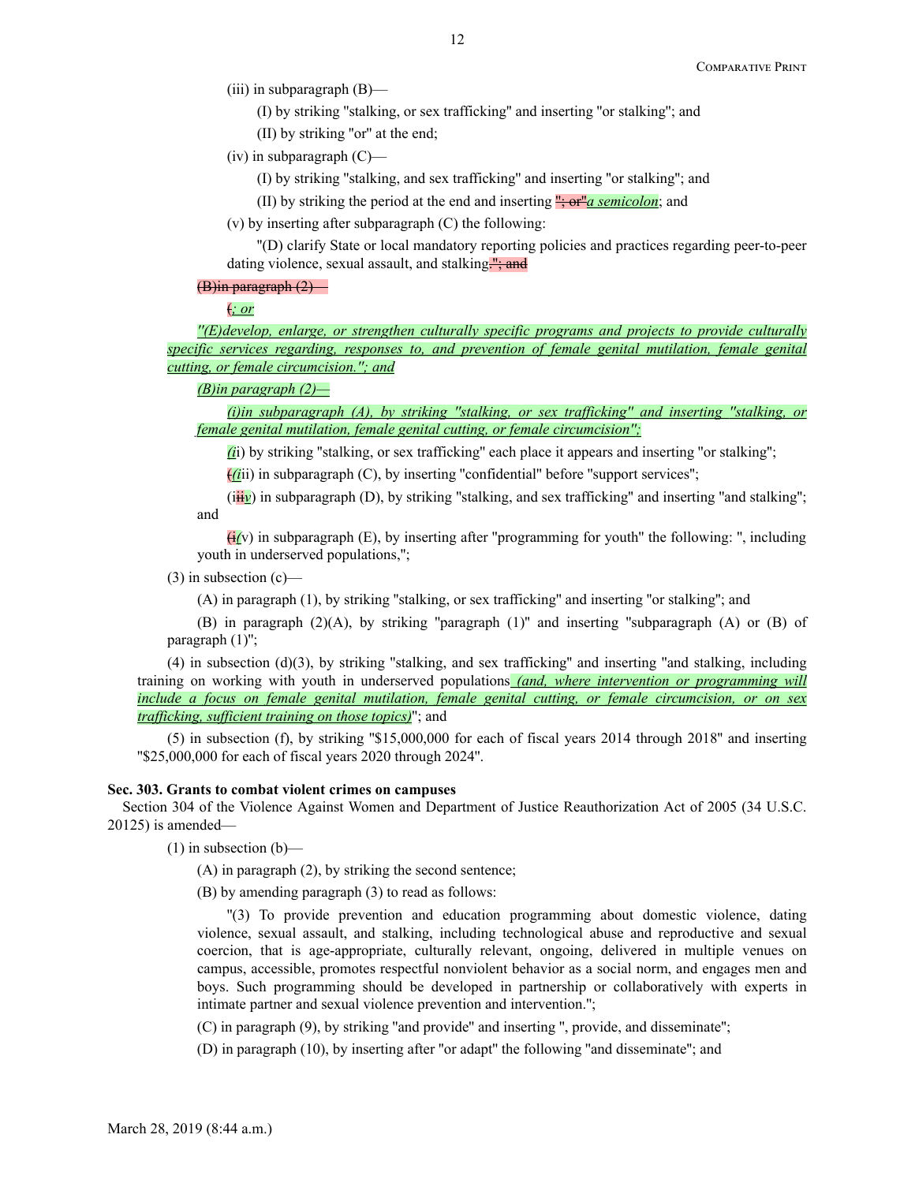(iii) in subparagraph (B)—

(I) by striking "stalking, or sex trafficking" and inserting "or stalking"; and

(II) by striking "or" at the end;

(iv) in subparagraph (C)—

(I) by striking "stalking, and sex trafficking" and inserting "or stalking"; and

(II) by striking the period at the end and inserting ~~"; or"~~*a semicolon*; and

(v) by inserting after subparagraph (C) the following:

"(D) clarify State or local mandatory reporting policies and practices regarding peer-to-peer dating violence, sexual assault, and stalking~~."; and~~

~~(B)in paragraph (2)—~~

~~(~~*; or*

*"(E)develop, enlarge, or strengthen culturally specific programs and projects to provide culturally specific services regarding, responses to, and prevention of female genital mutilation, female genital cutting, or female circumcision."; and*

*(B)in paragraph (2)—*

*(i)in subparagraph (A), by striking "stalking, or sex trafficking" and inserting "stalking, or female genital mutilation, female genital cutting, or female circumcision";*

*(i*i) by striking "stalking, or sex trafficking" each place it appears and inserting "or stalking";

~~(~~*(i*ii) in subparagraph (C), by inserting "confidential" before "support services";

(i~~ii~~*v*) in subparagraph (D), by striking "stalking, and sex trafficking" and inserting "and stalking"; and

~~(i~~*(*v) in subparagraph (E), by inserting after "programming for youth" the following: ", including youth in underserved populations,";

(3) in subsection (c)—

(A) in paragraph (1), by striking "stalking, or sex trafficking" and inserting "or stalking"; and

(B) in paragraph (2)(A), by striking "paragraph (1)" and inserting "subparagraph (A) or (B) of paragraph (1)";

(4) in subsection (d)(3), by striking "stalking, and sex trafficking" and inserting "and stalking, including training on working with youth in underserved populations *(and, where intervention or programming will include a focus on female genital mutilation, female genital cutting, or female circumcision, or on sex trafficking, sufficient training on those topics)*"; and

(5) in subsection (f), by striking "$15,000,000 for each of fiscal years 2014 through 2018" and inserting "$25,000,000 for each of fiscal years 2020 through 2024".

**Sec. 303. Grants to combat violent crimes on campuses**

Section 304 of the Violence Against Women and Department of Justice Reauthorization Act of 2005 (34 U.S.C. 20125) is amended—

(1) in subsection (b)—

(A) in paragraph (2), by striking the second sentence;

(B) by amending paragraph (3) to read as follows:

"(3) To provide prevention and education programming about domestic violence, dating violence, sexual assault, and stalking, including technological abuse and reproductive and sexual coercion, that is age-appropriate, culturally relevant, ongoing, delivered in multiple venues on campus, accessible, promotes respectful nonviolent behavior as a social norm, and engages men and boys. Such programming should be developed in partnership or collaboratively with experts in intimate partner and sexual violence prevention and intervention.";

(C) in paragraph (9), by striking "and provide" and inserting ", provide, and disseminate";

(D) in paragraph (10), by inserting after "or adapt" the following "and disseminate"; and

March 28, 2019 (8:44 a.m.)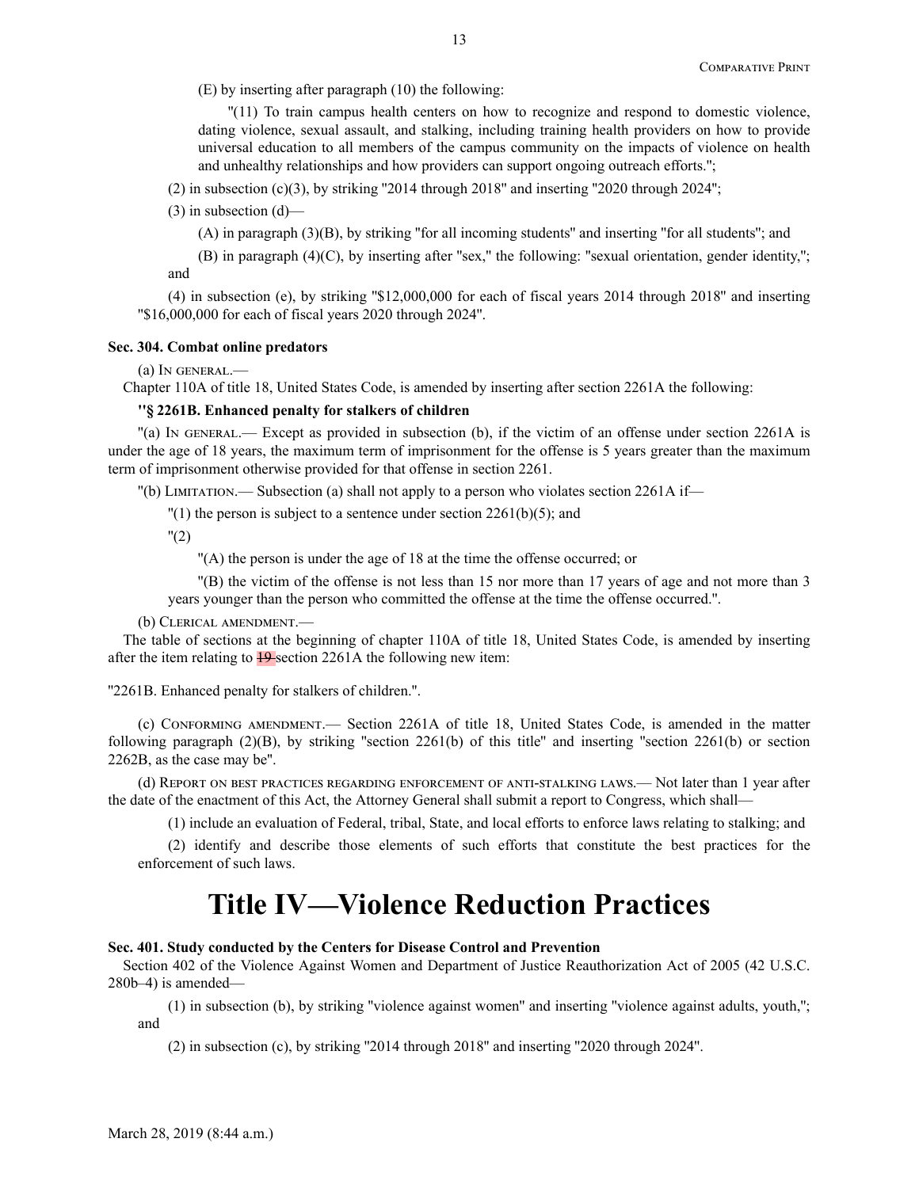(E) by inserting after paragraph (10) the following:

"(11) To train campus health centers on how to recognize and respond to domestic violence, dating violence, sexual assault, and stalking, including training health providers on how to provide universal education to all members of the campus community on the impacts of violence on health and unhealthy relationships and how providers can support ongoing outreach efforts.";

(2) in subsection (c)(3), by striking "2014 through 2018" and inserting "2020 through 2024";

(3) in subsection (d)—

(A) in paragraph (3)(B), by striking "for all incoming students" and inserting "for all students"; and

(B) in paragraph (4)(C), by inserting after "sex," the following: "sexual orientation, gender identity,"; and

(4) in subsection (e), by striking "$12,000,000 for each of fiscal years 2014 through 2018" and inserting "$16,000,000 for each of fiscal years 2020 through 2024".

**Sec. 304. Combat online predators**

(a) In general.—

Chapter 110A of title 18, United States Code, is amended by inserting after section 2261A the following:

**"§ 2261B. Enhanced penalty for stalkers of children**

"(a) In general.— Except as provided in subsection (b), if the victim of an offense under section 2261A is under the age of 18 years, the maximum term of imprisonment for the offense is 5 years greater than the maximum term of imprisonment otherwise provided for that offense in section 2261.

"(b) Limitation.— Subsection (a) shall not apply to a person who violates section 2261A if—

"(1) the person is subject to a sentence under section 2261(b)(5); and

"(2)

"(A) the person is under the age of 18 at the time the offense occurred; or

"(B) the victim of the offense is not less than 15 nor more than 17 years of age and not more than 3 years younger than the person who committed the offense at the time the offense occurred.".

(b) Clerical amendment.—

The table of sections at the beginning of chapter 110A of title 18, United States Code, is amended by inserting after the item relating to ~~19~~ section 2261A the following new item:

"2261B. Enhanced penalty for stalkers of children.".

(c) Conforming amendment.— Section 2261A of title 18, United States Code, is amended in the matter following paragraph (2)(B), by striking "section 2261(b) of this title" and inserting "section 2261(b) or section 2262B, as the case may be".

(d) Report on best practices regarding enforcement of anti-stalking laws.— Not later than 1 year after the date of the enactment of this Act, the Attorney General shall submit a report to Congress, which shall—

(1) include an evaluation of Federal, tribal, State, and local efforts to enforce laws relating to stalking; and

(2) identify and describe those elements of such efforts that constitute the best practices for the enforcement of such laws.

# Title IV—Violence Reduction Practices

**Sec. 401. Study conducted by the Centers for Disease Control and Prevention**

Section 402 of the Violence Against Women and Department of Justice Reauthorization Act of 2005 (42 U.S.C. 280b–4) is amended—

(1) in subsection (b), by striking "violence against women" and inserting "violence against adults, youth,"; and

(2) in subsection (c), by striking "2014 through 2018" and inserting "2020 through 2024".

March 28, 2019 (8:44 a.m.)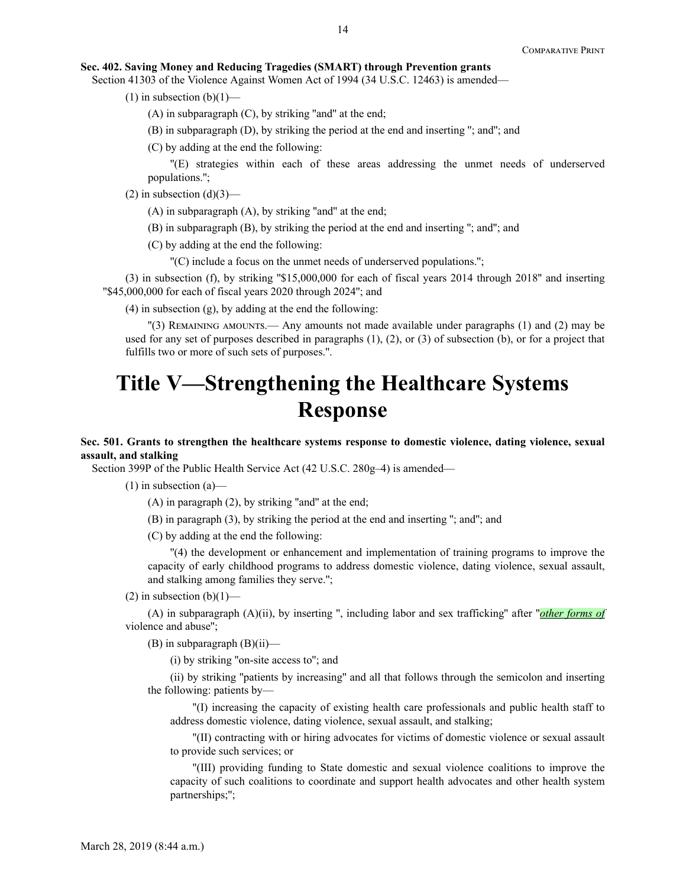**Sec. 402. Saving Money and Reducing Tragedies (SMART) through Prevention grants**

Section 41303 of the Violence Against Women Act of 1994 (34 U.S.C. 12463) is amended—

(1) in subsection (b)(1)—

(A) in subparagraph (C), by striking "and" at the end;

(B) in subparagraph (D), by striking the period at the end and inserting "; and"; and

(C) by adding at the end the following:

"(E) strategies within each of these areas addressing the unmet needs of underserved populations.";

(2) in subsection (d)(3)—

(A) in subparagraph (A), by striking "and" at the end;

(B) in subparagraph (B), by striking the period at the end and inserting "; and"; and

(C) by adding at the end the following:

"(C) include a focus on the unmet needs of underserved populations.";

(3) in subsection (f), by striking "$15,000,000 for each of fiscal years 2014 through 2018" and inserting "$45,000,000 for each of fiscal years 2020 through 2024"; and

(4) in subsection (g), by adding at the end the following:

"(3) Remaining amounts.— Any amounts not made available under paragraphs (1) and (2) may be used for any set of purposes described in paragraphs (1), (2), or (3) of subsection (b), or for a project that fulfills two or more of such sets of purposes.".

# Title V—Strengthening the Healthcare Systems Response

**Sec. 501. Grants to strengthen the healthcare systems response to domestic violence, dating violence, sexual assault, and stalking**

Section 399P of the Public Health Service Act (42 U.S.C. 280g–4) is amended—

(1) in subsection (a)—

(A) in paragraph (2), by striking "and" at the end;

(B) in paragraph (3), by striking the period at the end and inserting "; and"; and

(C) by adding at the end the following:

"(4) the development or enhancement and implementation of training programs to improve the capacity of early childhood programs to address domestic violence, dating violence, sexual assault, and stalking among families they serve.";

(2) in subsection (b)(1)—

(A) in subparagraph (A)(ii), by inserting ", including labor and sex trafficking" after "*other forms of* violence and abuse";

(B) in subparagraph (B)(ii)—

(i) by striking "on-site access to"; and

(ii) by striking "patients by increasing" and all that follows through the semicolon and inserting the following: patients by—

"(I) increasing the capacity of existing health care professionals and public health staff to address domestic violence, dating violence, sexual assault, and stalking;

"(II) contracting with or hiring advocates for victims of domestic violence or sexual assault to provide such services; or

"(III) providing funding to State domestic and sexual violence coalitions to improve the capacity of such coalitions to coordinate and support health advocates and other health system partnerships;";

March 28, 2019 (8:44 a.m.)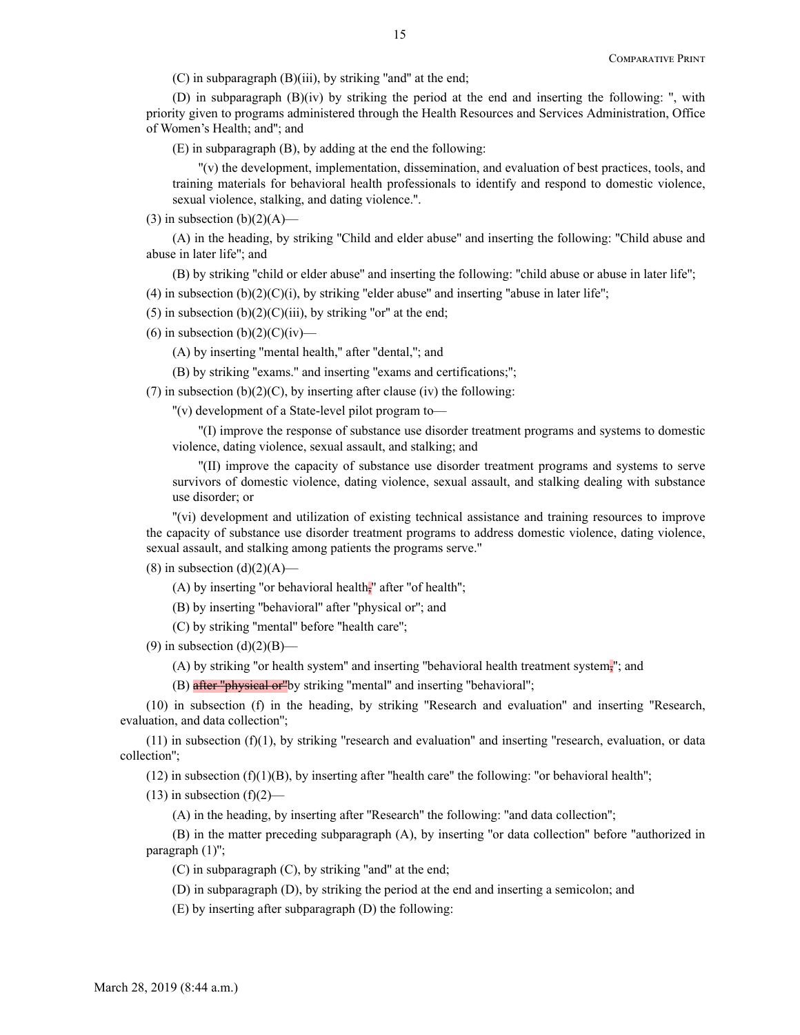(C) in subparagraph (B)(iii), by striking "and" at the end;

(D) in subparagraph (B)(iv) by striking the period at the end and inserting the following: ", with priority given to programs administered through the Health Resources and Services Administration, Office of Women's Health; and"; and

(E) in subparagraph (B), by adding at the end the following:

"(v) the development, implementation, dissemination, and evaluation of best practices, tools, and training materials for behavioral health professionals to identify and respond to domestic violence, sexual violence, stalking, and dating violence.".

(3) in subsection (b)(2)(A)—

(A) in the heading, by striking "Child and elder abuse" and inserting the following: "Child abuse and abuse in later life"; and

(B) by striking "child or elder abuse" and inserting the following: "child abuse or abuse in later life";

(4) in subsection (b)(2)(C)(i), by striking "elder abuse" and inserting "abuse in later life";

(5) in subsection (b)(2)(C)(iii), by striking "or" at the end;

(6) in subsection (b)(2)(C)(iv)—

(A) by inserting "mental health," after "dental,"; and

(B) by striking "exams." and inserting "exams and certifications;";

(7) in subsection (b)(2)(C), by inserting after clause (iv) the following:

"(v) development of a State-level pilot program to—

"(I) improve the response of substance use disorder treatment programs and systems to domestic violence, dating violence, sexual assault, and stalking; and

"(II) improve the capacity of substance use disorder treatment programs and systems to serve survivors of domestic violence, dating violence, sexual assault, and stalking dealing with substance use disorder; or

"(vi) development and utilization of existing technical assistance and training resources to improve the capacity of substance use disorder treatment programs to address domestic violence, dating violence, sexual assault, and stalking among patients the programs serve."

(8) in subsection (d)(2)(A)—

(A) by inserting "or behavioral health~~,~~" after "of health";

(B) by inserting "behavioral" after "physical or"; and

(C) by striking "mental" before "health care";

(9) in subsection (d)(2)(B)—

(A) by striking "or health system" and inserting "behavioral health treatment system~~,~~"; and

(B) ~~after "physical or"~~by striking "mental" and inserting "behavioral";

(10) in subsection (f) in the heading, by striking "Research and evaluation" and inserting "Research, evaluation, and data collection";

(11) in subsection (f)(1), by striking "research and evaluation" and inserting "research, evaluation, or data collection";

(12) in subsection (f)(1)(B), by inserting after "health care" the following: "or behavioral health";

(13) in subsection (f)(2)—

(A) in the heading, by inserting after "Research" the following: "and data collection";

(B) in the matter preceding subparagraph (A), by inserting "or data collection" before "authorized in paragraph (1)";

(C) in subparagraph (C), by striking "and" at the end;

(D) in subparagraph (D), by striking the period at the end and inserting a semicolon; and

(E) by inserting after subparagraph (D) the following: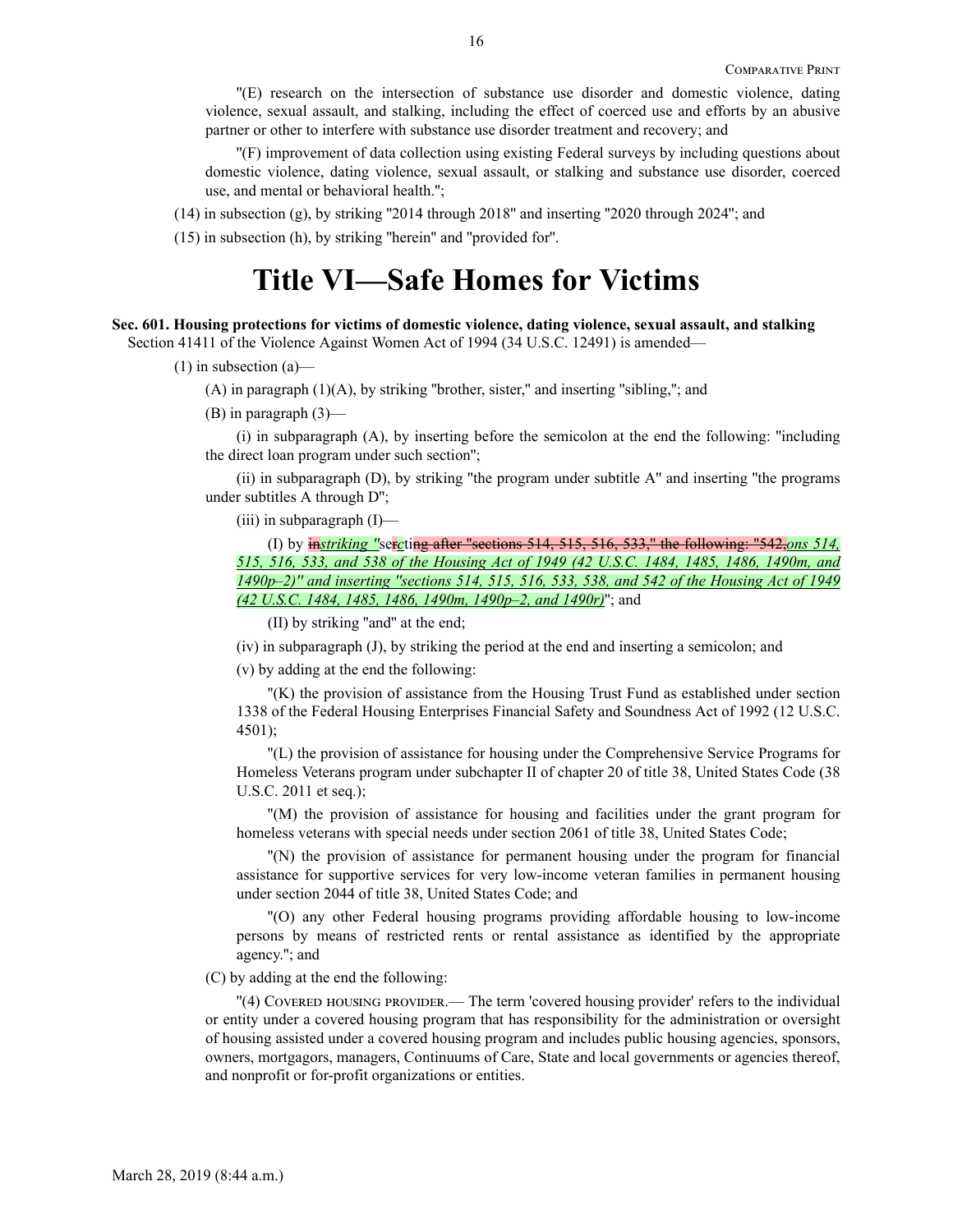"(E) research on the intersection of substance use disorder and domestic violence, dating violence, sexual assault, and stalking, including the effect of coerced use and efforts by an abusive partner or other to interfere with substance use disorder treatment and recovery; and

"(F) improvement of data collection using existing Federal surveys by including questions about domestic violence, dating violence, sexual assault, or stalking and substance use disorder, coerced use, and mental or behavioral health.";

(14) in subsection (g), by striking "2014 through 2018" and inserting "2020 through 2024"; and

(15) in subsection (h), by striking "herein" and "provided for".

# Title VI—Safe Homes for Victims

**Sec. 601. Housing protections for victims of domestic violence, dating violence, sexual assault, and stalking**

Section 41411 of the Violence Against Women Act of 1994 (34 U.S.C. 12491) is amended—

(1) in subsection (a)—

(A) in paragraph (1)(A), by striking "brother, sister," and inserting "sibling,"; and

(B) in paragraph (3)—

(i) in subparagraph (A), by inserting before the semicolon at the end the following: "including the direct loan program under such section";

(ii) in subparagraph (D), by striking "the program under subtitle A" and inserting "the programs under subtitles A through D";

(iii) in subparagraph (I)—

(I) by ~~in~~*striking "*se~~r~~*c*ti~~ng after "sections 514, 515, 516, 533," the following: "542,~~*ons 514, 515, 516, 533, and 538 of the Housing Act of 1949 (42 U.S.C. 1484, 1485, 1486, 1490m, and 1490p–2)" and inserting "sections 514, 515, 516, 533, 538, and 542 of the Housing Act of 1949 (42 U.S.C. 1484, 1485, 1486, 1490m, 1490p–2, and 1490r)*"; and

(II) by striking "and" at the end;

(iv) in subparagraph (J), by striking the period at the end and inserting a semicolon; and

(v) by adding at the end the following:

"(K) the provision of assistance from the Housing Trust Fund as established under section 1338 of the Federal Housing Enterprises Financial Safety and Soundness Act of 1992 (12 U.S.C. 4501);

"(L) the provision of assistance for housing under the Comprehensive Service Programs for Homeless Veterans program under subchapter II of chapter 20 of title 38, United States Code (38 U.S.C. 2011 et seq.);

"(M) the provision of assistance for housing and facilities under the grant program for homeless veterans with special needs under section 2061 of title 38, United States Code;

"(N) the provision of assistance for permanent housing under the program for financial assistance for supportive services for very low-income veteran families in permanent housing under section 2044 of title 38, United States Code; and

"(O) any other Federal housing programs providing affordable housing to low-income persons by means of restricted rents or rental assistance as identified by the appropriate agency."; and

(C) by adding at the end the following:

"(4) Covered housing provider.— The term 'covered housing provider' refers to the individual or entity under a covered housing program that has responsibility for the administration or oversight of housing assisted under a covered housing program and includes public housing agencies, sponsors, owners, mortgagors, managers, Continuums of Care, State and local governments or agencies thereof, and nonprofit or for-profit organizations or entities.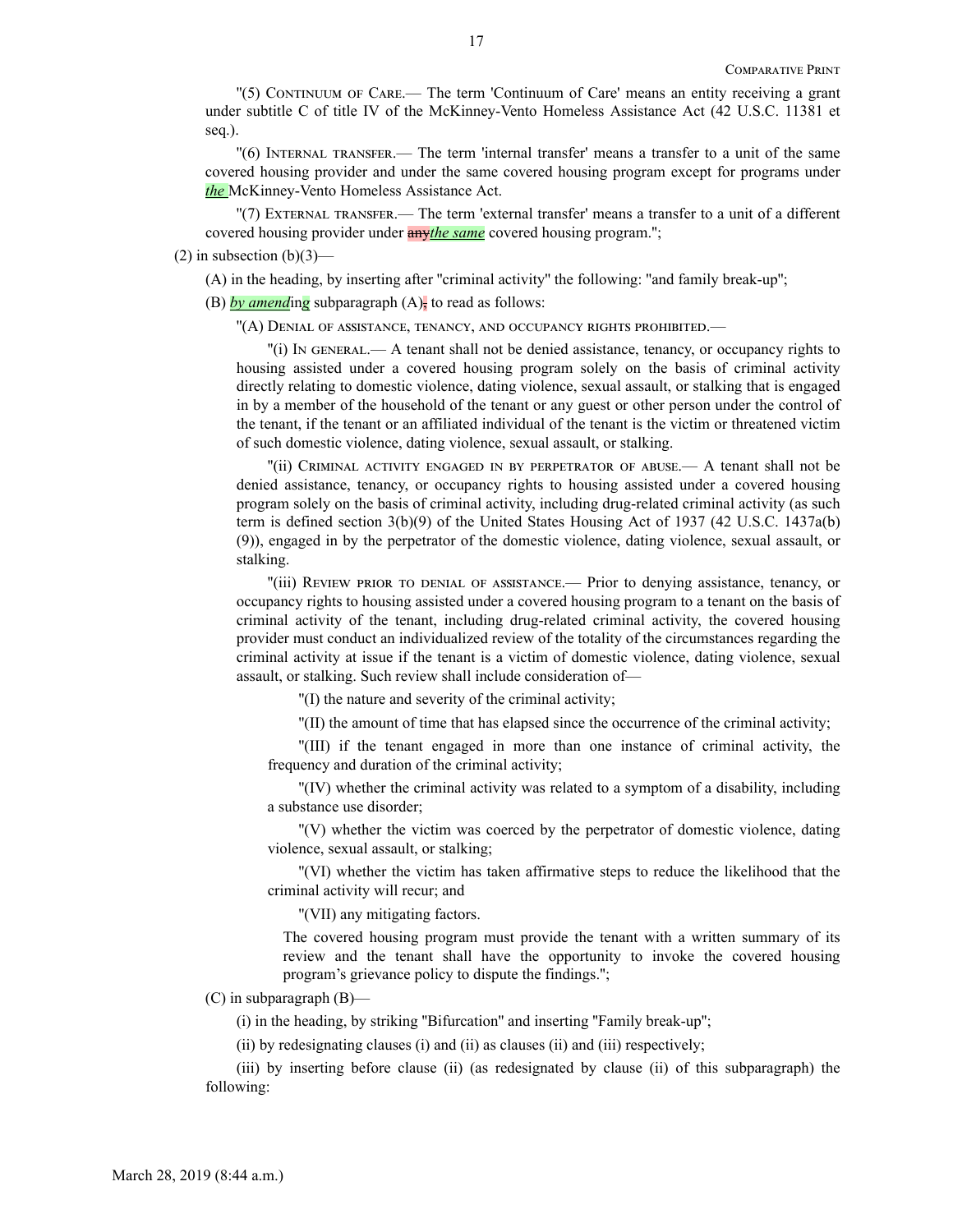"(5) Continuum of Care.— The term 'Continuum of Care' means an entity receiving a grant under subtitle C of title IV of the McKinney-Vento Homeless Assistance Act (42 U.S.C. 11381 et seq.).

"(6) Internal transfer.— The term 'internal transfer' means a transfer to a unit of the same covered housing provider and under the same covered housing program except for programs under *the* McKinney-Vento Homeless Assistance Act.

"(7) External transfer.— The term 'external transfer' means a transfer to a unit of a different covered housing provider under ~~any~~*the same* covered housing program.";

(2) in subsection (b)(3)—

(A) in the heading, by inserting after "criminal activity" the following: "and family break-up";

(B) *by amend*ing subparagraph (A)~~,~~ to read as follows:

"(A) Denial of assistance, tenancy, and occupancy rights prohibited.—

"(i) In general.— A tenant shall not be denied assistance, tenancy, or occupancy rights to housing assisted under a covered housing program solely on the basis of criminal activity directly relating to domestic violence, dating violence, sexual assault, or stalking that is engaged in by a member of the household of the tenant or any guest or other person under the control of the tenant, if the tenant or an affiliated individual of the tenant is the victim or threatened victim of such domestic violence, dating violence, sexual assault, or stalking.

"(ii) Criminal activity engaged in by perpetrator of abuse.— A tenant shall not be denied assistance, tenancy, or occupancy rights to housing assisted under a covered housing program solely on the basis of criminal activity, including drug-related criminal activity (as such term is defined section 3(b)(9) of the United States Housing Act of 1937 (42 U.S.C. 1437a(b)(9)), engaged in by the perpetrator of the domestic violence, dating violence, sexual assault, or stalking.

"(iii) Review prior to denial of assistance.— Prior to denying assistance, tenancy, or occupancy rights to housing assisted under a covered housing program to a tenant on the basis of criminal activity of the tenant, including drug-related criminal activity, the covered housing provider must conduct an individualized review of the totality of the circumstances regarding the criminal activity at issue if the tenant is a victim of domestic violence, dating violence, sexual assault, or stalking. Such review shall include consideration of—

"(I) the nature and severity of the criminal activity;

"(II) the amount of time that has elapsed since the occurrence of the criminal activity;

"(III) if the tenant engaged in more than one instance of criminal activity, the frequency and duration of the criminal activity;

"(IV) whether the criminal activity was related to a symptom of a disability, including a substance use disorder;

"(V) whether the victim was coerced by the perpetrator of domestic violence, dating violence, sexual assault, or stalking;

"(VI) whether the victim has taken affirmative steps to reduce the likelihood that the criminal activity will recur; and

"(VII) any mitigating factors.

The covered housing program must provide the tenant with a written summary of its review and the tenant shall have the opportunity to invoke the covered housing program's grievance policy to dispute the findings.";

(C) in subparagraph (B)—

(i) in the heading, by striking "Bifurcation" and inserting "Family break-up";

(ii) by redesignating clauses (i) and (ii) as clauses (ii) and (iii) respectively;

(iii) by inserting before clause (ii) (as redesignated by clause (ii) of this subparagraph) the following: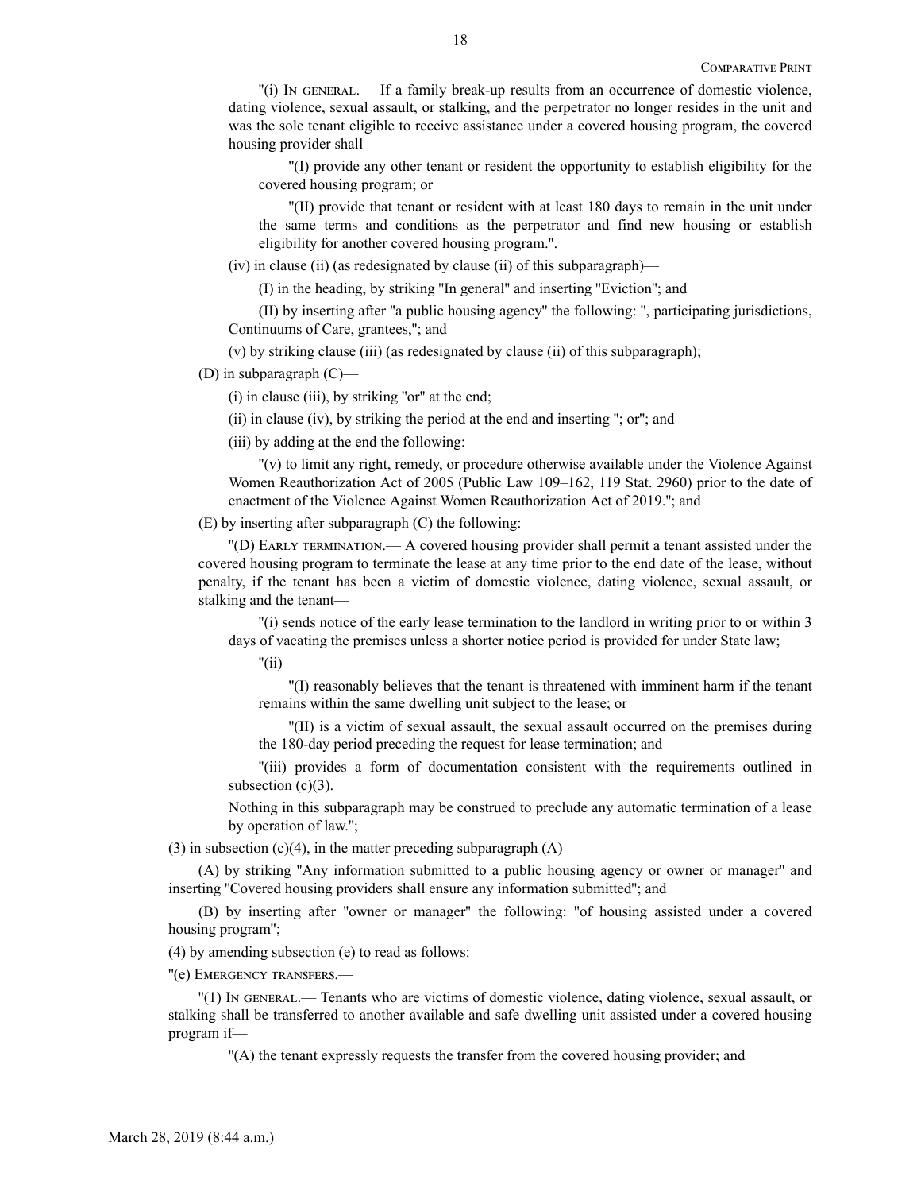"(i) In general.— If a family break-up results from an occurrence of domestic violence, dating violence, sexual assault, or stalking, and the perpetrator no longer resides in the unit and was the sole tenant eligible to receive assistance under a covered housing program, the covered housing provider shall—

"(I) provide any other tenant or resident the opportunity to establish eligibility for the covered housing program; or

"(II) provide that tenant or resident with at least 180 days to remain in the unit under the same terms and conditions as the perpetrator and find new housing or establish eligibility for another covered housing program.".

(iv) in clause (ii) (as redesignated by clause (ii) of this subparagraph)—

(I) in the heading, by striking "In general" and inserting "Eviction"; and

(II) by inserting after "a public housing agency" the following: ", participating jurisdictions, Continuums of Care, grantees,"; and

(v) by striking clause (iii) (as redesignated by clause (ii) of this subparagraph);

(D) in subparagraph (C)—

(i) in clause (iii), by striking "or" at the end;

(ii) in clause (iv), by striking the period at the end and inserting "; or"; and

(iii) by adding at the end the following:

"(v) to limit any right, remedy, or procedure otherwise available under the Violence Against Women Reauthorization Act of 2005 (Public Law 109–162, 119 Stat. 2960) prior to the date of enactment of the Violence Against Women Reauthorization Act of 2019."; and

(E) by inserting after subparagraph (C) the following:

"(D) Early termination.— A covered housing provider shall permit a tenant assisted under the covered housing program to terminate the lease at any time prior to the end date of the lease, without penalty, if the tenant has been a victim of domestic violence, dating violence, sexual assault, or stalking and the tenant—

"(i) sends notice of the early lease termination to the landlord in writing prior to or within 3 days of vacating the premises unless a shorter notice period is provided for under State law;

"(ii)

"(I) reasonably believes that the tenant is threatened with imminent harm if the tenant remains within the same dwelling unit subject to the lease; or

"(II) is a victim of sexual assault, the sexual assault occurred on the premises during the 180-day period preceding the request for lease termination; and

"(iii) provides a form of documentation consistent with the requirements outlined in subsection (c)(3).

Nothing in this subparagraph may be construed to preclude any automatic termination of a lease by operation of law.";

(3) in subsection (c)(4), in the matter preceding subparagraph (A)—

(A) by striking "Any information submitted to a public housing agency or owner or manager" and inserting "Covered housing providers shall ensure any information submitted"; and

(B) by inserting after "owner or manager" the following: "of housing assisted under a covered housing program";

(4) by amending subsection (e) to read as follows:

"(e) Emergency transfers.—

"(1) In general.— Tenants who are victims of domestic violence, dating violence, sexual assault, or stalking shall be transferred to another available and safe dwelling unit assisted under a covered housing program if—

"(A) the tenant expressly requests the transfer from the covered housing provider; and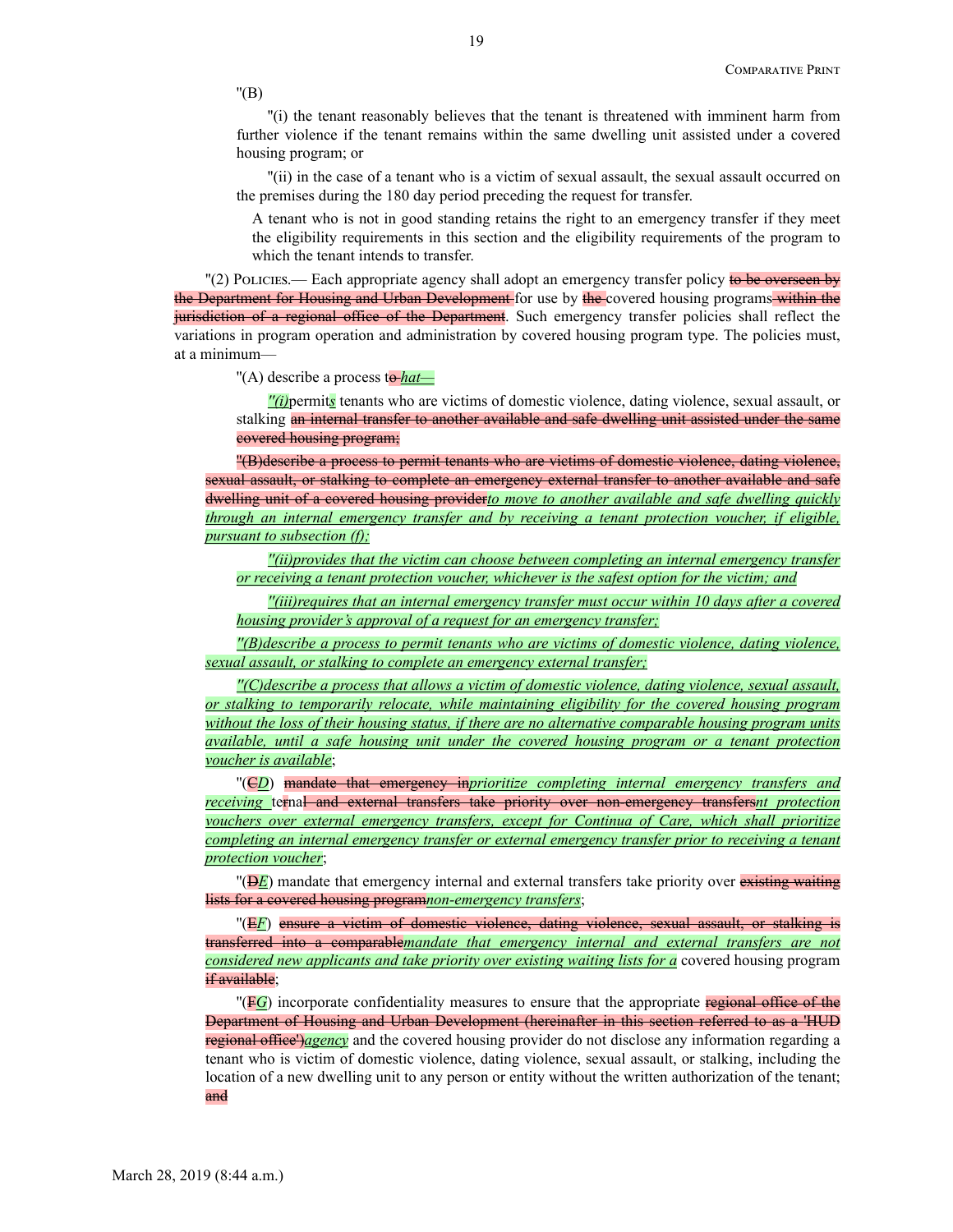"(B)

"(i) the tenant reasonably believes that the tenant is threatened with imminent harm from further violence if the tenant remains within the same dwelling unit assisted under a covered housing program; or

"(ii) in the case of a tenant who is a victim of sexual assault, the sexual assault occurred on the premises during the 180 day period preceding the request for transfer.

A tenant who is not in good standing retains the right to an emergency transfer if they meet the eligibility requirements in this section and the eligibility requirements of the program to which the tenant intends to transfer.

"(2) POLICIES.— Each appropriate agency shall adopt an emergency transfer policy ~~to be overseen by the Department for Housing and Urban Development~~ for use by ~~the~~ covered housing programs ~~within the jurisdiction of a regional office of the Department~~. Such emergency transfer policies shall reflect the variations in program operation and administration by covered housing program type. The policies must, at a minimum—

"(A) describe a process t~~o~~*hat—*

*"(i)* permit*s* tenants who are victims of domestic violence, dating violence, sexual assault, or stalking ~~an internal transfer to another available and safe dwelling unit assisted under the same covered housing program;~~

~~"(B) describe a process to permit tenants who are victims of domestic violence, dating violence, sexual assault, or stalking to complete an emergency external transfer to another available and safe dwelling unit of a covered housing provider~~*to move to another available and safe dwelling quickly through an internal emergency transfer and by receiving a tenant protection voucher, if eligible, pursuant to subsection (f);*

*"(ii) provides that the victim can choose between completing an internal emergency transfer or receiving a tenant protection voucher, whichever is the safest option for the victim; and*

*"(iii) requires that an internal emergency transfer must occur within 10 days after a covered housing provider's approval of a request for an emergency transfer;*

*"(B) describe a process to permit tenants who are victims of domestic violence, dating violence, sexual assault, or stalking to complete an emergency external transfer;*

*"(C) describe a process that allows a victim of domestic violence, dating violence, sexual assault, or stalking to temporarily relocate, while maintaining eligibility for the covered housing program without the loss of their housing status, if there are no alternative comparable housing program units available, until a safe housing unit under the covered housing program or a tenant protection voucher is available*;

"(~~C~~*D*) ~~mandate that emergency in~~*prioritize completing internal emergency transfers and receiving* te~~rnal and external transfers take priority over non-emergency transfers~~*nt protection vouchers over external emergency transfers, except for Continua of Care, which shall prioritize completing an internal emergency transfer or external emergency transfer prior to receiving a tenant protection voucher*;

"(~~D~~*E*) mandate that emergency internal and external transfers take priority over ~~existing waiting lists for a covered housing program~~*non-emergency transfers*;

"(~~E~~*F*) ~~ensure a victim of domestic violence, dating violence, sexual assault, or stalking is transferred into a comparable~~*mandate that emergency internal and external transfers are not considered new applicants and take priority over existing waiting lists for a* covered housing program ~~if available~~;

"(~~F~~*G*) incorporate confidentiality measures to ensure that the appropriate ~~regional office of the Department of Housing and Urban Development (hereinafter in this section referred to as a 'HUD regional office')~~*agency* and the covered housing provider do not disclose any information regarding a tenant who is victim of domestic violence, dating violence, sexual assault, or stalking, including the location of a new dwelling unit to any person or entity without the written authorization of the tenant; ~~and~~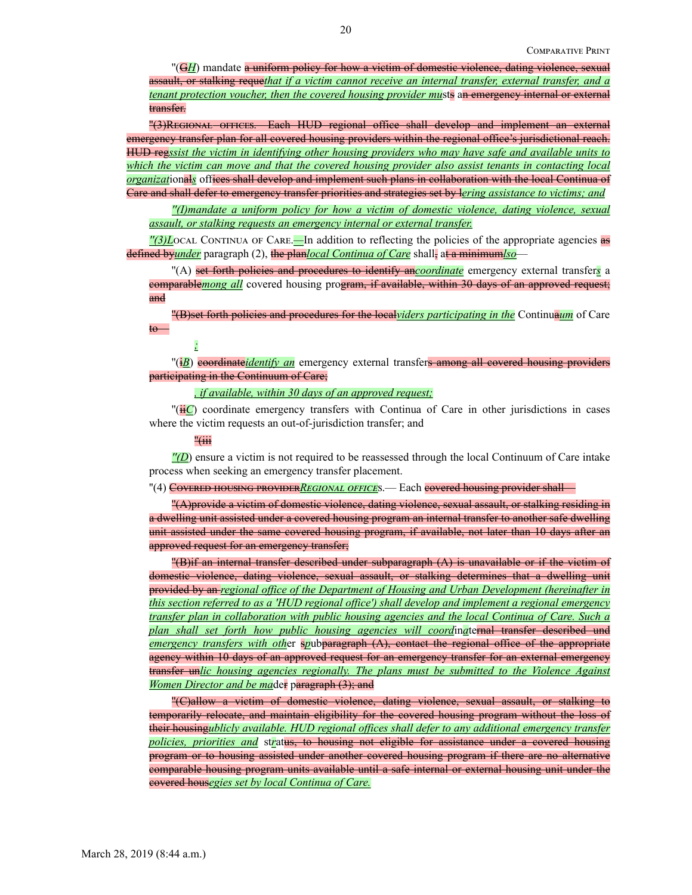"(~~G~~*H*) mandate ~~a uniform policy for how a victim of domestic violence, dating violence, sexual assault, or stalking reque~~*that if a victim cannot receive an internal transfer, external transfer, and a tenant protection voucher, then the covered housing provider mu*st~~s~~ a~~n emergency internal or external transfer.~~

~~"(3)REGIONAL OFFICES. Each HUD regional office shall develop and implement an external emergency transfer plan for all covered housing providers within the regional office's jurisdictional reach. HUD reg~~*ssist the victim in identifying other housing providers who may have safe and available units to which the victim can move and that the covered housing provider also assist tenants in contacting local organizat*ional~~s~~ off~~ices shall develop and implement such plans in collaboration with the local Continua of Care and shall defer to emergency transfer priorities and strategies set by l~~*ering assistance to victims; and*

*"(I)mandate a uniform policy for how a victim of domestic violence, dating violence, sexual assault, or stalking requests an emergency internal or external transfer.*

*"(3)L*OCAL CONTINUA OF CARE.~~—~~In addition to reflecting the policies of the appropriate agencies ~~as defined by~~*under* paragraph (2), ~~the plan~~*local Continua of Care* shall~~,~~ a~~t a minimum~~*lso*—

"(A) ~~set forth policies and procedures to identify an~~*coordinate* emergency external transfer*s* a~~comparable~~*mong all* covered housing pro~~gram, if available, within 30 days of an approved request; and~~

~~"(B)set forth policies and procedures for the local~~*viders participating in the* Continu~~a~~*um* of Care ~~to—~~

*;*

"(~~i~~*B*) ~~coordinate~~*identify an* emergency external transfer~~s among all covered housing providers participating in the Continuum of Care;~~

*, if available, within 30 days of an approved request;*

"(~~ii~~*C*) coordinate emergency transfers with Continua of Care in other jurisdictions in cases where the victim requests an out-of-jurisdiction transfer; and

~~"(iii~~

*"(D*) ensure a victim is not required to be reassessed through the local Continuum of Care intake process when seeking an emergency transfer placement.

"(4) ~~COVERED HOUSING PROVIDER~~*REGIONAL OFFICE*S.— Each ~~covered housing provider shall—~~

~~"(A)provide a victim of domestic violence, dating violence, sexual assault, or stalking residing in a dwelling unit assisted under a covered housing program an internal transfer to another safe dwelling unit assisted under the same covered housing program, if available, not later than 10 days after an approved request for an emergency transfer;~~

~~"(B)if an internal transfer described under subparagraph (A) is unavailable or if the victim of domestic violence, dating violence, sexual assault, or stalking determines that a dwelling unit provided by an~~ *regional office of the Department of Housing and Urban Development (hereinafter in this section referred to as a 'HUD regional office') shall develop and implement a regional emergency transfer plan in collaboration with public housing agencies and the local Continua of Care. Such a plan shall set forth how public housing agencies will coord*in*a*te~~rnal transfer described und~~ *emergency transfers with oth*er ~~s~~*p*ub~~paragraph (A), contact the regional office of the appropriate agency within 10 days of an approved request for an emergency transfer for an external emergency transfer un~~*lic housing agencies regionally. The plans must be submitted to the Violence Against Women Director and be ma*de~~r~~ p~~aragraph (3); and~~

~~"(C)allow a victim of domestic violence, dating violence, sexual assault, or stalking to temporarily relocate, and maintain eligibility for the covered housing program without the loss of their housing~~*ublicly available. HUD regional offices shall defer to any additional emergency transfer policies, priorities and* st*r*at~~us, to housing not eligible for assistance under a covered housing program or to housing assisted under another covered housing program if there are no alternative comparable housing program units available until a safe internal or external housing unit under the covered hous~~*egies set by local Continua of Care.*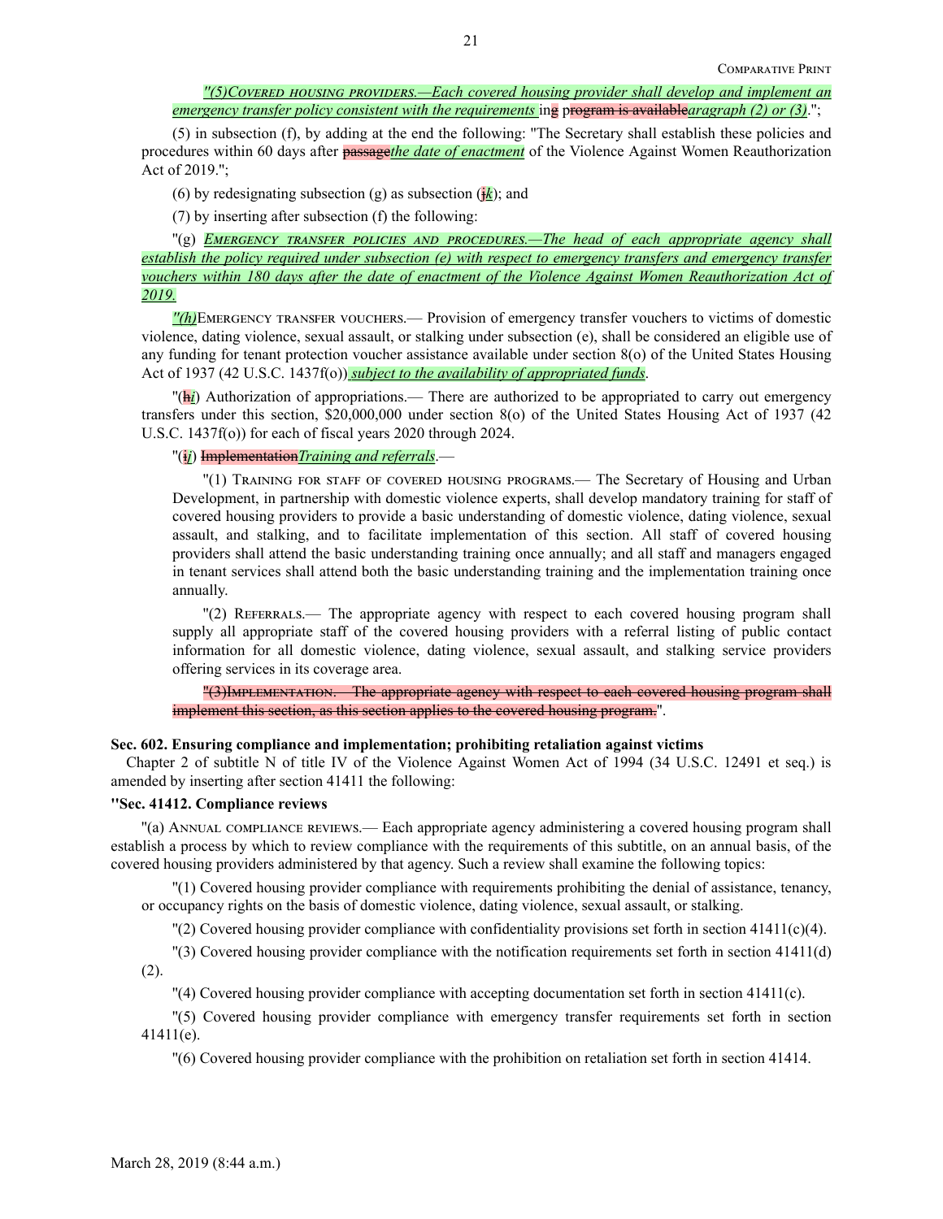"(5)Covered housing providers.—Each covered housing provider shall develop and implement an emergency transfer policy consistent with the requirements ing program is availableparagraph (2) or (3).";

(5) in subsection (f), by adding at the end the following: "The Secretary shall establish these policies and procedures within 60 days after passagethe date of enactment of the Violence Against Women Reauthorization Act of 2019.";

(6) by redesignating subsection (g) as subsection (jk); and

(7) by inserting after subsection (f) the following:

"(g) Emergency transfer policies and procedures.—The head of each appropriate agency shall establish the policy required under subsection (e) with respect to emergency transfers and emergency transfer vouchers within 180 days after the date of enactment of the Violence Against Women Reauthorization Act of 2019.

"(h)Emergency transfer vouchers.— Provision of emergency transfer vouchers to victims of domestic violence, dating violence, sexual assault, or stalking under subsection (e), shall be considered an eligible use of any funding for tenant protection voucher assistance available under section 8(o) of the United States Housing Act of 1937 (42 U.S.C. 1437f(o)) subject to the availability of appropriated funds.

"(hi) Authorization of appropriations.— There are authorized to be appropriated to carry out emergency transfers under this section, $20,000,000 under section 8(o) of the United States Housing Act of 1937 (42 U.S.C. 1437f(o)) for each of fiscal years 2020 through 2024.

"(ij) ImplementationTraining and referrals.—

"(1) Training for staff of covered housing programs.— The Secretary of Housing and Urban Development, in partnership with domestic violence experts, shall develop mandatory training for staff of covered housing providers to provide a basic understanding of domestic violence, dating violence, sexual assault, and stalking, and to facilitate implementation of this section. All staff of covered housing providers shall attend the basic understanding training once annually; and all staff and managers engaged in tenant services shall attend both the basic understanding training and the implementation training once annually.

"(2) Referrals.— The appropriate agency with respect to each covered housing program shall supply all appropriate staff of the covered housing providers with a referral listing of public contact information for all domestic violence, dating violence, sexual assault, and stalking service providers offering services in its coverage area.

~~"(3)Implementation.— The appropriate agency with respect to each covered housing program shall implement this section, as this section applies to the covered housing program.~~".

**Sec. 602. Ensuring compliance and implementation; prohibiting retaliation against victims**

Chapter 2 of subtitle N of title IV of the Violence Against Women Act of 1994 (34 U.S.C. 12491 et seq.) is amended by inserting after section 41411 the following:

**"Sec. 41412. Compliance reviews**

"(a) Annual compliance reviews.— Each appropriate agency administering a covered housing program shall establish a process by which to review compliance with the requirements of this subtitle, on an annual basis, of the covered housing providers administered by that agency. Such a review shall examine the following topics:

"(1) Covered housing provider compliance with requirements prohibiting the denial of assistance, tenancy, or occupancy rights on the basis of domestic violence, dating violence, sexual assault, or stalking.

"(2) Covered housing provider compliance with confidentiality provisions set forth in section 41411(c)(4).

"(3) Covered housing provider compliance with the notification requirements set forth in section 41411(d)(2).

"(4) Covered housing provider compliance with accepting documentation set forth in section 41411(c).

"(5) Covered housing provider compliance with emergency transfer requirements set forth in section 41411(e).

"(6) Covered housing provider compliance with the prohibition on retaliation set forth in section 41414.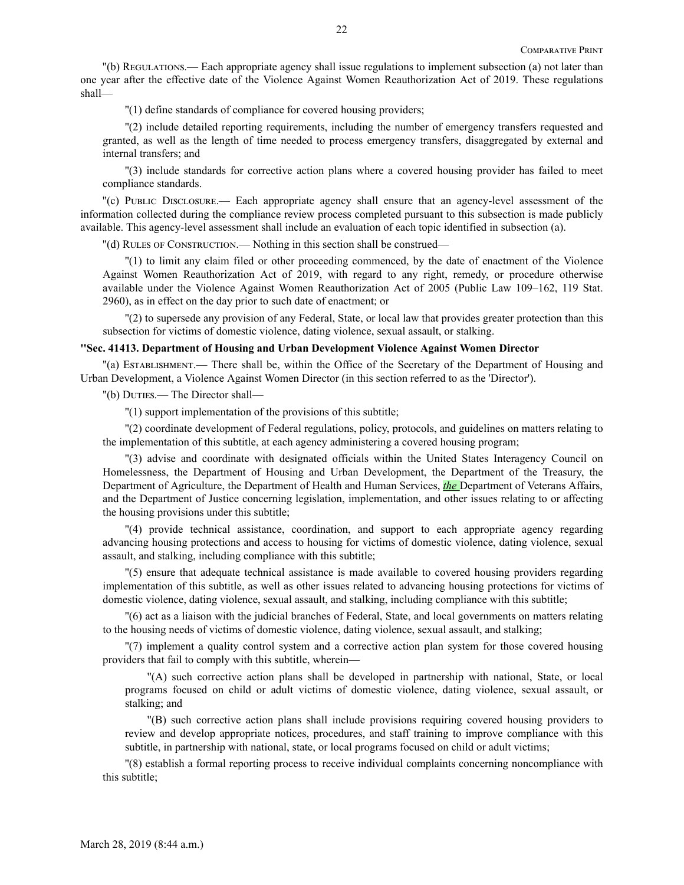"(b) Regulations.— Each appropriate agency shall issue regulations to implement subsection (a) not later than one year after the effective date of the Violence Against Women Reauthorization Act of 2019. These regulations shall—

"(1) define standards of compliance for covered housing providers;

"(2) include detailed reporting requirements, including the number of emergency transfers requested and granted, as well as the length of time needed to process emergency transfers, disaggregated by external and internal transfers; and

"(3) include standards for corrective action plans where a covered housing provider has failed to meet compliance standards.

"(c) Public Disclosure.— Each appropriate agency shall ensure that an agency-level assessment of the information collected during the compliance review process completed pursuant to this subsection is made publicly available. This agency-level assessment shall include an evaluation of each topic identified in subsection (a).

"(d) Rules of Construction.— Nothing in this section shall be construed—

"(1) to limit any claim filed or other proceeding commenced, by the date of enactment of the Violence Against Women Reauthorization Act of 2019, with regard to any right, remedy, or procedure otherwise available under the Violence Against Women Reauthorization Act of 2005 (Public Law 109–162, 119 Stat. 2960), as in effect on the day prior to such date of enactment; or

"(2) to supersede any provision of any Federal, State, or local law that provides greater protection than this subsection for victims of domestic violence, dating violence, sexual assault, or stalking.

**"Sec. 41413. Department of Housing and Urban Development Violence Against Women Director**

"(a) Establishment.— There shall be, within the Office of the Secretary of the Department of Housing and Urban Development, a Violence Against Women Director (in this section referred to as the 'Director').

"(b) Duties.— The Director shall—

"(1) support implementation of the provisions of this subtitle;

"(2) coordinate development of Federal regulations, policy, protocols, and guidelines on matters relating to the implementation of this subtitle, at each agency administering a covered housing program;

"(3) advise and coordinate with designated officials within the United States Interagency Council on Homelessness, the Department of Housing and Urban Development, the Department of the Treasury, the Department of Agriculture, the Department of Health and Human Services, *the* Department of Veterans Affairs, and the Department of Justice concerning legislation, implementation, and other issues relating to or affecting the housing provisions under this subtitle;

"(4) provide technical assistance, coordination, and support to each appropriate agency regarding advancing housing protections and access to housing for victims of domestic violence, dating violence, sexual assault, and stalking, including compliance with this subtitle;

"(5) ensure that adequate technical assistance is made available to covered housing providers regarding implementation of this subtitle, as well as other issues related to advancing housing protections for victims of domestic violence, dating violence, sexual assault, and stalking, including compliance with this subtitle;

"(6) act as a liaison with the judicial branches of Federal, State, and local governments on matters relating to the housing needs of victims of domestic violence, dating violence, sexual assault, and stalking;

"(7) implement a quality control system and a corrective action plan system for those covered housing providers that fail to comply with this subtitle, wherein—

"(A) such corrective action plans shall be developed in partnership with national, State, or local programs focused on child or adult victims of domestic violence, dating violence, sexual assault, or stalking; and

"(B) such corrective action plans shall include provisions requiring covered housing providers to review and develop appropriate notices, procedures, and staff training to improve compliance with this subtitle, in partnership with national, state, or local programs focused on child or adult victims;

"(8) establish a formal reporting process to receive individual complaints concerning noncompliance with this subtitle;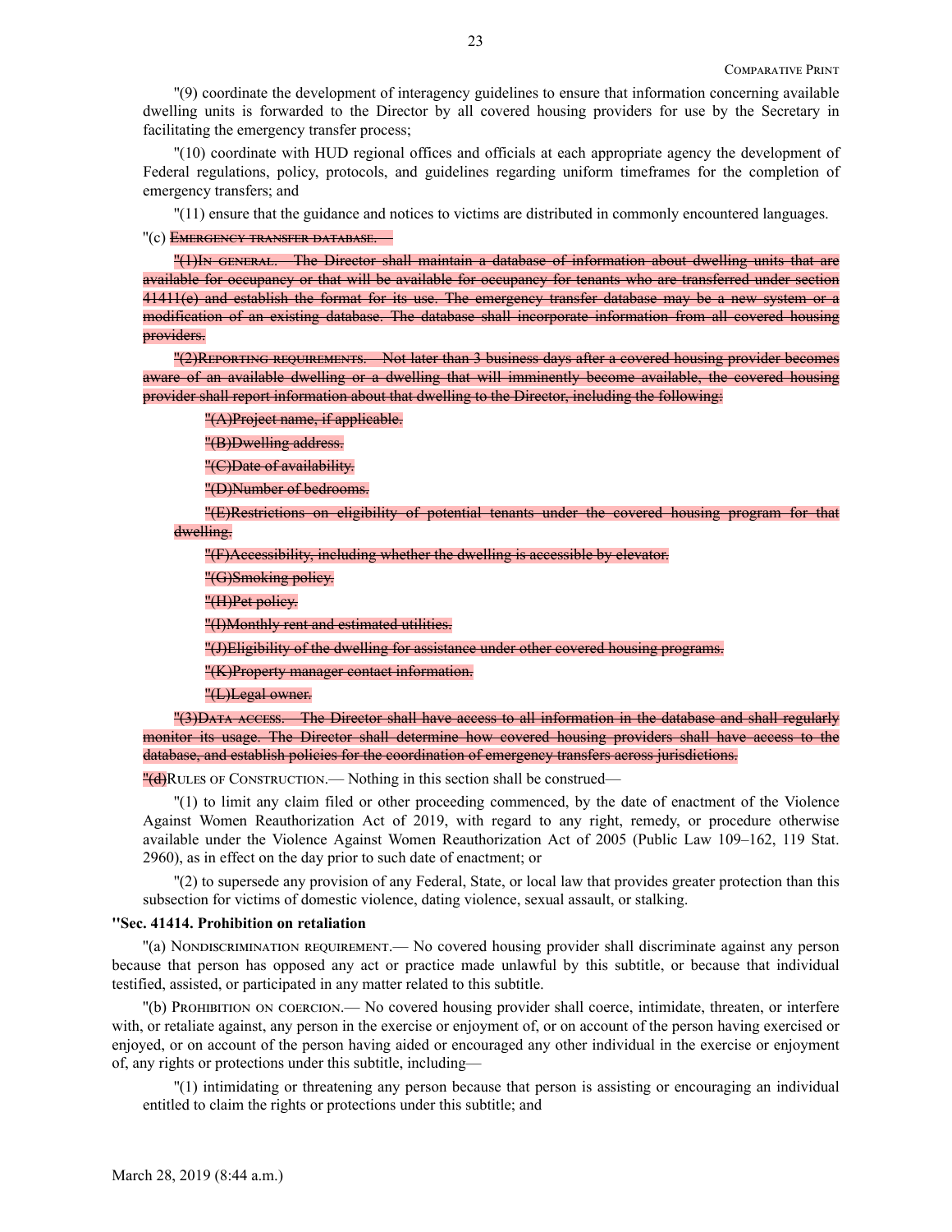"(9) coordinate the development of interagency guidelines to ensure that information concerning available dwelling units is forwarded to the Director by all covered housing providers for use by the Secretary in facilitating the emergency transfer process;

"(10) coordinate with HUD regional offices and officials at each appropriate agency the development of Federal regulations, policy, protocols, and guidelines regarding uniform timeframes for the completion of emergency transfers; and

"(11) ensure that the guidance and notices to victims are distributed in commonly encountered languages.

"(c) ~~Emergency transfer database.—~~

~~"(1)In general.—The Director shall maintain a database of information about dwelling units that are available for occupancy or that will be available for occupancy for tenants who are transferred under section 41411(e) and establish the format for its use. The emergency transfer database may be a new system or a modification of an existing database. The database shall incorporate information from all covered housing providers.~~

~~"(2)Reporting requirements.—Not later than 3 business days after a covered housing provider becomes aware of an available dwelling or a dwelling that will imminently become available, the covered housing provider shall report information about that dwelling to the Director, including the following:~~

~~"(A)Project name, if applicable.~~

~~"(B)Dwelling address.~~

~~"(C)Date of availability.~~

~~"(D)Number of bedrooms.~~

~~"(E)Restrictions on eligibility of potential tenants under the covered housing program for that dwelling.~~

~~"(F)Accessibility, including whether the dwelling is accessible by elevator.~~

~~"(G)Smoking policy.~~

~~"(H)Pet policy.~~

~~"(I)Monthly rent and estimated utilities.~~

~~"(J)Eligibility of the dwelling for assistance under other covered housing programs.~~

~~"(K)Property manager contact information.~~

~~"(L)Legal owner.~~

~~"(3)Data access.—The Director shall have access to all information in the database and shall regularly monitor its usage. The Director shall determine how covered housing providers shall have access to the database, and establish policies for the coordination of emergency transfers across jurisdictions.~~

~~"(d)~~Rules of Construction.— Nothing in this section shall be construed—

"(1) to limit any claim filed or other proceeding commenced, by the date of enactment of the Violence Against Women Reauthorization Act of 2019, with regard to any right, remedy, or procedure otherwise available under the Violence Against Women Reauthorization Act of 2005 (Public Law 109–162, 119 Stat. 2960), as in effect on the day prior to such date of enactment; or

"(2) to supersede any provision of any Federal, State, or local law that provides greater protection than this subsection for victims of domestic violence, dating violence, sexual assault, or stalking.

**"Sec. 41414. Prohibition on retaliation**

"(a) Nondiscrimination requirement.— No covered housing provider shall discriminate against any person because that person has opposed any act or practice made unlawful by this subtitle, or because that individual testified, assisted, or participated in any matter related to this subtitle.

"(b) Prohibition on coercion.— No covered housing provider shall coerce, intimidate, threaten, or interfere with, or retaliate against, any person in the exercise or enjoyment of, or on account of the person having exercised or enjoyed, or on account of the person having aided or encouraged any other individual in the exercise or enjoyment of, any rights or protections under this subtitle, including—

"(1) intimidating or threatening any person because that person is assisting or encouraging an individual entitled to claim the rights or protections under this subtitle; and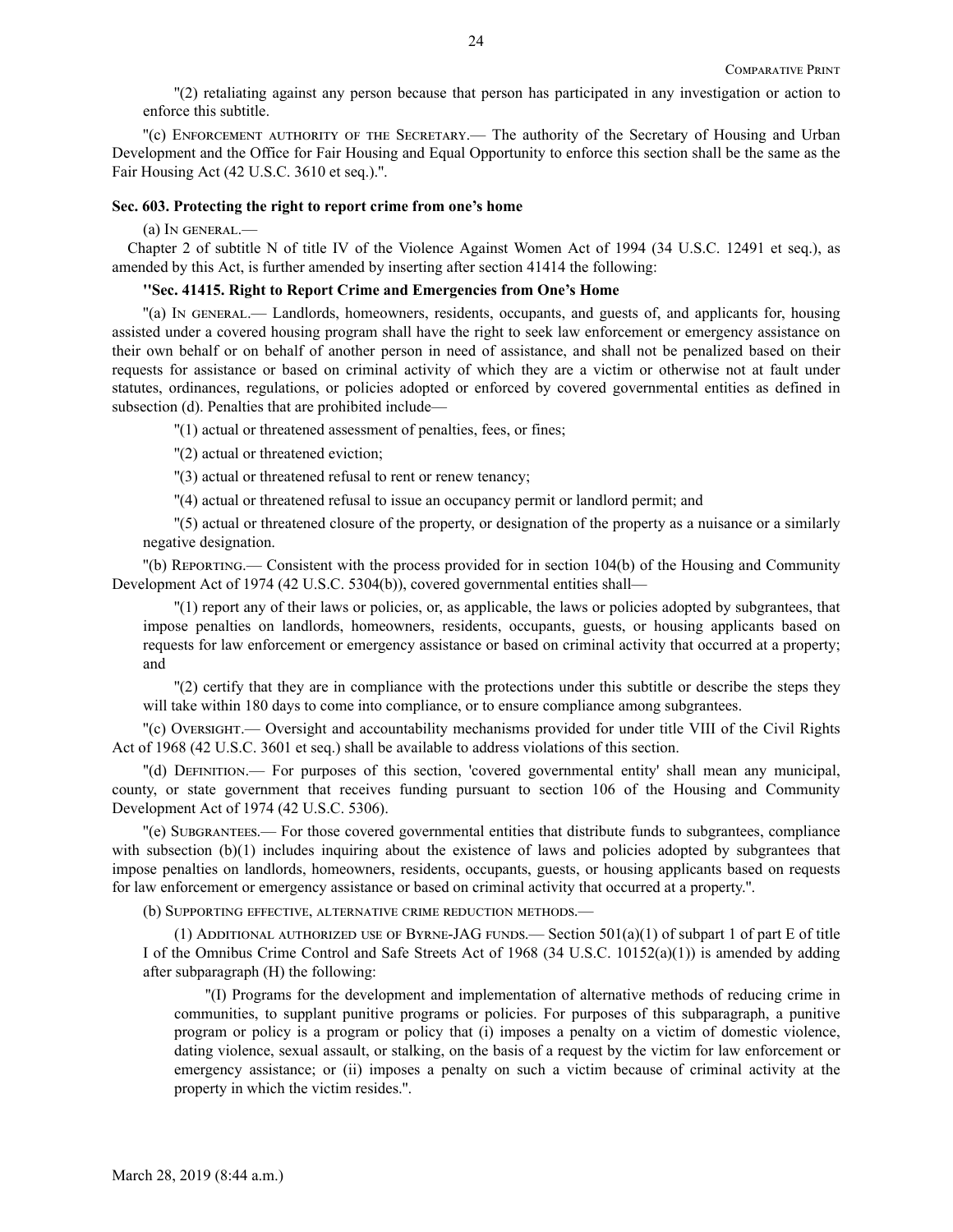"(2) retaliating against any person because that person has participated in any investigation or action to enforce this subtitle.

"(c) Enforcement authority of the Secretary.— The authority of the Secretary of Housing and Urban Development and the Office for Fair Housing and Equal Opportunity to enforce this section shall be the same as the Fair Housing Act (42 U.S.C. 3610 et seq.).".

**Sec. 603. Protecting the right to report crime from one's home**

(a) In general.—

Chapter 2 of subtitle N of title IV of the Violence Against Women Act of 1994 (34 U.S.C. 12491 et seq.), as amended by this Act, is further amended by inserting after section 41414 the following:

**"Sec. 41415. Right to Report Crime and Emergencies from One's Home**

"(a) In general.— Landlords, homeowners, residents, occupants, and guests of, and applicants for, housing assisted under a covered housing program shall have the right to seek law enforcement or emergency assistance on their own behalf or on behalf of another person in need of assistance, and shall not be penalized based on their requests for assistance or based on criminal activity of which they are a victim or otherwise not at fault under statutes, ordinances, regulations, or policies adopted or enforced by covered governmental entities as defined in subsection (d). Penalties that are prohibited include—

"(1) actual or threatened assessment of penalties, fees, or fines;

"(2) actual or threatened eviction;

"(3) actual or threatened refusal to rent or renew tenancy;

"(4) actual or threatened refusal to issue an occupancy permit or landlord permit; and

"(5) actual or threatened closure of the property, or designation of the property as a nuisance or a similarly negative designation.

"(b) Reporting.— Consistent with the process provided for in section 104(b) of the Housing and Community Development Act of 1974 (42 U.S.C. 5304(b)), covered governmental entities shall—

"(1) report any of their laws or policies, or, as applicable, the laws or policies adopted by subgrantees, that impose penalties on landlords, homeowners, residents, occupants, guests, or housing applicants based on requests for law enforcement or emergency assistance or based on criminal activity that occurred at a property; and

"(2) certify that they are in compliance with the protections under this subtitle or describe the steps they will take within 180 days to come into compliance, or to ensure compliance among subgrantees.

"(c) Oversight.— Oversight and accountability mechanisms provided for under title VIII of the Civil Rights Act of 1968 (42 U.S.C. 3601 et seq.) shall be available to address violations of this section.

"(d) Definition.— For purposes of this section, 'covered governmental entity' shall mean any municipal, county, or state government that receives funding pursuant to section 106 of the Housing and Community Development Act of 1974 (42 U.S.C. 5306).

"(e) Subgrantees.— For those covered governmental entities that distribute funds to subgrantees, compliance with subsection (b)(1) includes inquiring about the existence of laws and policies adopted by subgrantees that impose penalties on landlords, homeowners, residents, occupants, guests, or housing applicants based on requests for law enforcement or emergency assistance or based on criminal activity that occurred at a property.".

(b) Supporting effective, alternative crime reduction methods.—

(1) Additional authorized use of Byrne-JAG funds.— Section 501(a)(1) of subpart 1 of part E of title I of the Omnibus Crime Control and Safe Streets Act of 1968 (34 U.S.C. 10152(a)(1)) is amended by adding after subparagraph (H) the following:

"(I) Programs for the development and implementation of alternative methods of reducing crime in communities, to supplant punitive programs or policies. For purposes of this subparagraph, a punitive program or policy is a program or policy that (i) imposes a penalty on a victim of domestic violence, dating violence, sexual assault, or stalking, on the basis of a request by the victim for law enforcement or emergency assistance; or (ii) imposes a penalty on such a victim because of criminal activity at the property in which the victim resides.".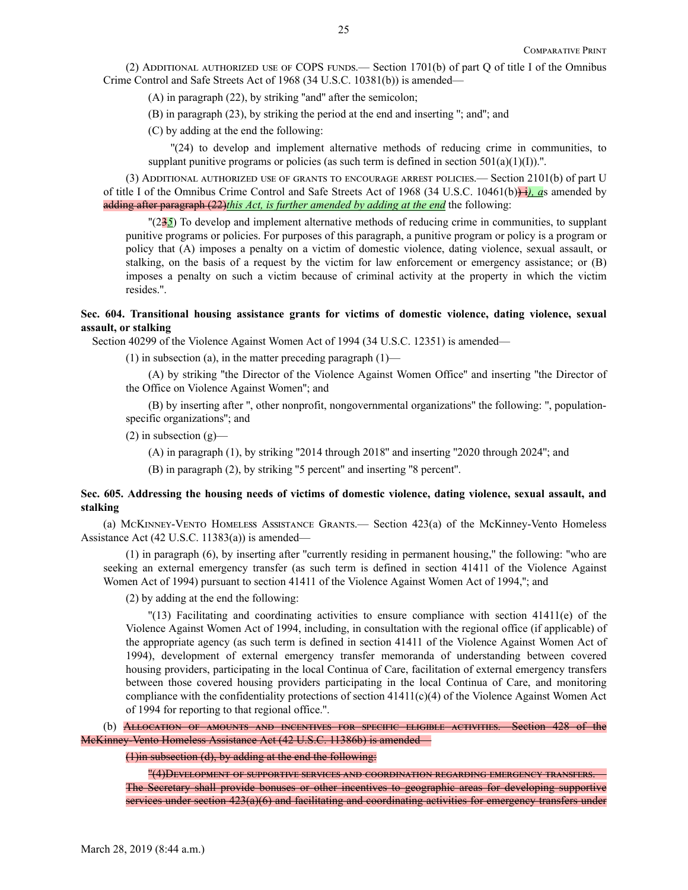(2) Additional authorized use of COPS funds.— Section 1701(b) of part Q of title I of the Omnibus Crime Control and Safe Streets Act of 1968 (34 U.S.C. 10381(b)) is amended—

(A) in paragraph (22), by striking "and" after the semicolon;

(B) in paragraph (23), by striking the period at the end and inserting "; and"; and

(C) by adding at the end the following:

"(24) to develop and implement alternative methods of reducing crime in communities, to supplant punitive programs or policies (as such term is defined in section 501(a)(1)(I)).".

(3) Additional authorized use of grants to encourage arrest policies.— Section 2101(b) of part U of title I of the Omnibus Crime Control and Safe Streets Act of 1968 (34 U.S.C. 10461(b)~~) i~~*), a*s amended by ~~adding after paragraph (22)~~*this Act, is further amended by adding at the end* the following:

"(2~~3~~*5*) To develop and implement alternative methods of reducing crime in communities, to supplant punitive programs or policies. For purposes of this paragraph, a punitive program or policy is a program or policy that (A) imposes a penalty on a victim of domestic violence, dating violence, sexual assault, or stalking, on the basis of a request by the victim for law enforcement or emergency assistance; or (B) imposes a penalty on such a victim because of criminal activity at the property in which the victim resides.".

**Sec. 604. Transitional housing assistance grants for victims of domestic violence, dating violence, sexual assault, or stalking**

Section 40299 of the Violence Against Women Act of 1994 (34 U.S.C. 12351) is amended—

(1) in subsection (a), in the matter preceding paragraph (1)—

(A) by striking "the Director of the Violence Against Women Office" and inserting "the Director of the Office on Violence Against Women"; and

(B) by inserting after ", other nonprofit, nongovernmental organizations" the following: ", population-specific organizations"; and

(2) in subsection (g)—

(A) in paragraph (1), by striking "2014 through 2018" and inserting "2020 through 2024"; and

(B) in paragraph (2), by striking "5 percent" and inserting "8 percent".

**Sec. 605. Addressing the housing needs of victims of domestic violence, dating violence, sexual assault, and stalking**

(a) McKinney-Vento Homeless Assistance Grants.— Section 423(a) of the McKinney-Vento Homeless Assistance Act (42 U.S.C. 11383(a)) is amended—

(1) in paragraph (6), by inserting after "currently residing in permanent housing," the following: "who are seeking an external emergency transfer (as such term is defined in section 41411 of the Violence Against Women Act of 1994) pursuant to section 41411 of the Violence Against Women Act of 1994,"; and

(2) by adding at the end the following:

"(13) Facilitating and coordinating activities to ensure compliance with section 41411(e) of the Violence Against Women Act of 1994, including, in consultation with the regional office (if applicable) of the appropriate agency (as such term is defined in section 41411 of the Violence Against Women Act of 1994), development of external emergency transfer memoranda of understanding between covered housing providers, participating in the local Continua of Care, facilitation of external emergency transfers between those covered housing providers participating in the local Continua of Care, and monitoring compliance with the confidentiality protections of section 41411(c)(4) of the Violence Against Women Act of 1994 for reporting to that regional office.".

(b) ~~Allocation of amounts and incentives for specific eligible activities.— Section 428 of the McKinney-Vento Homeless Assistance Act (42 U.S.C. 11386b) is amended—~~

~~(1)in subsection (d), by adding at the end the following:~~

~~"(4)Development of supportive services and coordination regarding emergency transfers.— The Secretary shall provide bonuses or other incentives to geographic areas for developing supportive services under section 423(a)(6) and facilitating and coordinating activities for emergency transfers under~~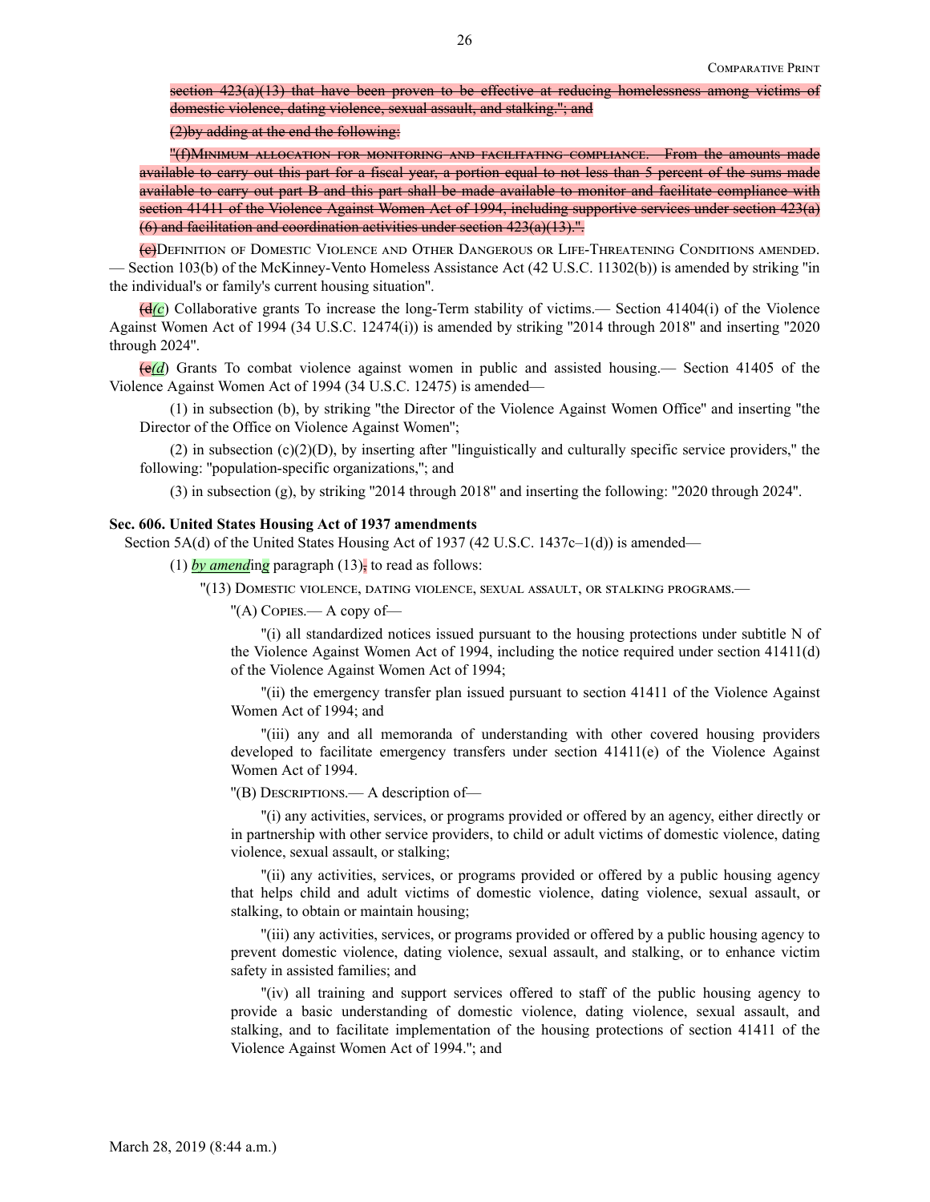~~section 423(a)(13) that have been proven to be effective at reducing homelessness among victims of domestic violence, dating violence, sexual assault, and stalking."; and~~

~~(2)by adding at the end the following:~~

~~"(f)Minimum allocation for monitoring and facilitating compliance.— From the amounts made available to carry out this part for a fiscal year, a portion equal to not less than 5 percent of the sums made available to carry out part B and this part shall be made available to monitor and facilitate compliance with section 41411 of the Violence Against Women Act of 1994, including supportive services under section 423(a)(6) and facilitation and coordination activities under section 423(a)(13).".~~

~~(e)~~Definition of Domestic Violence and Other Dangerous or Life-Threatening Conditions amended.— Section 103(b) of the McKinney-Vento Homeless Assistance Act (42 U.S.C. 11302(b)) is amended by striking "in the individual's or family's current housing situation".

~~(d~~*(c*) Collaborative grants To increase the long-Term stability of victims.— Section 41404(i) of the Violence Against Women Act of 1994 (34 U.S.C. 12474(i)) is amended by striking "2014 through 2018" and inserting "2020 through 2024".

~~(e~~*(d*) Grants To combat violence against women in public and assisted housing.— Section 41405 of the Violence Against Women Act of 1994 (34 U.S.C. 12475) is amended—

(1) in subsection (b), by striking "the Director of the Violence Against Women Office" and inserting "the Director of the Office on Violence Against Women";

(2) in subsection (c)(2)(D), by inserting after "linguistically and culturally specific service providers," the following: "population-specific organizations,"; and

(3) in subsection (g), by striking "2014 through 2018" and inserting the following: "2020 through 2024".

**Sec. 606. United States Housing Act of 1937 amendments**

Section 5A(d) of the United States Housing Act of 1937 (42 U.S.C. 1437c–1(d)) is amended—

(1) *by amend*in*g* paragraph (13)~~,~~ to read as follows:

"(13) Domestic violence, dating violence, sexual assault, or stalking programs.—

"(A) Copies.— A copy of—

"(i) all standardized notices issued pursuant to the housing protections under subtitle N of the Violence Against Women Act of 1994, including the notice required under section 41411(d) of the Violence Against Women Act of 1994;

"(ii) the emergency transfer plan issued pursuant to section 41411 of the Violence Against Women Act of 1994; and

"(iii) any and all memoranda of understanding with other covered housing providers developed to facilitate emergency transfers under section 41411(e) of the Violence Against Women Act of 1994.

"(B) Descriptions.— A description of—

"(i) any activities, services, or programs provided or offered by an agency, either directly or in partnership with other service providers, to child or adult victims of domestic violence, dating violence, sexual assault, or stalking;

"(ii) any activities, services, or programs provided or offered by a public housing agency that helps child and adult victims of domestic violence, dating violence, sexual assault, or stalking, to obtain or maintain housing;

"(iii) any activities, services, or programs provided or offered by a public housing agency to prevent domestic violence, dating violence, sexual assault, and stalking, or to enhance victim safety in assisted families; and

"(iv) all training and support services offered to staff of the public housing agency to provide a basic understanding of domestic violence, dating violence, sexual assault, and stalking, and to facilitate implementation of the housing protections of section 41411 of the Violence Against Women Act of 1994."; and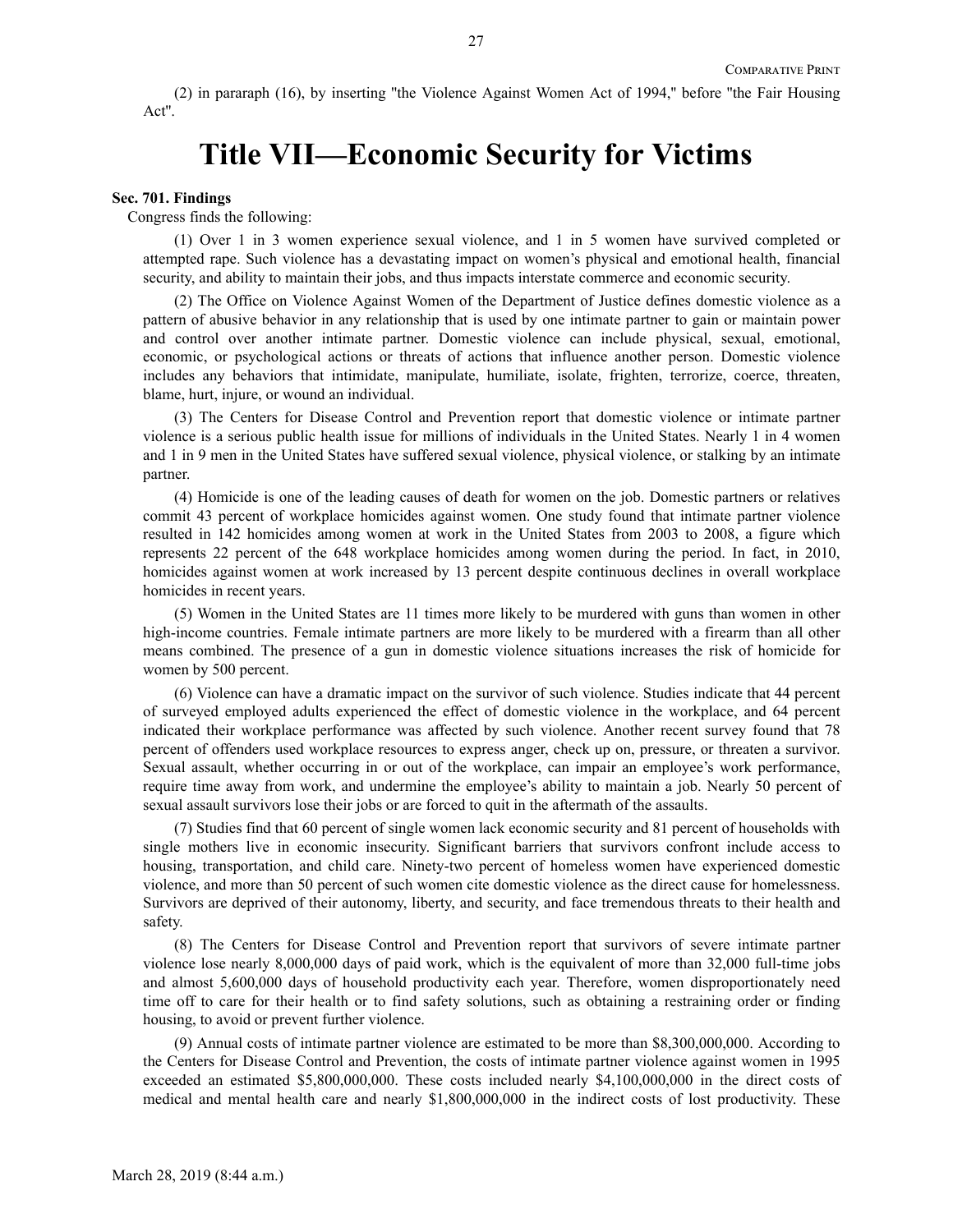(2) in pararaph (16), by inserting "the Violence Against Women Act of 1994," before "the Fair Housing Act".

# Title VII—Economic Security for Victims

**Sec. 701. Findings**

Congress finds the following:

(1) Over 1 in 3 women experience sexual violence, and 1 in 5 women have survived completed or attempted rape. Such violence has a devastating impact on women's physical and emotional health, financial security, and ability to maintain their jobs, and thus impacts interstate commerce and economic security.

(2) The Office on Violence Against Women of the Department of Justice defines domestic violence as a pattern of abusive behavior in any relationship that is used by one intimate partner to gain or maintain power and control over another intimate partner. Domestic violence can include physical, sexual, emotional, economic, or psychological actions or threats of actions that influence another person. Domestic violence includes any behaviors that intimidate, manipulate, humiliate, isolate, frighten, terrorize, coerce, threaten, blame, hurt, injure, or wound an individual.

(3) The Centers for Disease Control and Prevention report that domestic violence or intimate partner violence is a serious public health issue for millions of individuals in the United States. Nearly 1 in 4 women and 1 in 9 men in the United States have suffered sexual violence, physical violence, or stalking by an intimate partner.

(4) Homicide is one of the leading causes of death for women on the job. Domestic partners or relatives commit 43 percent of workplace homicides against women. One study found that intimate partner violence resulted in 142 homicides among women at work in the United States from 2003 to 2008, a figure which represents 22 percent of the 648 workplace homicides among women during the period. In fact, in 2010, homicides against women at work increased by 13 percent despite continuous declines in overall workplace homicides in recent years.

(5) Women in the United States are 11 times more likely to be murdered with guns than women in other high-income countries. Female intimate partners are more likely to be murdered with a firearm than all other means combined. The presence of a gun in domestic violence situations increases the risk of homicide for women by 500 percent.

(6) Violence can have a dramatic impact on the survivor of such violence. Studies indicate that 44 percent of surveyed employed adults experienced the effect of domestic violence in the workplace, and 64 percent indicated their workplace performance was affected by such violence. Another recent survey found that 78 percent of offenders used workplace resources to express anger, check up on, pressure, or threaten a survivor. Sexual assault, whether occurring in or out of the workplace, can impair an employee's work performance, require time away from work, and undermine the employee's ability to maintain a job. Nearly 50 percent of sexual assault survivors lose their jobs or are forced to quit in the aftermath of the assaults.

(7) Studies find that 60 percent of single women lack economic security and 81 percent of households with single mothers live in economic insecurity. Significant barriers that survivors confront include access to housing, transportation, and child care. Ninety-two percent of homeless women have experienced domestic violence, and more than 50 percent of such women cite domestic violence as the direct cause for homelessness. Survivors are deprived of their autonomy, liberty, and security, and face tremendous threats to their health and safety.

(8) The Centers for Disease Control and Prevention report that survivors of severe intimate partner violence lose nearly 8,000,000 days of paid work, which is the equivalent of more than 32,000 full-time jobs and almost 5,600,000 days of household productivity each year. Therefore, women disproportionately need time off to care for their health or to find safety solutions, such as obtaining a restraining order or finding housing, to avoid or prevent further violence.

(9) Annual costs of intimate partner violence are estimated to be more than $8,300,000,000. According to the Centers for Disease Control and Prevention, the costs of intimate partner violence against women in 1995 exceeded an estimated $5,800,000,000. These costs included nearly $4,100,000,000 in the direct costs of medical and mental health care and nearly $1,800,000,000 in the indirect costs of lost productivity. These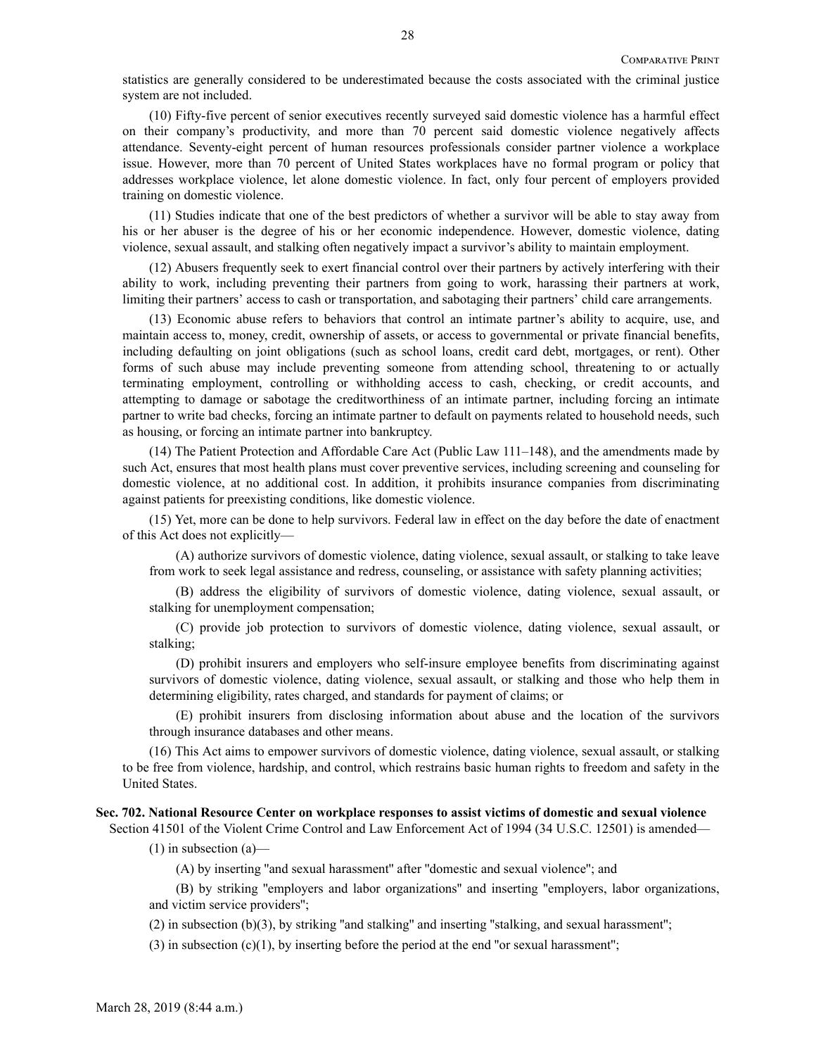statistics are generally considered to be underestimated because the costs associated with the criminal justice system are not included.

(10) Fifty-five percent of senior executives recently surveyed said domestic violence has a harmful effect on their company's productivity, and more than 70 percent said domestic violence negatively affects attendance. Seventy-eight percent of human resources professionals consider partner violence a workplace issue. However, more than 70 percent of United States workplaces have no formal program or policy that addresses workplace violence, let alone domestic violence. In fact, only four percent of employers provided training on domestic violence.

(11) Studies indicate that one of the best predictors of whether a survivor will be able to stay away from his or her abuser is the degree of his or her economic independence. However, domestic violence, dating violence, sexual assault, and stalking often negatively impact a survivor's ability to maintain employment.

(12) Abusers frequently seek to exert financial control over their partners by actively interfering with their ability to work, including preventing their partners from going to work, harassing their partners at work, limiting their partners' access to cash or transportation, and sabotaging their partners' child care arrangements.

(13) Economic abuse refers to behaviors that control an intimate partner's ability to acquire, use, and maintain access to, money, credit, ownership of assets, or access to governmental or private financial benefits, including defaulting on joint obligations (such as school loans, credit card debt, mortgages, or rent). Other forms of such abuse may include preventing someone from attending school, threatening to or actually terminating employment, controlling or withholding access to cash, checking, or credit accounts, and attempting to damage or sabotage the creditworthiness of an intimate partner, including forcing an intimate partner to write bad checks, forcing an intimate partner to default on payments related to household needs, such as housing, or forcing an intimate partner into bankruptcy.

(14) The Patient Protection and Affordable Care Act (Public Law 111–148), and the amendments made by such Act, ensures that most health plans must cover preventive services, including screening and counseling for domestic violence, at no additional cost. In addition, it prohibits insurance companies from discriminating against patients for preexisting conditions, like domestic violence.

(15) Yet, more can be done to help survivors. Federal law in effect on the day before the date of enactment of this Act does not explicitly—

(A) authorize survivors of domestic violence, dating violence, sexual assault, or stalking to take leave from work to seek legal assistance and redress, counseling, or assistance with safety planning activities;

(B) address the eligibility of survivors of domestic violence, dating violence, sexual assault, or stalking for unemployment compensation;

(C) provide job protection to survivors of domestic violence, dating violence, sexual assault, or stalking;

(D) prohibit insurers and employers who self-insure employee benefits from discriminating against survivors of domestic violence, dating violence, sexual assault, or stalking and those who help them in determining eligibility, rates charged, and standards for payment of claims; or

(E) prohibit insurers from disclosing information about abuse and the location of the survivors through insurance databases and other means.

(16) This Act aims to empower survivors of domestic violence, dating violence, sexual assault, or stalking to be free from violence, hardship, and control, which restrains basic human rights to freedom and safety in the United States.

**Sec. 702. National Resource Center on workplace responses to assist victims of domestic and sexual violence**

Section 41501 of the Violent Crime Control and Law Enforcement Act of 1994 (34 U.S.C. 12501) is amended—

(1) in subsection (a)—

(A) by inserting "and sexual harassment" after "domestic and sexual violence"; and

(B) by striking "employers and labor organizations" and inserting "employers, labor organizations, and victim service providers";

(2) in subsection (b)(3), by striking "and stalking" and inserting "stalking, and sexual harassment";

(3) in subsection (c)(1), by inserting before the period at the end "or sexual harassment";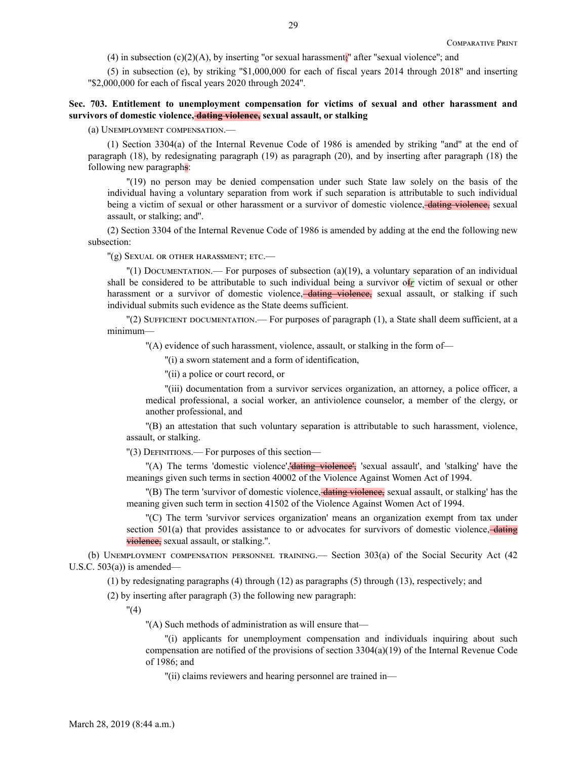(4) in subsection (c)(2)(A), by inserting "or sexual harassment~~;~~" after "sexual violence"; and

(5) in subsection (e), by striking "$1,000,000 for each of fiscal years 2014 through 2018" and inserting "$2,000,000 for each of fiscal years 2020 through 2024".

**Sec. 703. Entitlement to unemployment compensation for victims of sexual and other harassment and survivors of domestic violence,~~ dating violence,~~ sexual assault, or stalking**

(a) UNEMPLOYMENT COMPENSATION.—

(1) Section 3304(a) of the Internal Revenue Code of 1986 is amended by striking "and" at the end of paragraph (18), by redesignating paragraph (19) as paragraph (20), and by inserting after paragraph (18) the following new paragraph~~s~~:

"(19) no person may be denied compensation under such State law solely on the basis of the individual having a voluntary separation from work if such separation is attributable to such individual being a victim of sexual or other harassment or a survivor of domestic violence,~~ dating violence,~~ sexual assault, or stalking; and".

(2) Section 3304 of the Internal Revenue Code of 1986 is amended by adding at the end the following new subsection:

"(g) SEXUAL OR OTHER HARASSMENT; ETC.—

"(1) DOCUMENTATION.— For purposes of subsection (a)(19), a voluntary separation of an individual shall be considered to be attributable to such individual being a survivor o~~f~~*r* victim of sexual or other harassment or a survivor of domestic violence,~~ dating violence,~~ sexual assault, or stalking if such individual submits such evidence as the State deems sufficient.

"(2) SUFFICIENT DOCUMENTATION.— For purposes of paragraph (1), a State shall deem sufficient, at a minimum—

"(A) evidence of such harassment, violence, assault, or stalking in the form of—

"(i) a sworn statement and a form of identification,

"(ii) a police or court record, or

"(iii) documentation from a survivor services organization, an attorney, a police officer, a medical professional, a social worker, an antiviolence counselor, a member of the clergy, or another professional, and

"(B) an attestation that such voluntary separation is attributable to such harassment, violence, assault, or stalking.

"(3) DEFINITIONS.— For purposes of this section—

"(A) The terms 'domestic violence',~~'dating violence',~~ 'sexual assault', and 'stalking' have the meanings given such terms in section 40002 of the Violence Against Women Act of 1994.

"(B) The term 'survivor of domestic violence,~~ dating violence,~~ sexual assault, or stalking' has the meaning given such term in section 41502 of the Violence Against Women Act of 1994.

"(C) The term 'survivor services organization' means an organization exempt from tax under section 501(a) that provides assistance to or advocates for survivors of domestic violence,~~ dating violence,~~ sexual assault, or stalking.".

(b) UNEMPLOYMENT COMPENSATION PERSONNEL TRAINING.— Section 303(a) of the Social Security Act (42 U.S.C. 503(a)) is amended—

(1) by redesignating paragraphs (4) through (12) as paragraphs (5) through (13), respectively; and

(2) by inserting after paragraph (3) the following new paragraph:

"(4)

"(A) Such methods of administration as will ensure that—

"(i) applicants for unemployment compensation and individuals inquiring about such compensation are notified of the provisions of section 3304(a)(19) of the Internal Revenue Code of 1986; and

"(ii) claims reviewers and hearing personnel are trained in—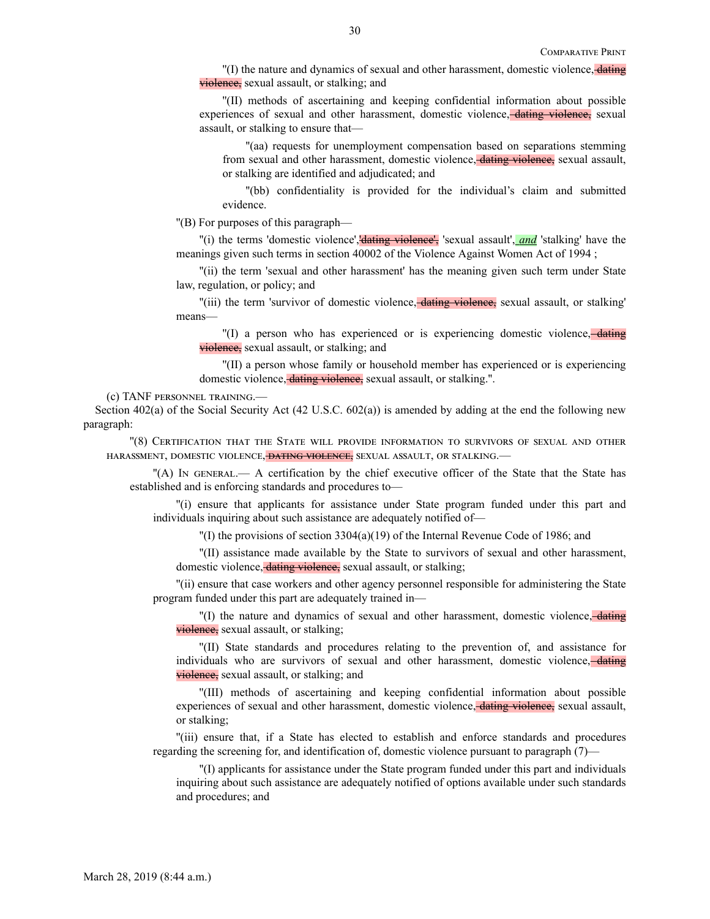"(I) the nature and dynamics of sexual and other harassment, domestic violence, ~~dating violence,~~ sexual assault, or stalking; and

"(II) methods of ascertaining and keeping confidential information about possible experiences of sexual and other harassment, domestic violence, ~~dating violence,~~ sexual assault, or stalking to ensure that—

"(aa) requests for unemployment compensation based on separations stemming from sexual and other harassment, domestic violence, ~~dating violence,~~ sexual assault, or stalking are identified and adjudicated; and

"(bb) confidentiality is provided for the individual's claim and submitted evidence.

"(B) For purposes of this paragraph—

"(i) the terms 'domestic violence', ~~'dating violence',~~ 'sexual assault', *and* 'stalking' have the meanings given such terms in section 40002 of the Violence Against Women Act of 1994 ;

"(ii) the term 'sexual and other harassment' has the meaning given such term under State law, regulation, or policy; and

"(iii) the term 'survivor of domestic violence, ~~dating violence,~~ sexual assault, or stalking' means—

"(I) a person who has experienced or is experiencing domestic violence, ~~dating violence,~~ sexual assault, or stalking; and

"(II) a person whose family or household member has experienced or is experiencing domestic violence, ~~dating violence,~~ sexual assault, or stalking.".

(c) TANF PERSONNEL TRAINING.—

Section 402(a) of the Social Security Act (42 U.S.C. 602(a)) is amended by adding at the end the following new paragraph:

"(8) CERTIFICATION THAT THE STATE WILL PROVIDE INFORMATION TO SURVIVORS OF SEXUAL AND OTHER HARASSMENT, DOMESTIC VIOLENCE, ~~DATING VIOLENCE,~~ SEXUAL ASSAULT, OR STALKING.—

"(A) IN GENERAL.— A certification by the chief executive officer of the State that the State has established and is enforcing standards and procedures to—

"(i) ensure that applicants for assistance under State program funded under this part and individuals inquiring about such assistance are adequately notified of—

"(I) the provisions of section 3304(a)(19) of the Internal Revenue Code of 1986; and

"(II) assistance made available by the State to survivors of sexual and other harassment, domestic violence, ~~dating violence,~~ sexual assault, or stalking;

"(ii) ensure that case workers and other agency personnel responsible for administering the State program funded under this part are adequately trained in—

"(I) the nature and dynamics of sexual and other harassment, domestic violence, ~~dating violence,~~ sexual assault, or stalking;

"(II) State standards and procedures relating to the prevention of, and assistance for individuals who are survivors of sexual and other harassment, domestic violence, ~~dating violence,~~ sexual assault, or stalking; and

"(III) methods of ascertaining and keeping confidential information about possible experiences of sexual and other harassment, domestic violence, ~~dating violence,~~ sexual assault, or stalking;

"(iii) ensure that, if a State has elected to establish and enforce standards and procedures regarding the screening for, and identification of, domestic violence pursuant to paragraph (7)—

"(I) applicants for assistance under the State program funded under this part and individuals inquiring about such assistance are adequately notified of options available under such standards and procedures; and

March 28, 2019 (8:44 a.m.)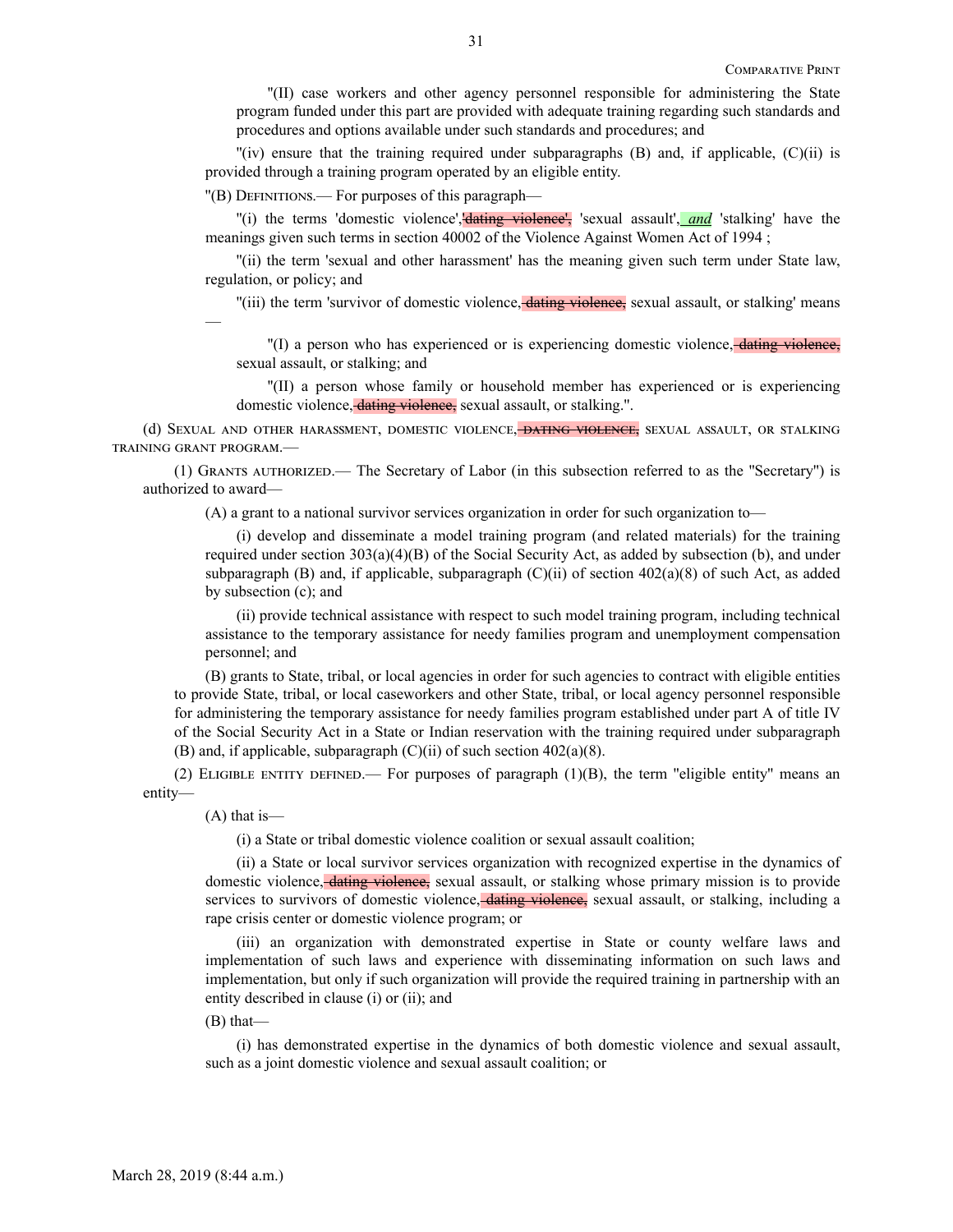"(II) case workers and other agency personnel responsible for administering the State program funded under this part are provided with adequate training regarding such standards and procedures and options available under such standards and procedures; and

"(iv) ensure that the training required under subparagraphs (B) and, if applicable, (C)(ii) is provided through a training program operated by an eligible entity.

"(B) Definitions.— For purposes of this paragraph—

"(i) the terms 'domestic violence',~~'dating violence',~~ 'sexual assault', *and* 'stalking' have the meanings given such terms in section 40002 of the Violence Against Women Act of 1994 ;

"(ii) the term 'sexual and other harassment' has the meaning given such term under State law, regulation, or policy; and

"(iii) the term 'survivor of domestic violence,~~ dating violence,~~ sexual assault, or stalking' means —

"(I) a person who has experienced or is experiencing domestic violence,~~ dating violence,~~ sexual assault, or stalking; and

"(II) a person whose family or household member has experienced or is experiencing domestic violence,~~ dating violence,~~ sexual assault, or stalking.".

(d) Sexual and other harassment, domestic violence,~~ dating violence,~~ sexual assault, or stalking training grant program.—

(1) Grants authorized.— The Secretary of Labor (in this subsection referred to as the "Secretary") is authorized to award—

(A) a grant to a national survivor services organization in order for such organization to—

(i) develop and disseminate a model training program (and related materials) for the training required under section 303(a)(4)(B) of the Social Security Act, as added by subsection (b), and under subparagraph (B) and, if applicable, subparagraph (C)(ii) of section 402(a)(8) of such Act, as added by subsection (c); and

(ii) provide technical assistance with respect to such model training program, including technical assistance to the temporary assistance for needy families program and unemployment compensation personnel; and

(B) grants to State, tribal, or local agencies in order for such agencies to contract with eligible entities to provide State, tribal, or local caseworkers and other State, tribal, or local agency personnel responsible for administering the temporary assistance for needy families program established under part A of title IV of the Social Security Act in a State or Indian reservation with the training required under subparagraph (B) and, if applicable, subparagraph (C)(ii) of such section 402(a)(8).

(2) Eligible entity defined.— For purposes of paragraph (1)(B), the term "eligible entity" means an entity—

(A) that is—

(i) a State or tribal domestic violence coalition or sexual assault coalition;

(ii) a State or local survivor services organization with recognized expertise in the dynamics of domestic violence,~~ dating violence,~~ sexual assault, or stalking whose primary mission is to provide services to survivors of domestic violence,~~ dating violence,~~ sexual assault, or stalking, including a rape crisis center or domestic violence program; or

(iii) an organization with demonstrated expertise in State or county welfare laws and implementation of such laws and experience with disseminating information on such laws and implementation, but only if such organization will provide the required training in partnership with an entity described in clause (i) or (ii); and

(B) that—

(i) has demonstrated expertise in the dynamics of both domestic violence and sexual assault, such as a joint domestic violence and sexual assault coalition; or

March 28, 2019 (8:44 a.m.)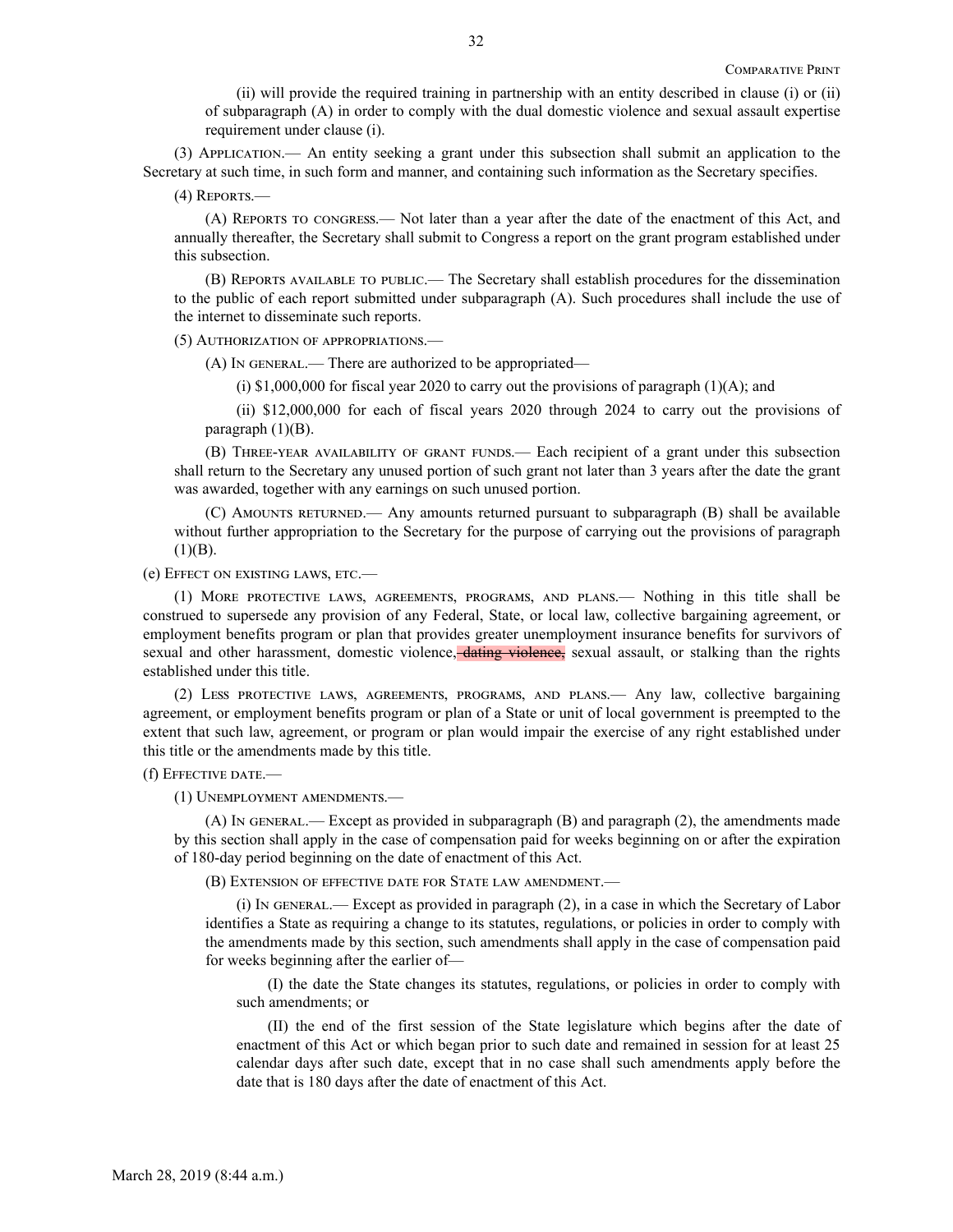(ii) will provide the required training in partnership with an entity described in clause (i) or (ii) of subparagraph (A) in order to comply with the dual domestic violence and sexual assault expertise requirement under clause (i).

(3) Application.— An entity seeking a grant under this subsection shall submit an application to the Secretary at such time, in such form and manner, and containing such information as the Secretary specifies.

(4) Reports.—

(A) Reports to congress.— Not later than a year after the date of the enactment of this Act, and annually thereafter, the Secretary shall submit to Congress a report on the grant program established under this subsection.

(B) Reports available to public.— The Secretary shall establish procedures for the dissemination to the public of each report submitted under subparagraph (A). Such procedures shall include the use of the internet to disseminate such reports.

(5) Authorization of appropriations.—

(A) In general.— There are authorized to be appropriated—

(i) $1,000,000 for fiscal year 2020 to carry out the provisions of paragraph (1)(A); and

(ii) $12,000,000 for each of fiscal years 2020 through 2024 to carry out the provisions of paragraph (1)(B).

(B) Three-year availability of grant funds.— Each recipient of a grant under this subsection shall return to the Secretary any unused portion of such grant not later than 3 years after the date the grant was awarded, together with any earnings on such unused portion.

(C) Amounts returned.— Any amounts returned pursuant to subparagraph (B) shall be available without further appropriation to the Secretary for the purpose of carrying out the provisions of paragraph (1)(B).

(e) Effect on existing laws, etc.—

(1) More protective laws, agreements, programs, and plans.— Nothing in this title shall be construed to supersede any provision of any Federal, State, or local law, collective bargaining agreement, or employment benefits program or plan that provides greater unemployment insurance benefits for survivors of sexual and other harassment, domestic violence, ~~dating violence,~~ sexual assault, or stalking than the rights established under this title.

(2) Less protective laws, agreements, programs, and plans.— Any law, collective bargaining agreement, or employment benefits program or plan of a State or unit of local government is preempted to the extent that such law, agreement, or program or plan would impair the exercise of any right established under this title or the amendments made by this title.

(f) Effective date.—

(1) Unemployment amendments.—

(A) In general.— Except as provided in subparagraph (B) and paragraph (2), the amendments made by this section shall apply in the case of compensation paid for weeks beginning on or after the expiration of 180-day period beginning on the date of enactment of this Act.

(B) Extension of effective date for State law amendment.—

(i) In general.— Except as provided in paragraph (2), in a case in which the Secretary of Labor identifies a State as requiring a change to its statutes, regulations, or policies in order to comply with the amendments made by this section, such amendments shall apply in the case of compensation paid for weeks beginning after the earlier of—

(I) the date the State changes its statutes, regulations, or policies in order to comply with such amendments; or

(II) the end of the first session of the State legislature which begins after the date of enactment of this Act or which began prior to such date and remained in session for at least 25 calendar days after such date, except that in no case shall such amendments apply before the date that is 180 days after the date of enactment of this Act.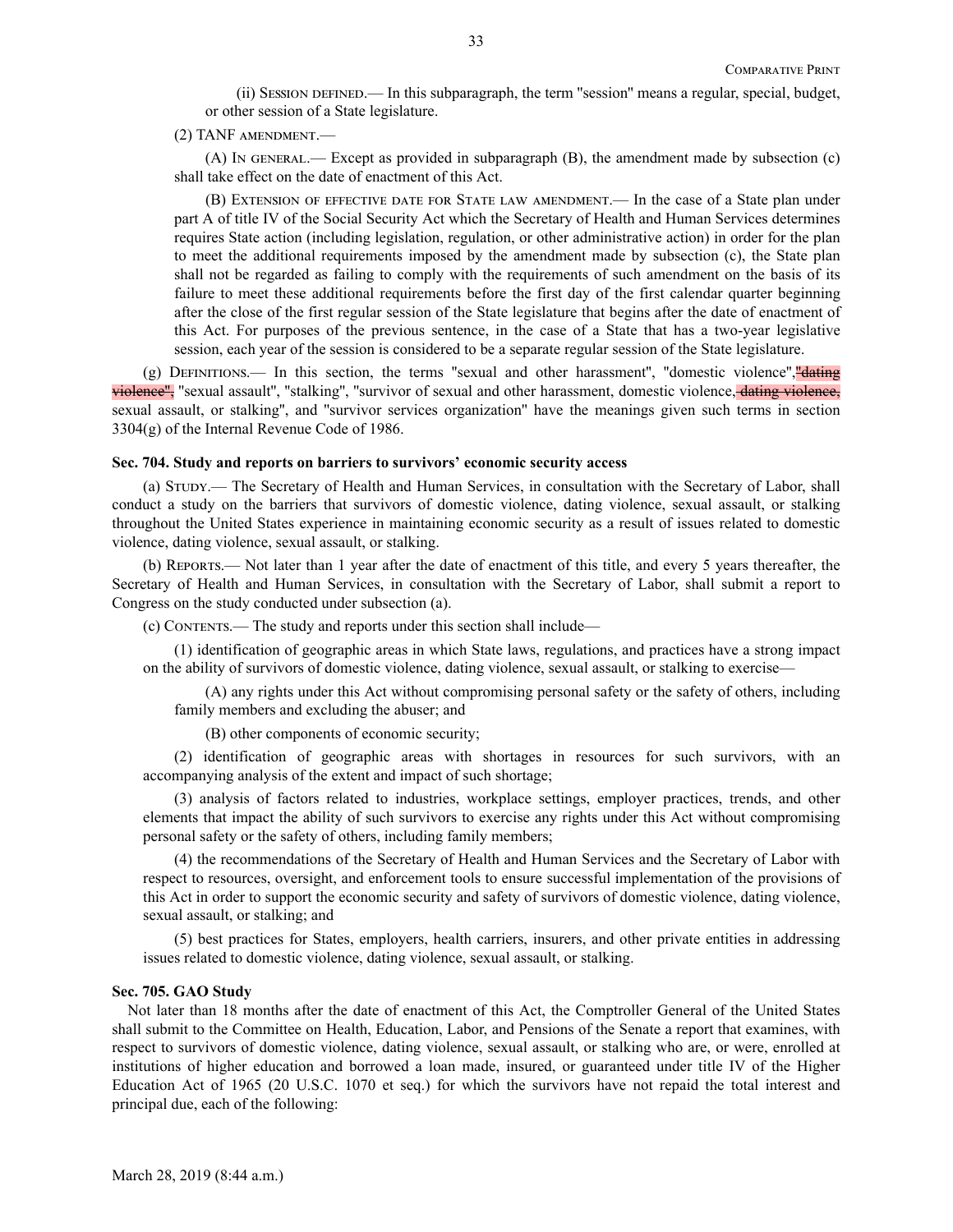(ii) Session defined.— In this subparagraph, the term "session" means a regular, special, budget, or other session of a State legislature.

(2) TANF amendment.—

(A) In general.— Except as provided in subparagraph (B), the amendment made by subsection (c) shall take effect on the date of enactment of this Act.

(B) Extension of effective date for State law amendment.— In the case of a State plan under part A of title IV of the Social Security Act which the Secretary of Health and Human Services determines requires State action (including legislation, regulation, or other administrative action) in order for the plan to meet the additional requirements imposed by the amendment made by subsection (c), the State plan shall not be regarded as failing to comply with the requirements of such amendment on the basis of its failure to meet these additional requirements before the first day of the first calendar quarter beginning after the close of the first regular session of the State legislature that begins after the date of enactment of this Act. For purposes of the previous sentence, in the case of a State that has a two-year legislative session, each year of the session is considered to be a separate regular session of the State legislature.

(g) Definitions.— In this section, the terms "sexual and other harassment", "domestic violence",~~"dating violence",~~ "sexual assault", "stalking", "survivor of sexual and other harassment, domestic violence,~~ dating violence,~~ sexual assault, or stalking", and "survivor services organization" have the meanings given such terms in section 3304(g) of the Internal Revenue Code of 1986.

**Sec. 704. Study and reports on barriers to survivors' economic security access**

(a) Study.— The Secretary of Health and Human Services, in consultation with the Secretary of Labor, shall conduct a study on the barriers that survivors of domestic violence, dating violence, sexual assault, or stalking throughout the United States experience in maintaining economic security as a result of issues related to domestic violence, dating violence, sexual assault, or stalking.

(b) Reports.— Not later than 1 year after the date of enactment of this title, and every 5 years thereafter, the Secretary of Health and Human Services, in consultation with the Secretary of Labor, shall submit a report to Congress on the study conducted under subsection (a).

(c) Contents.— The study and reports under this section shall include—

(1) identification of geographic areas in which State laws, regulations, and practices have a strong impact on the ability of survivors of domestic violence, dating violence, sexual assault, or stalking to exercise—

(A) any rights under this Act without compromising personal safety or the safety of others, including family members and excluding the abuser; and

(B) other components of economic security;

(2) identification of geographic areas with shortages in resources for such survivors, with an accompanying analysis of the extent and impact of such shortage;

(3) analysis of factors related to industries, workplace settings, employer practices, trends, and other elements that impact the ability of such survivors to exercise any rights under this Act without compromising personal safety or the safety of others, including family members;

(4) the recommendations of the Secretary of Health and Human Services and the Secretary of Labor with respect to resources, oversight, and enforcement tools to ensure successful implementation of the provisions of this Act in order to support the economic security and safety of survivors of domestic violence, dating violence, sexual assault, or stalking; and

(5) best practices for States, employers, health carriers, insurers, and other private entities in addressing issues related to domestic violence, dating violence, sexual assault, or stalking.

**Sec. 705. GAO Study**

Not later than 18 months after the date of enactment of this Act, the Comptroller General of the United States shall submit to the Committee on Health, Education, Labor, and Pensions of the Senate a report that examines, with respect to survivors of domestic violence, dating violence, sexual assault, or stalking who are, or were, enrolled at institutions of higher education and borrowed a loan made, insured, or guaranteed under title IV of the Higher Education Act of 1965 (20 U.S.C. 1070 et seq.) for which the survivors have not repaid the total interest and principal due, each of the following: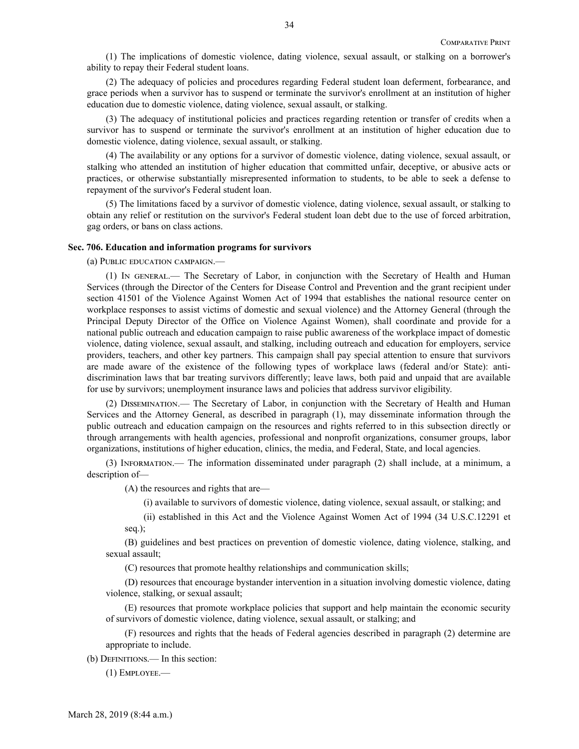(1) The implications of domestic violence, dating violence, sexual assault, or stalking on a borrower's ability to repay their Federal student loans.

(2) The adequacy of policies and procedures regarding Federal student loan deferment, forbearance, and grace periods when a survivor has to suspend or terminate the survivor's enrollment at an institution of higher education due to domestic violence, dating violence, sexual assault, or stalking.

(3) The adequacy of institutional policies and practices regarding retention or transfer of credits when a survivor has to suspend or terminate the survivor's enrollment at an institution of higher education due to domestic violence, dating violence, sexual assault, or stalking.

(4) The availability or any options for a survivor of domestic violence, dating violence, sexual assault, or stalking who attended an institution of higher education that committed unfair, deceptive, or abusive acts or practices, or otherwise substantially misrepresented information to students, to be able to seek a defense to repayment of the survivor's Federal student loan.

(5) The limitations faced by a survivor of domestic violence, dating violence, sexual assault, or stalking to obtain any relief or restitution on the survivor's Federal student loan debt due to the use of forced arbitration, gag orders, or bans on class actions.

**Sec. 706. Education and information programs for survivors**

(a) Public education campaign.—

(1) In general.— The Secretary of Labor, in conjunction with the Secretary of Health and Human Services (through the Director of the Centers for Disease Control and Prevention and the grant recipient under section 41501 of the Violence Against Women Act of 1994 that establishes the national resource center on workplace responses to assist victims of domestic and sexual violence) and the Attorney General (through the Principal Deputy Director of the Office on Violence Against Women), shall coordinate and provide for a national public outreach and education campaign to raise public awareness of the workplace impact of domestic violence, dating violence, sexual assault, and stalking, including outreach and education for employers, service providers, teachers, and other key partners. This campaign shall pay special attention to ensure that survivors are made aware of the existence of the following types of workplace laws (federal and/or State): anti-discrimination laws that bar treating survivors differently; leave laws, both paid and unpaid that are available for use by survivors; unemployment insurance laws and policies that address survivor eligibility.

(2) Dissemination.— The Secretary of Labor, in conjunction with the Secretary of Health and Human Services and the Attorney General, as described in paragraph (1), may disseminate information through the public outreach and education campaign on the resources and rights referred to in this subsection directly or through arrangements with health agencies, professional and nonprofit organizations, consumer groups, labor organizations, institutions of higher education, clinics, the media, and Federal, State, and local agencies.

(3) Information.— The information disseminated under paragraph (2) shall include, at a minimum, a description of—

(A) the resources and rights that are—

(i) available to survivors of domestic violence, dating violence, sexual assault, or stalking; and

(ii) established in this Act and the Violence Against Women Act of 1994 (34 U.S.C.12291 et seq.);

(B) guidelines and best practices on prevention of domestic violence, dating violence, stalking, and sexual assault;

(C) resources that promote healthy relationships and communication skills;

(D) resources that encourage bystander intervention in a situation involving domestic violence, dating violence, stalking, or sexual assault;

(E) resources that promote workplace policies that support and help maintain the economic security of survivors of domestic violence, dating violence, sexual assault, or stalking; and

(F) resources and rights that the heads of Federal agencies described in paragraph (2) determine are appropriate to include.

(b) Definitions.— In this section:

(1) Employee.—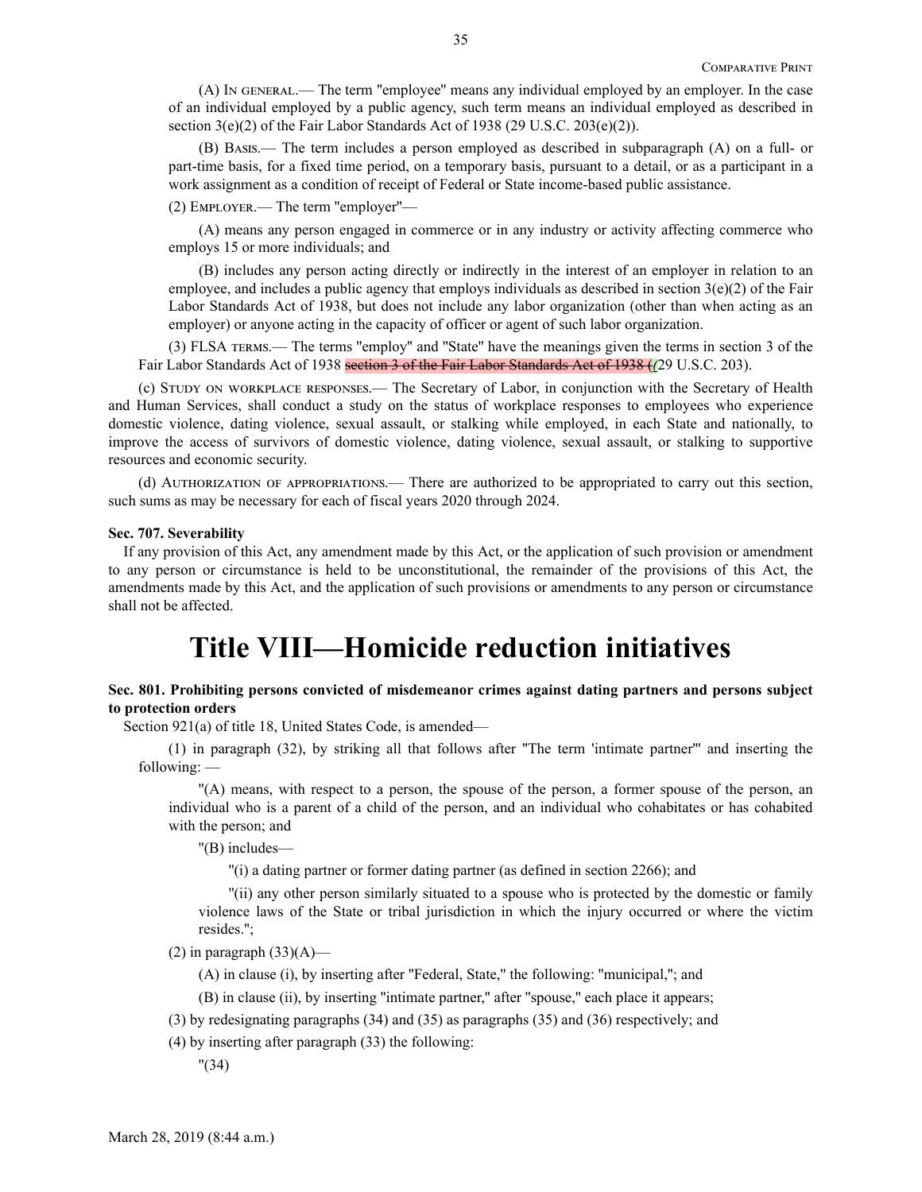(A) In general.— The term "employee" means any individual employed by an employer. In the case of an individual employed by a public agency, such term means an individual employed as described in section 3(e)(2) of the Fair Labor Standards Act of 1938 (29 U.S.C. 203(e)(2)).

(B) Basis.— The term includes a person employed as described in subparagraph (A) on a full- or part-time basis, for a fixed time period, on a temporary basis, pursuant to a detail, or as a participant in a work assignment as a condition of receipt of Federal or State income-based public assistance.

(2) Employer.— The term "employer"—

(A) means any person engaged in commerce or in any industry or activity affecting commerce who employs 15 or more individuals; and

(B) includes any person acting directly or indirectly in the interest of an employer in relation to an employee, and includes a public agency that employs individuals as described in section 3(e)(2) of the Fair Labor Standards Act of 1938, but does not include any labor organization (other than when acting as an employer) or anyone acting in the capacity of officer or agent of such labor organization.

(3) FLSA terms.— The terms "employ" and "State" have the meanings given the terms in section 3 of the Fair Labor Standards Act of 1938 ~~section 3 of the Fair Labor Standards Act of 1938 (~~(29 U.S.C. 203).

(c) Study on workplace responses.— The Secretary of Labor, in conjunction with the Secretary of Health and Human Services, shall conduct a study on the status of workplace responses to employees who experience domestic violence, dating violence, sexual assault, or stalking while employed, in each State and nationally, to improve the access of survivors of domestic violence, dating violence, sexual assault, or stalking to supportive resources and economic security.

(d) Authorization of appropriations.— There are authorized to be appropriated to carry out this section, such sums as may be necessary for each of fiscal years 2020 through 2024.

**Sec. 707. Severability**

If any provision of this Act, any amendment made by this Act, or the application of such provision or amendment to any person or circumstance is held to be unconstitutional, the remainder of the provisions of this Act, the amendments made by this Act, and the application of such provisions or amendments to any person or circumstance shall not be affected.

# Title VIII—Homicide reduction initiatives

**Sec. 801. Prohibiting persons convicted of misdemeanor crimes against dating partners and persons subject to protection orders**

Section 921(a) of title 18, United States Code, is amended—

(1) in paragraph (32), by striking all that follows after "The term 'intimate partner'" and inserting the following: —

"(A) means, with respect to a person, the spouse of the person, a former spouse of the person, an individual who is a parent of a child of the person, and an individual who cohabitates or has cohabited with the person; and

"(B) includes—

"(i) a dating partner or former dating partner (as defined in section 2266); and

"(ii) any other person similarly situated to a spouse who is protected by the domestic or family violence laws of the State or tribal jurisdiction in which the injury occurred or where the victim resides.";

(2) in paragraph (33)(A)—

(A) in clause (i), by inserting after "Federal, State," the following: "municipal,"; and

(B) in clause (ii), by inserting "intimate partner," after "spouse," each place it appears;

(3) by redesignating paragraphs (34) and (35) as paragraphs (35) and (36) respectively; and

(4) by inserting after paragraph (33) the following:

"(34)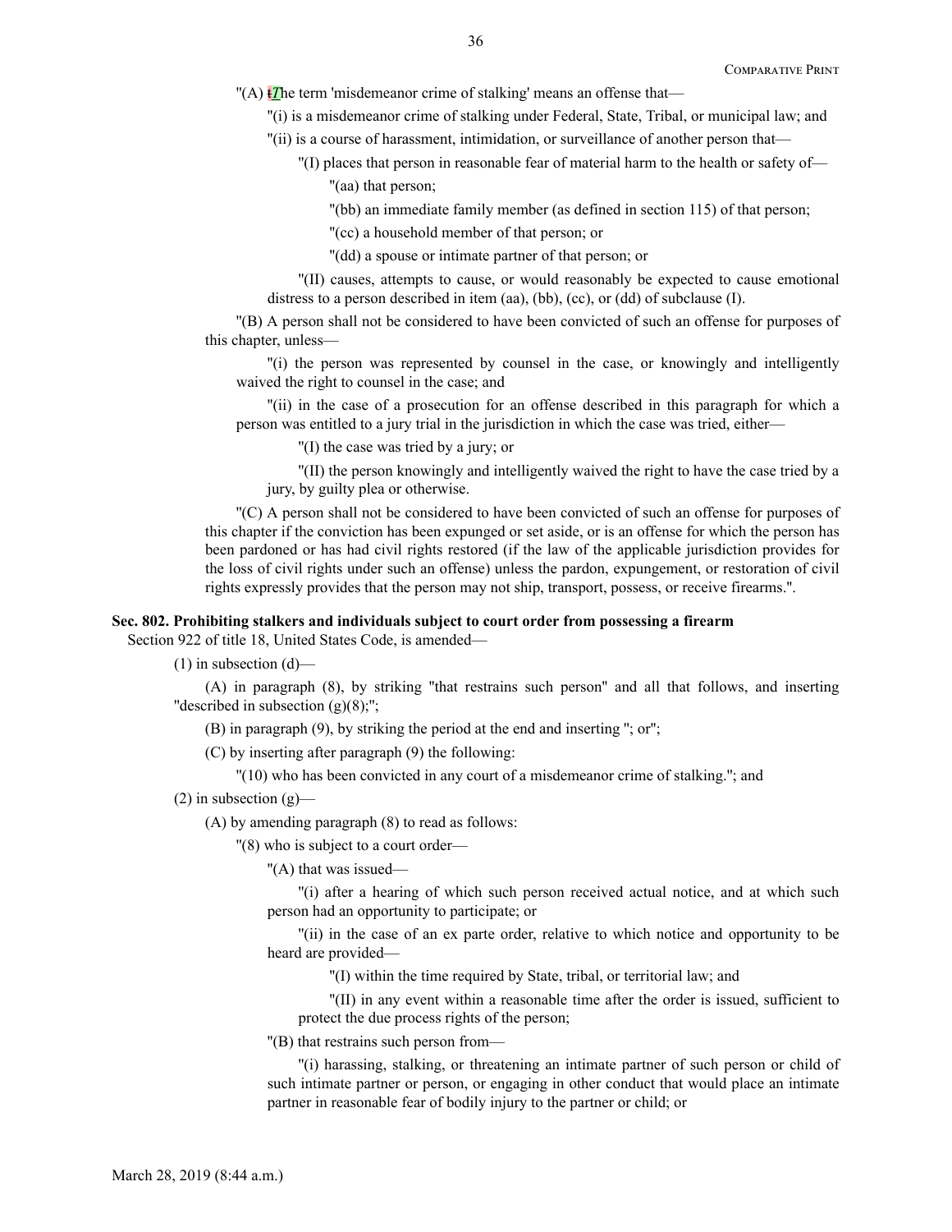"(A) ~~t~~*T*he term 'misdemeanor crime of stalking' means an offense that—

"(i) is a misdemeanor crime of stalking under Federal, State, Tribal, or municipal law; and

"(ii) is a course of harassment, intimidation, or surveillance of another person that—

"(I) places that person in reasonable fear of material harm to the health or safety of—

"(aa) that person;

"(bb) an immediate family member (as defined in section 115) of that person;

"(cc) a household member of that person; or

"(dd) a spouse or intimate partner of that person; or

"(II) causes, attempts to cause, or would reasonably be expected to cause emotional distress to a person described in item (aa), (bb), (cc), or (dd) of subclause (I).

"(B) A person shall not be considered to have been convicted of such an offense for purposes of this chapter, unless—

"(i) the person was represented by counsel in the case, or knowingly and intelligently waived the right to counsel in the case; and

"(ii) in the case of a prosecution for an offense described in this paragraph for which a person was entitled to a jury trial in the jurisdiction in which the case was tried, either—

"(I) the case was tried by a jury; or

"(II) the person knowingly and intelligently waived the right to have the case tried by a jury, by guilty plea or otherwise.

"(C) A person shall not be considered to have been convicted of such an offense for purposes of this chapter if the conviction has been expunged or set aside, or is an offense for which the person has been pardoned or has had civil rights restored (if the law of the applicable jurisdiction provides for the loss of civil rights under such an offense) unless the pardon, expungement, or restoration of civil rights expressly provides that the person may not ship, transport, possess, or receive firearms.".

**Sec. 802. Prohibiting stalkers and individuals subject to court order from possessing a firearm**

Section 922 of title 18, United States Code, is amended—

(1) in subsection (d)—

(A) in paragraph (8), by striking "that restrains such person" and all that follows, and inserting "described in subsection (g)(8);";

(B) in paragraph (9), by striking the period at the end and inserting "; or";

(C) by inserting after paragraph (9) the following:

"(10) who has been convicted in any court of a misdemeanor crime of stalking."; and

(2) in subsection (g)—

(A) by amending paragraph (8) to read as follows:

"(8) who is subject to a court order—

"(A) that was issued—

"(i) after a hearing of which such person received actual notice, and at which such person had an opportunity to participate; or

"(ii) in the case of an ex parte order, relative to which notice and opportunity to be heard are provided—

"(I) within the time required by State, tribal, or territorial law; and

"(II) in any event within a reasonable time after the order is issued, sufficient to protect the due process rights of the person;

"(B) that restrains such person from—

"(i) harassing, stalking, or threatening an intimate partner of such person or child of such intimate partner or person, or engaging in other conduct that would place an intimate partner in reasonable fear of bodily injury to the partner or child; or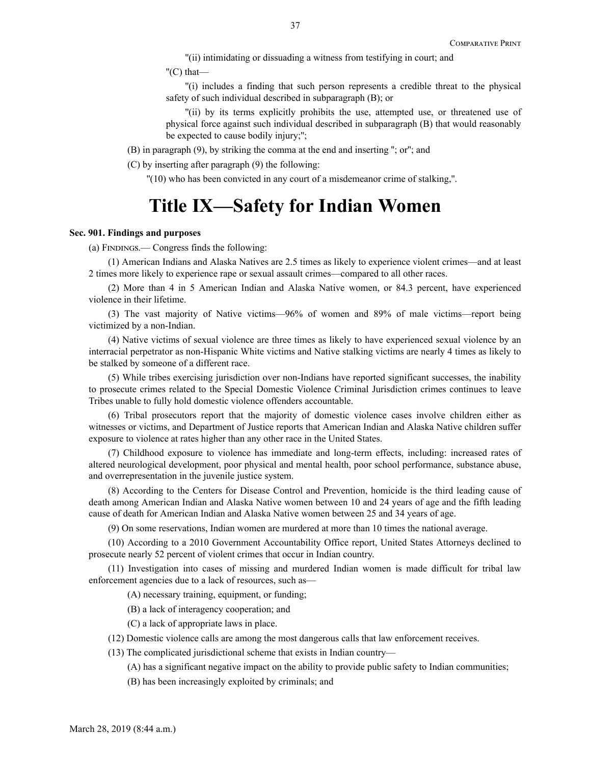"(ii) intimidating or dissuading a witness from testifying in court; and

"(C) that—

"(i) includes a finding that such person represents a credible threat to the physical safety of such individual described in subparagraph (B); or

"(ii) by its terms explicitly prohibits the use, attempted use, or threatened use of physical force against such individual described in subparagraph (B) that would reasonably be expected to cause bodily injury;";

(B) in paragraph (9), by striking the comma at the end and inserting "; or"; and

(C) by inserting after paragraph (9) the following:

"(10) who has been convicted in any court of a misdemeanor crime of stalking,".

# Title IX—Safety for Indian Women

**Sec. 901. Findings and purposes**

(a) Findings.— Congress finds the following:

(1) American Indians and Alaska Natives are 2.5 times as likely to experience violent crimes—and at least 2 times more likely to experience rape or sexual assault crimes—compared to all other races.

(2) More than 4 in 5 American Indian and Alaska Native women, or 84.3 percent, have experienced violence in their lifetime.

(3) The vast majority of Native victims—96% of women and 89% of male victims—report being victimized by a non-Indian.

(4) Native victims of sexual violence are three times as likely to have experienced sexual violence by an interracial perpetrator as non-Hispanic White victims and Native stalking victims are nearly 4 times as likely to be stalked by someone of a different race.

(5) While tribes exercising jurisdiction over non-Indians have reported significant successes, the inability to prosecute crimes related to the Special Domestic Violence Criminal Jurisdiction crimes continues to leave Tribes unable to fully hold domestic violence offenders accountable.

(6) Tribal prosecutors report that the majority of domestic violence cases involve children either as witnesses or victims, and Department of Justice reports that American Indian and Alaska Native children suffer exposure to violence at rates higher than any other race in the United States.

(7) Childhood exposure to violence has immediate and long-term effects, including: increased rates of altered neurological development, poor physical and mental health, poor school performance, substance abuse, and overrepresentation in the juvenile justice system.

(8) According to the Centers for Disease Control and Prevention, homicide is the third leading cause of death among American Indian and Alaska Native women between 10 and 24 years of age and the fifth leading cause of death for American Indian and Alaska Native women between 25 and 34 years of age.

(9) On some reservations, Indian women are murdered at more than 10 times the national average.

(10) According to a 2010 Government Accountability Office report, United States Attorneys declined to prosecute nearly 52 percent of violent crimes that occur in Indian country.

(11) Investigation into cases of missing and murdered Indian women is made difficult for tribal law enforcement agencies due to a lack of resources, such as—

(A) necessary training, equipment, or funding;

(B) a lack of interagency cooperation; and

(C) a lack of appropriate laws in place.

(12) Domestic violence calls are among the most dangerous calls that law enforcement receives.

(13) The complicated jurisdictional scheme that exists in Indian country—

(A) has a significant negative impact on the ability to provide public safety to Indian communities;

(B) has been increasingly exploited by criminals; and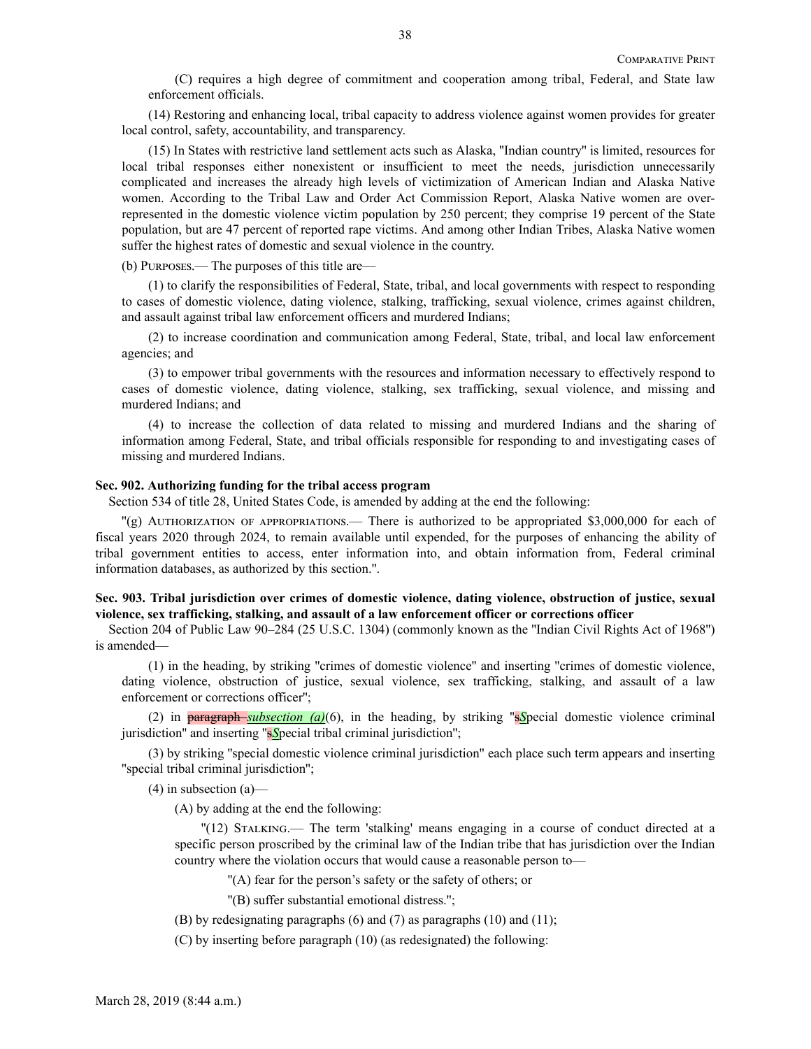(C) requires a high degree of commitment and cooperation among tribal, Federal, and State law enforcement officials.

(14) Restoring and enhancing local, tribal capacity to address violence against women provides for greater local control, safety, accountability, and transparency.

(15) In States with restrictive land settlement acts such as Alaska, "Indian country" is limited, resources for local tribal responses either nonexistent or insufficient to meet the needs, jurisdiction unnecessarily complicated and increases the already high levels of victimization of American Indian and Alaska Native women. According to the Tribal Law and Order Act Commission Report, Alaska Native women are over-represented in the domestic violence victim population by 250 percent; they comprise 19 percent of the State population, but are 47 percent of reported rape victims. And among other Indian Tribes, Alaska Native women suffer the highest rates of domestic and sexual violence in the country.

(b) PURPOSES.— The purposes of this title are—

(1) to clarify the responsibilities of Federal, State, tribal, and local governments with respect to responding to cases of domestic violence, dating violence, stalking, trafficking, sexual violence, crimes against children, and assault against tribal law enforcement officers and murdered Indians;

(2) to increase coordination and communication among Federal, State, tribal, and local law enforcement agencies; and

(3) to empower tribal governments with the resources and information necessary to effectively respond to cases of domestic violence, dating violence, stalking, sex trafficking, sexual violence, and missing and murdered Indians; and

(4) to increase the collection of data related to missing and murdered Indians and the sharing of information among Federal, State, and tribal officials responsible for responding to and investigating cases of missing and murdered Indians.

**Sec. 902. Authorizing funding for the tribal access program**

Section 534 of title 28, United States Code, is amended by adding at the end the following:

"(g) AUTHORIZATION OF APPROPRIATIONS.— There is authorized to be appropriated $3,000,000 for each of fiscal years 2020 through 2024, to remain available until expended, for the purposes of enhancing the ability of tribal government entities to access, enter information into, and obtain information from, Federal criminal information databases, as authorized by this section.".

**Sec. 903. Tribal jurisdiction over crimes of domestic violence, dating violence, obstruction of justice, sexual violence, sex trafficking, stalking, and assault of a law enforcement officer or corrections officer**

Section 204 of Public Law 90–284 (25 U.S.C. 1304) (commonly known as the "Indian Civil Rights Act of 1968") is amended—

(1) in the heading, by striking "crimes of domestic violence" and inserting "crimes of domestic violence, dating violence, obstruction of justice, sexual violence, sex trafficking, stalking, and assault of a law enforcement or corrections officer";

(2) in ~~paragraph~~ *subsection (a)*(6), in the heading, by striking "~~s~~*S*pecial domestic violence criminal jurisdiction" and inserting "~~s~~*S*pecial tribal criminal jurisdiction";

(3) by striking "special domestic violence criminal jurisdiction" each place such term appears and inserting "special tribal criminal jurisdiction";

(4) in subsection (a)—

(A) by adding at the end the following:

"(12) STALKING.— The term 'stalking' means engaging in a course of conduct directed at a specific person proscribed by the criminal law of the Indian tribe that has jurisdiction over the Indian country where the violation occurs that would cause a reasonable person to—

"(A) fear for the person's safety or the safety of others; or

"(B) suffer substantial emotional distress.";

(B) by redesignating paragraphs (6) and (7) as paragraphs (10) and (11);

(C) by inserting before paragraph (10) (as redesignated) the following: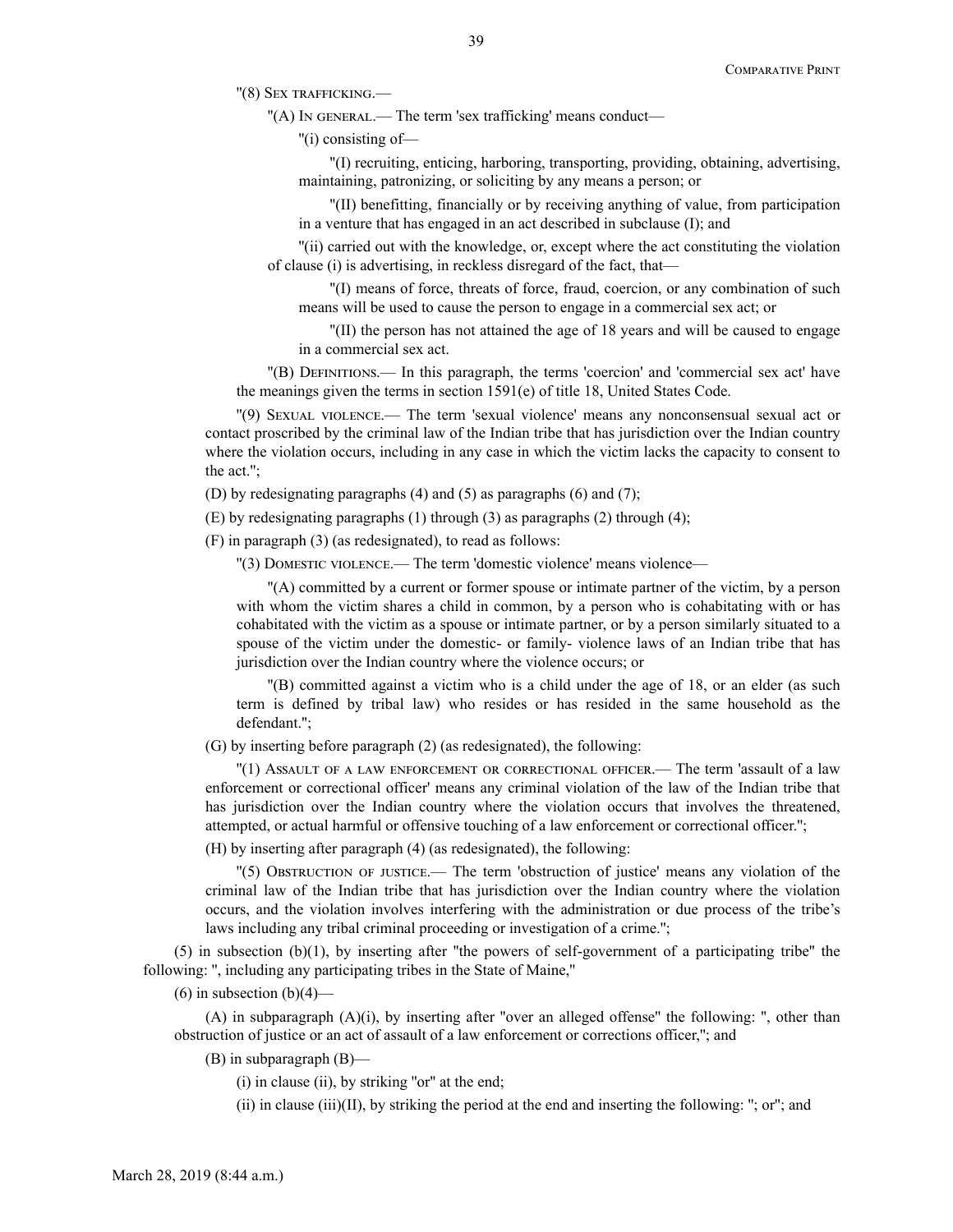"(8) Sex trafficking.—

"(A) In general.— The term 'sex trafficking' means conduct—

"(i) consisting of—

"(I) recruiting, enticing, harboring, transporting, providing, obtaining, advertising, maintaining, patronizing, or soliciting by any means a person; or

"(II) benefitting, financially or by receiving anything of value, from participation in a venture that has engaged in an act described in subclause (I); and

"(ii) carried out with the knowledge, or, except where the act constituting the violation of clause (i) is advertising, in reckless disregard of the fact, that—

"(I) means of force, threats of force, fraud, coercion, or any combination of such means will be used to cause the person to engage in a commercial sex act; or

"(II) the person has not attained the age of 18 years and will be caused to engage in a commercial sex act.

"(B) Definitions.— In this paragraph, the terms 'coercion' and 'commercial sex act' have the meanings given the terms in section 1591(e) of title 18, United States Code.

"(9) Sexual violence.— The term 'sexual violence' means any nonconsensual sexual act or contact proscribed by the criminal law of the Indian tribe that has jurisdiction over the Indian country where the violation occurs, including in any case in which the victim lacks the capacity to consent to the act.";

(D) by redesignating paragraphs (4) and (5) as paragraphs (6) and (7);

(E) by redesignating paragraphs (1) through (3) as paragraphs (2) through (4);

(F) in paragraph (3) (as redesignated), to read as follows:

"(3) Domestic violence.— The term 'domestic violence' means violence—

"(A) committed by a current or former spouse or intimate partner of the victim, by a person with whom the victim shares a child in common, by a person who is cohabitating with or has cohabitated with the victim as a spouse or intimate partner, or by a person similarly situated to a spouse of the victim under the domestic- or family- violence laws of an Indian tribe that has jurisdiction over the Indian country where the violence occurs; or

"(B) committed against a victim who is a child under the age of 18, or an elder (as such term is defined by tribal law) who resides or has resided in the same household as the defendant.";

(G) by inserting before paragraph (2) (as redesignated), the following:

"(1) Assault of a law enforcement or correctional officer.— The term 'assault of a law enforcement or correctional officer' means any criminal violation of the law of the Indian tribe that has jurisdiction over the Indian country where the violation occurs that involves the threatened, attempted, or actual harmful or offensive touching of a law enforcement or correctional officer.";

(H) by inserting after paragraph (4) (as redesignated), the following:

"(5) Obstruction of justice.— The term 'obstruction of justice' means any violation of the criminal law of the Indian tribe that has jurisdiction over the Indian country where the violation occurs, and the violation involves interfering with the administration or due process of the tribe's laws including any tribal criminal proceeding or investigation of a crime.";

(5) in subsection (b)(1), by inserting after "the powers of self-government of a participating tribe" the following: ", including any participating tribes in the State of Maine,"

(6) in subsection (b)(4)—

(A) in subparagraph (A)(i), by inserting after "over an alleged offense" the following: ", other than obstruction of justice or an act of assault of a law enforcement or corrections officer,"; and

(B) in subparagraph (B)—

(i) in clause (ii), by striking "or" at the end;

(ii) in clause (iii)(II), by striking the period at the end and inserting the following: "; or"; and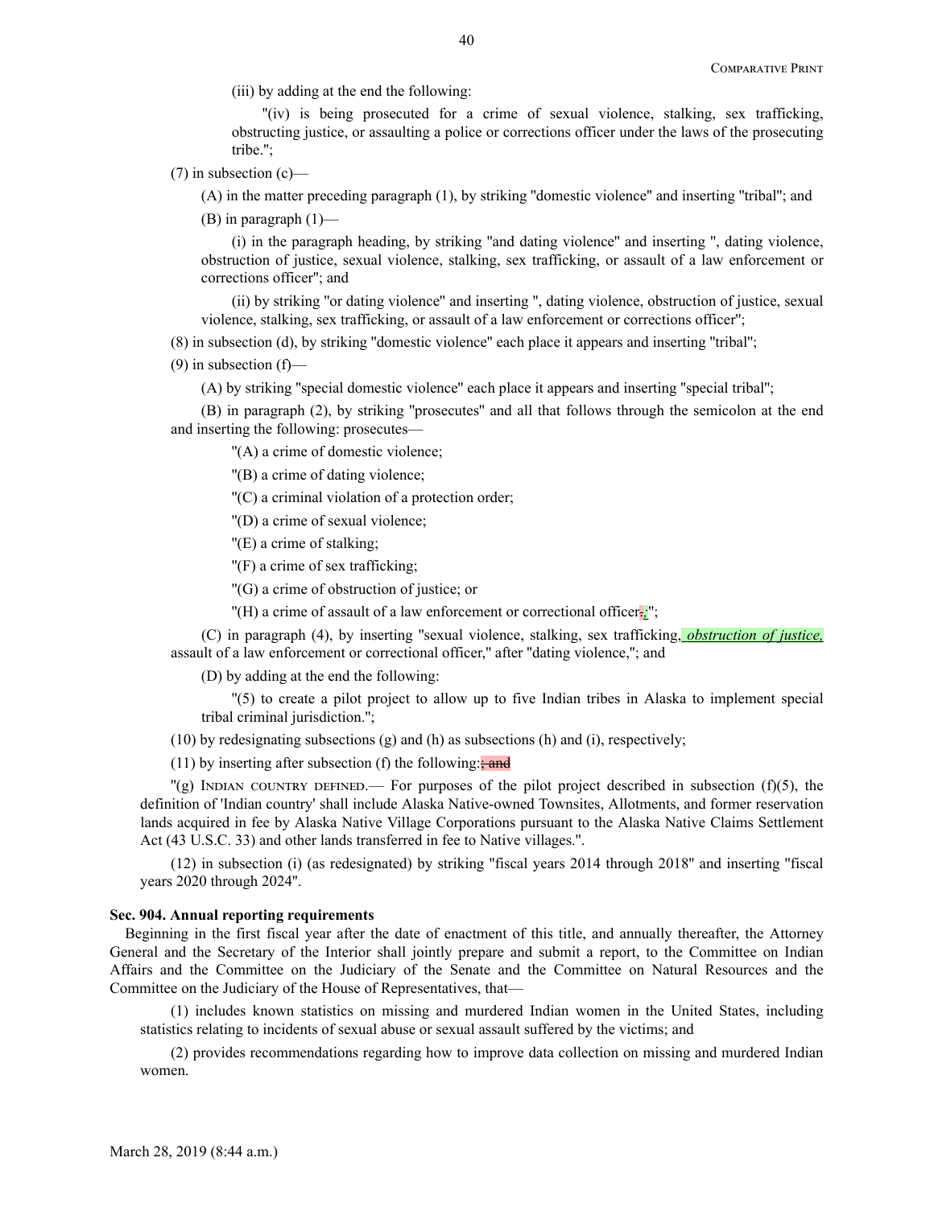(iii) by adding at the end the following:

"(iv) is being prosecuted for a crime of sexual violence, stalking, sex trafficking, obstructing justice, or assaulting a police or corrections officer under the laws of the prosecuting tribe.";

(7) in subsection (c)—

(A) in the matter preceding paragraph (1), by striking "domestic violence" and inserting "tribal"; and

(B) in paragraph (1)—

(i) in the paragraph heading, by striking "and dating violence" and inserting ", dating violence, obstruction of justice, sexual violence, stalking, sex trafficking, or assault of a law enforcement or corrections officer"; and

(ii) by striking "or dating violence" and inserting ", dating violence, obstruction of justice, sexual violence, stalking, sex trafficking, or assault of a law enforcement or corrections officer";

(8) in subsection (d), by striking "domestic violence" each place it appears and inserting "tribal";

(9) in subsection (f)—

(A) by striking "special domestic violence" each place it appears and inserting "special tribal";

(B) in paragraph (2), by striking "prosecutes" and all that follows through the semicolon at the end and inserting the following: prosecutes—

"(A) a crime of domestic violence;

"(B) a crime of dating violence;

"(C) a criminal violation of a protection order;

"(D) a crime of sexual violence;

"(E) a crime of stalking;

"(F) a crime of sex trafficking;

"(G) a crime of obstruction of justice; or

"(H) a crime of assault of a law enforcement or correctional officer~~.~~;";

(C) in paragraph (4), by inserting "sexual violence, stalking, sex trafficking, *obstruction of justice,* assault of a law enforcement or correctional officer," after "dating violence,"; and

(D) by adding at the end the following:

"(5) to create a pilot project to allow up to five Indian tribes in Alaska to implement special tribal criminal jurisdiction.";

(10) by redesignating subsections (g) and (h) as subsections (h) and (i), respectively;

(11) by inserting after subsection (f) the following:~~; and~~

"(g) Indian country defined.— For purposes of the pilot project described in subsection (f)(5), the definition of 'Indian country' shall include Alaska Native-owned Townsites, Allotments, and former reservation lands acquired in fee by Alaska Native Village Corporations pursuant to the Alaska Native Claims Settlement Act (43 U.S.C. 33) and other lands transferred in fee to Native villages.".

(12) in subsection (i) (as redesignated) by striking "fiscal years 2014 through 2018" and inserting "fiscal years 2020 through 2024".

**Sec. 904. Annual reporting requirements**

Beginning in the first fiscal year after the date of enactment of this title, and annually thereafter, the Attorney General and the Secretary of the Interior shall jointly prepare and submit a report, to the Committee on Indian Affairs and the Committee on the Judiciary of the Senate and the Committee on Natural Resources and the Committee on the Judiciary of the House of Representatives, that—

(1) includes known statistics on missing and murdered Indian women in the United States, including statistics relating to incidents of sexual abuse or sexual assault suffered by the victims; and

(2) provides recommendations regarding how to improve data collection on missing and murdered Indian women.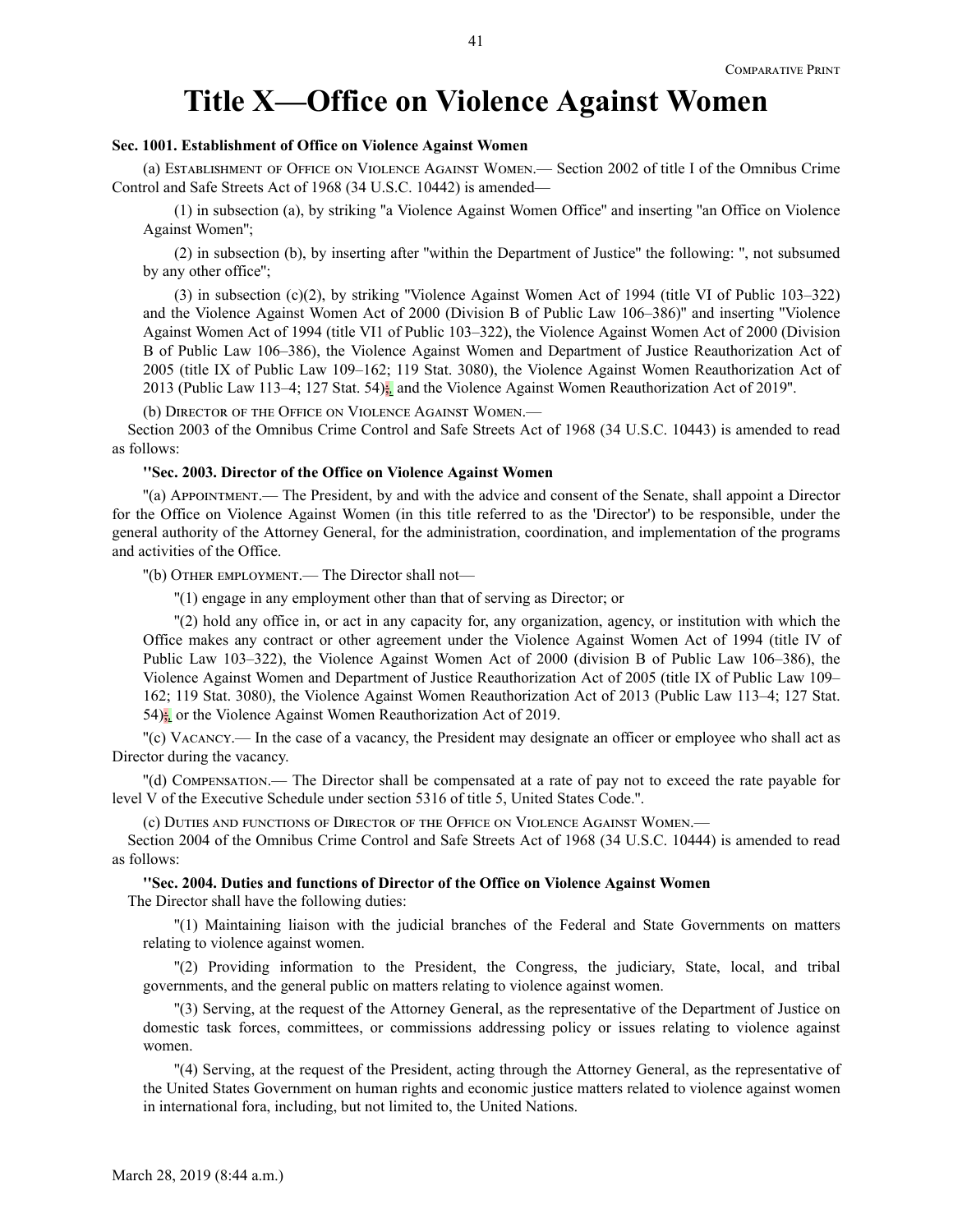# Title X—Office on Violence Against Women

**Sec. 1001. Establishment of Office on Violence Against Women**

(a) Establishment of Office on Violence Against Women.— Section 2002 of title I of the Omnibus Crime Control and Safe Streets Act of 1968 (34 U.S.C. 10442) is amended—

(1) in subsection (a), by striking "a Violence Against Women Office" and inserting "an Office on Violence Against Women";

(2) in subsection (b), by inserting after "within the Department of Justice" the following: ", not subsumed by any other office";

(3) in subsection (c)(2), by striking "Violence Against Women Act of 1994 (title VI of Public 103–322) and the Violence Against Women Act of 2000 (Division B of Public Law 106–386)" and inserting "Violence Against Women Act of 1994 (title VI1 of Public 103–322), the Violence Against Women Act of 2000 (Division B of Public Law 106–386), the Violence Against Women and Department of Justice Reauthorization Act of 2005 (title IX of Public Law 109–162; 119 Stat. 3080), the Violence Against Women Reauthorization Act of 2013 (Public Law 113–4; 127 Stat. 54);, and the Violence Against Women Reauthorization Act of 2019".

(b) Director of the Office on Violence Against Women.—

Section 2003 of the Omnibus Crime Control and Safe Streets Act of 1968 (34 U.S.C. 10443) is amended to read as follows:

**"Sec. 2003. Director of the Office on Violence Against Women**

"(a) Appointment.— The President, by and with the advice and consent of the Senate, shall appoint a Director for the Office on Violence Against Women (in this title referred to as the 'Director') to be responsible, under the general authority of the Attorney General, for the administration, coordination, and implementation of the programs and activities of the Office.

"(b) Other employment.— The Director shall not—

"(1) engage in any employment other than that of serving as Director; or

"(2) hold any office in, or act in any capacity for, any organization, agency, or institution with which the Office makes any contract or other agreement under the Violence Against Women Act of 1994 (title IV of Public Law 103–322), the Violence Against Women Act of 2000 (division B of Public Law 106–386), the Violence Against Women and Department of Justice Reauthorization Act of 2005 (title IX of Public Law 109–162; 119 Stat. 3080), the Violence Against Women Reauthorization Act of 2013 (Public Law 113–4; 127 Stat. 54);, or the Violence Against Women Reauthorization Act of 2019.

"(c) Vacancy.— In the case of a vacancy, the President may designate an officer or employee who shall act as Director during the vacancy.

"(d) Compensation.— The Director shall be compensated at a rate of pay not to exceed the rate payable for level V of the Executive Schedule under section 5316 of title 5, United States Code.".

(c) Duties and functions of Director of the Office on Violence Against Women.—

Section 2004 of the Omnibus Crime Control and Safe Streets Act of 1968 (34 U.S.C. 10444) is amended to read as follows:

**"Sec. 2004. Duties and functions of Director of the Office on Violence Against Women**

The Director shall have the following duties:

"(1) Maintaining liaison with the judicial branches of the Federal and State Governments on matters relating to violence against women.

"(2) Providing information to the President, the Congress, the judiciary, State, local, and tribal governments, and the general public on matters relating to violence against women.

"(3) Serving, at the request of the Attorney General, as the representative of the Department of Justice on domestic task forces, committees, or commissions addressing policy or issues relating to violence against women.

"(4) Serving, at the request of the President, acting through the Attorney General, as the representative of the United States Government on human rights and economic justice matters related to violence against women in international fora, including, but not limited to, the United Nations.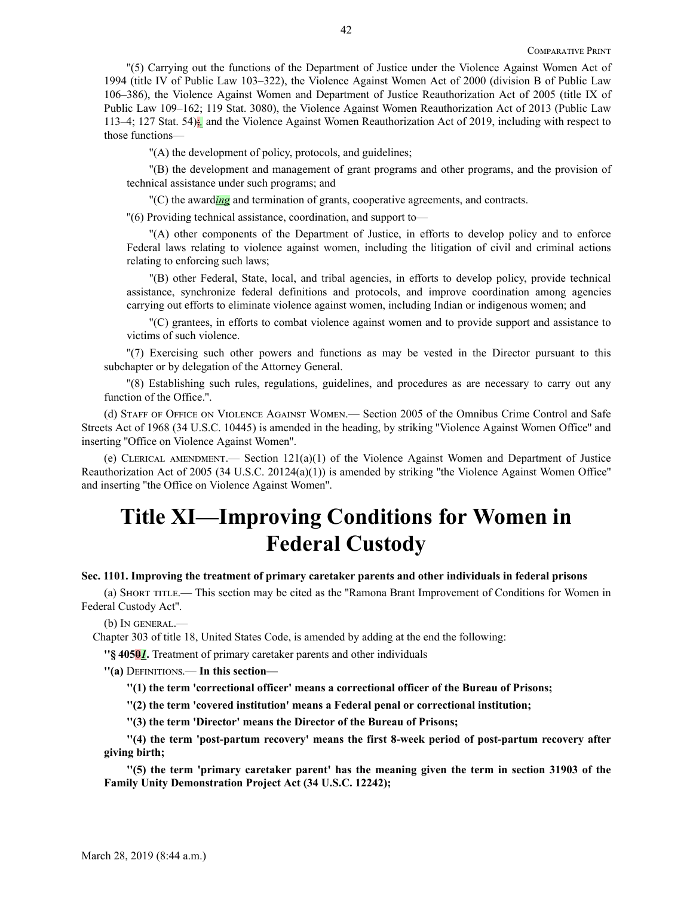"(5) Carrying out the functions of the Department of Justice under the Violence Against Women Act of 1994 (title IV of Public Law 103–322), the Violence Against Women Act of 2000 (division B of Public Law 106–386), the Violence Against Women and Department of Justice Reauthorization Act of 2005 (title IX of Public Law 109–162; 119 Stat. 3080), the Violence Against Women Reauthorization Act of 2013 (Public Law 113–4; 127 Stat. 54);, and the Violence Against Women Reauthorization Act of 2019, including with respect to those functions—

"(A) the development of policy, protocols, and guidelines;

"(B) the development and management of grant programs and other programs, and the provision of technical assistance under such programs; and

"(C) the award*ing* and termination of grants, cooperative agreements, and contracts.

"(6) Providing technical assistance, coordination, and support to—

"(A) other components of the Department of Justice, in efforts to develop policy and to enforce Federal laws relating to violence against women, including the litigation of civil and criminal actions relating to enforcing such laws;

"(B) other Federal, State, local, and tribal agencies, in efforts to develop policy, provide technical assistance, synchronize federal definitions and protocols, and improve coordination among agencies carrying out efforts to eliminate violence against women, including Indian or indigenous women; and

"(C) grantees, in efforts to combat violence against women and to provide support and assistance to victims of such violence.

"(7) Exercising such other powers and functions as may be vested in the Director pursuant to this subchapter or by delegation of the Attorney General.

"(8) Establishing such rules, regulations, guidelines, and procedures as are necessary to carry out any function of the Office.".

(d) Staff of Office on Violence Against Women.— Section 2005 of the Omnibus Crime Control and Safe Streets Act of 1968 (34 U.S.C. 10445) is amended in the heading, by striking "Violence Against Women Office" and inserting "Office on Violence Against Women".

(e) Clerical amendment.— Section 121(a)(1) of the Violence Against Women and Department of Justice Reauthorization Act of 2005 (34 U.S.C. 20124(a)(1)) is amended by striking "the Violence Against Women Office" and inserting "the Office on Violence Against Women".

# Title XI—Improving Conditions for Women in Federal Custody

**Sec. 1101. Improving the treatment of primary caretaker parents and other individuals in federal prisons**

(a) Short title.— This section may be cited as the "Ramona Brant Improvement of Conditions for Women in Federal Custody Act".

(b) In general.—

Chapter 303 of title 18, United States Code, is amended by adding at the end the following:

**"§ 4050*1*.** Treatment of primary caretaker parents and other individuals

**"(a)** Definitions.— **In this section—**

**"(1) the term 'correctional officer' means a correctional officer of the Bureau of Prisons;**

**"(2) the term 'covered institution' means a Federal penal or correctional institution;**

**"(3) the term 'Director' means the Director of the Bureau of Prisons;**

**"(4) the term 'post-partum recovery' means the first 8-week period of post-partum recovery after giving birth;**

**"(5) the term 'primary caretaker parent' has the meaning given the term in section 31903 of the Family Unity Demonstration Project Act (34 U.S.C. 12242);**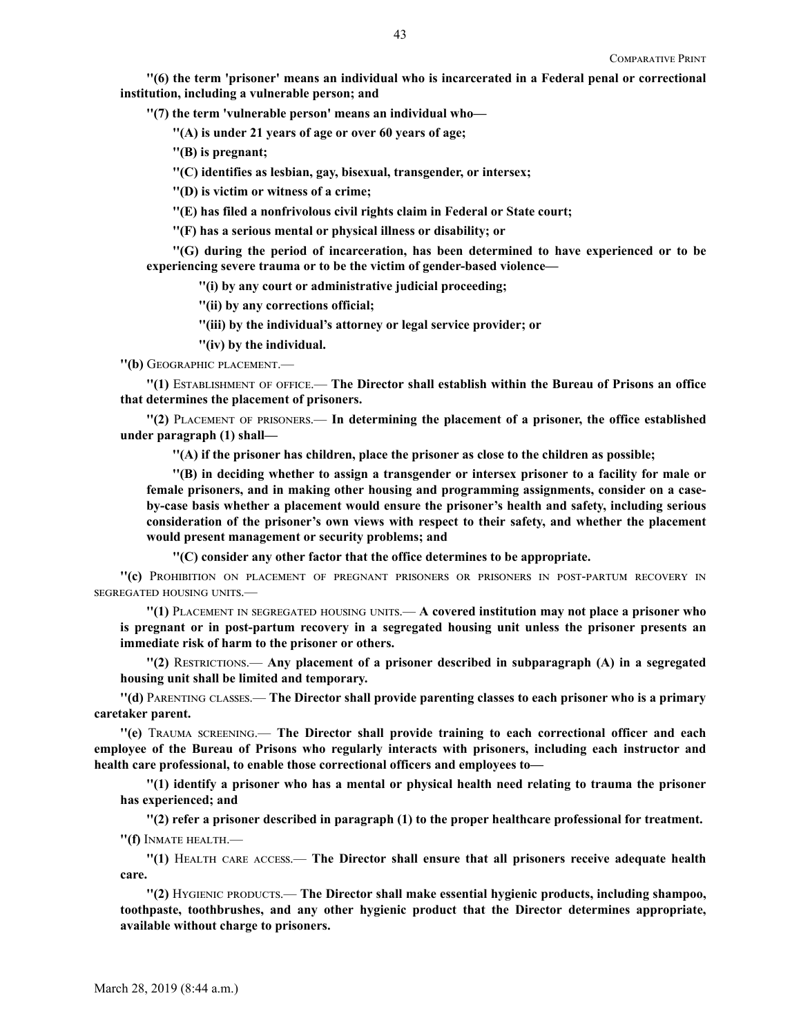**"(6) the term 'prisoner' means an individual who is incarcerated in a Federal penal or correctional institution, including a vulnerable person; and**

**"(7) the term 'vulnerable person' means an individual who—**

**"(A) is under 21 years of age or over 60 years of age;**

**"(B) is pregnant;**

**"(C) identifies as lesbian, gay, bisexual, transgender, or intersex;**

**"(D) is victim or witness of a crime;**

**"(E) has filed a nonfrivolous civil rights claim in Federal or State court;**

**"(F) has a serious mental or physical illness or disability; or**

**"(G) during the period of incarceration, has been determined to have experienced or to be experiencing severe trauma or to be the victim of gender-based violence—**

**"(i) by any court or administrative judicial proceeding;**

**"(ii) by any corrections official;**

**"(iii) by the individual's attorney or legal service provider; or**

**"(iv) by the individual.**

**"(b)** GEOGRAPHIC PLACEMENT.—

**"(1)** ESTABLISHMENT OF OFFICE.— **The Director shall establish within the Bureau of Prisons an office that determines the placement of prisoners.**

**"(2)** PLACEMENT OF PRISONERS.— **In determining the placement of a prisoner, the office established under paragraph (1) shall—**

**"(A) if the prisoner has children, place the prisoner as close to the children as possible;**

**"(B) in deciding whether to assign a transgender or intersex prisoner to a facility for male or female prisoners, and in making other housing and programming assignments, consider on a case-by-case basis whether a placement would ensure the prisoner's health and safety, including serious consideration of the prisoner's own views with respect to their safety, and whether the placement would present management or security problems; and**

**"(C) consider any other factor that the office determines to be appropriate.**

**"(c)** PROHIBITION ON PLACEMENT OF PREGNANT PRISONERS OR PRISONERS IN POST-PARTUM RECOVERY IN SEGREGATED HOUSING UNITS.—

**"(1)** PLACEMENT IN SEGREGATED HOUSING UNITS.— **A covered institution may not place a prisoner who is pregnant or in post-partum recovery in a segregated housing unit unless the prisoner presents an immediate risk of harm to the prisoner or others.**

**"(2)** RESTRICTIONS.— **Any placement of a prisoner described in subparagraph (A) in a segregated housing unit shall be limited and temporary.**

**"(d)** PARENTING CLASSES.— **The Director shall provide parenting classes to each prisoner who is a primary caretaker parent.**

**"(e)** TRAUMA SCREENING.— **The Director shall provide training to each correctional officer and each employee of the Bureau of Prisons who regularly interacts with prisoners, including each instructor and health care professional, to enable those correctional officers and employees to—**

**"(1) identify a prisoner who has a mental or physical health need relating to trauma the prisoner has experienced; and**

**"(2) refer a prisoner described in paragraph (1) to the proper healthcare professional for treatment.**

**"(f)** INMATE HEALTH.—

**"(1)** HEALTH CARE ACCESS.— **The Director shall ensure that all prisoners receive adequate health care.**

**"(2)** HYGIENIC PRODUCTS.— **The Director shall make essential hygienic products, including shampoo, toothpaste, toothbrushes, and any other hygienic product that the Director determines appropriate, available without charge to prisoners.**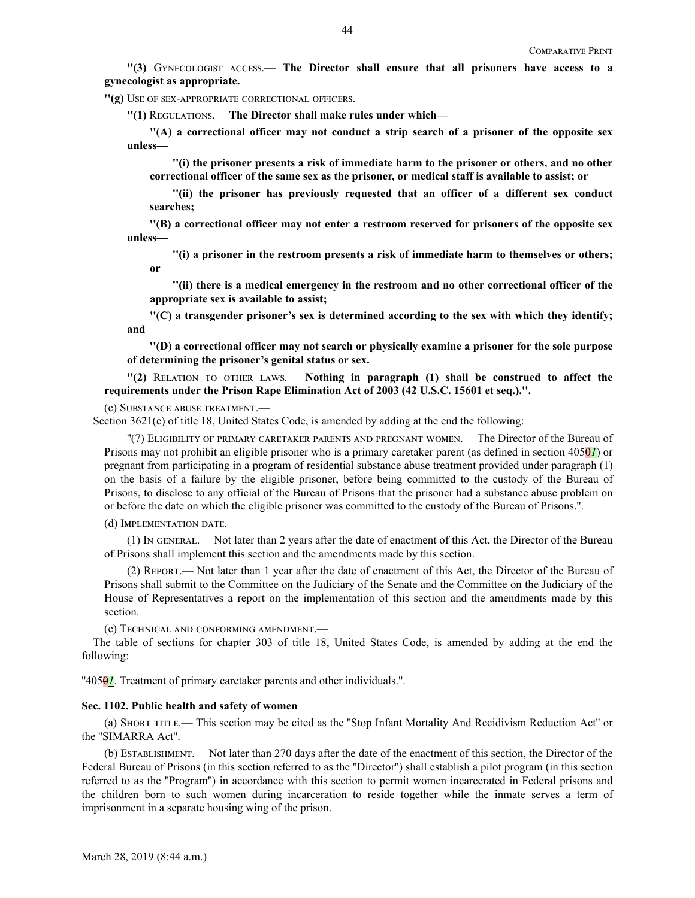**"(3)** Gynecologist access.— **The Director shall ensure that all prisoners have access to a gynecologist as appropriate.**

**"(g)** Use of sex-appropriate correctional officers.—

**"(1)** Regulations.— **The Director shall make rules under which—**

**"(A) a correctional officer may not conduct a strip search of a prisoner of the opposite sex unless—**

**"(i) the prisoner presents a risk of immediate harm to the prisoner or others, and no other correctional officer of the same sex as the prisoner, or medical staff is available to assist; or**

**"(ii) the prisoner has previously requested that an officer of a different sex conduct searches;**

**"(B) a correctional officer may not enter a restroom reserved for prisoners of the opposite sex unless—**

**"(i) a prisoner in the restroom presents a risk of immediate harm to themselves or others; or**

**"(ii) there is a medical emergency in the restroom and no other correctional officer of the appropriate sex is available to assist;**

**"(C) a transgender prisoner's sex is determined according to the sex with which they identify; and**

**"(D) a correctional officer may not search or physically examine a prisoner for the sole purpose of determining the prisoner's genital status or sex.**

**"(2)** Relation to other laws.— **Nothing in paragraph (1) shall be construed to affect the requirements under the Prison Rape Elimination Act of 2003 (42 U.S.C. 15601 et seq.).".**

(c) Substance abuse treatment.—

Section 3621(e) of title 18, United States Code, is amended by adding at the end the following:

"(7) Eligibility of primary caretaker parents and pregnant women.— The Director of the Bureau of Prisons may not prohibit an eligible prisoner who is a primary caretaker parent (as defined in section 405~~0~~*1*) or pregnant from participating in a program of residential substance abuse treatment provided under paragraph (1) on the basis of a failure by the eligible prisoner, before being committed to the custody of the Bureau of Prisons, to disclose to any official of the Bureau of Prisons that the prisoner had a substance abuse problem on or before the date on which the eligible prisoner was committed to the custody of the Bureau of Prisons.".

(d) Implementation date.—

(1) In general.— Not later than 2 years after the date of enactment of this Act, the Director of the Bureau of Prisons shall implement this section and the amendments made by this section.

(2) Report.— Not later than 1 year after the date of enactment of this Act, the Director of the Bureau of Prisons shall submit to the Committee on the Judiciary of the Senate and the Committee on the Judiciary of the House of Representatives a report on the implementation of this section and the amendments made by this section.

(e) Technical and conforming amendment.—

The table of sections for chapter 303 of title 18, United States Code, is amended by adding at the end the following:

"405~~0~~*1*. Treatment of primary caretaker parents and other individuals.".

**Sec. 1102. Public health and safety of women**

(a) Short title.— This section may be cited as the "Stop Infant Mortality And Recidivism Reduction Act" or the "SIMARRA Act".

(b) Establishment.— Not later than 270 days after the date of the enactment of this section, the Director of the Federal Bureau of Prisons (in this section referred to as the "Director") shall establish a pilot program (in this section referred to as the "Program") in accordance with this section to permit women incarcerated in Federal prisons and the children born to such women during incarceration to reside together while the inmate serves a term of imprisonment in a separate housing wing of the prison.

March 28, 2019 (8:44 a.m.)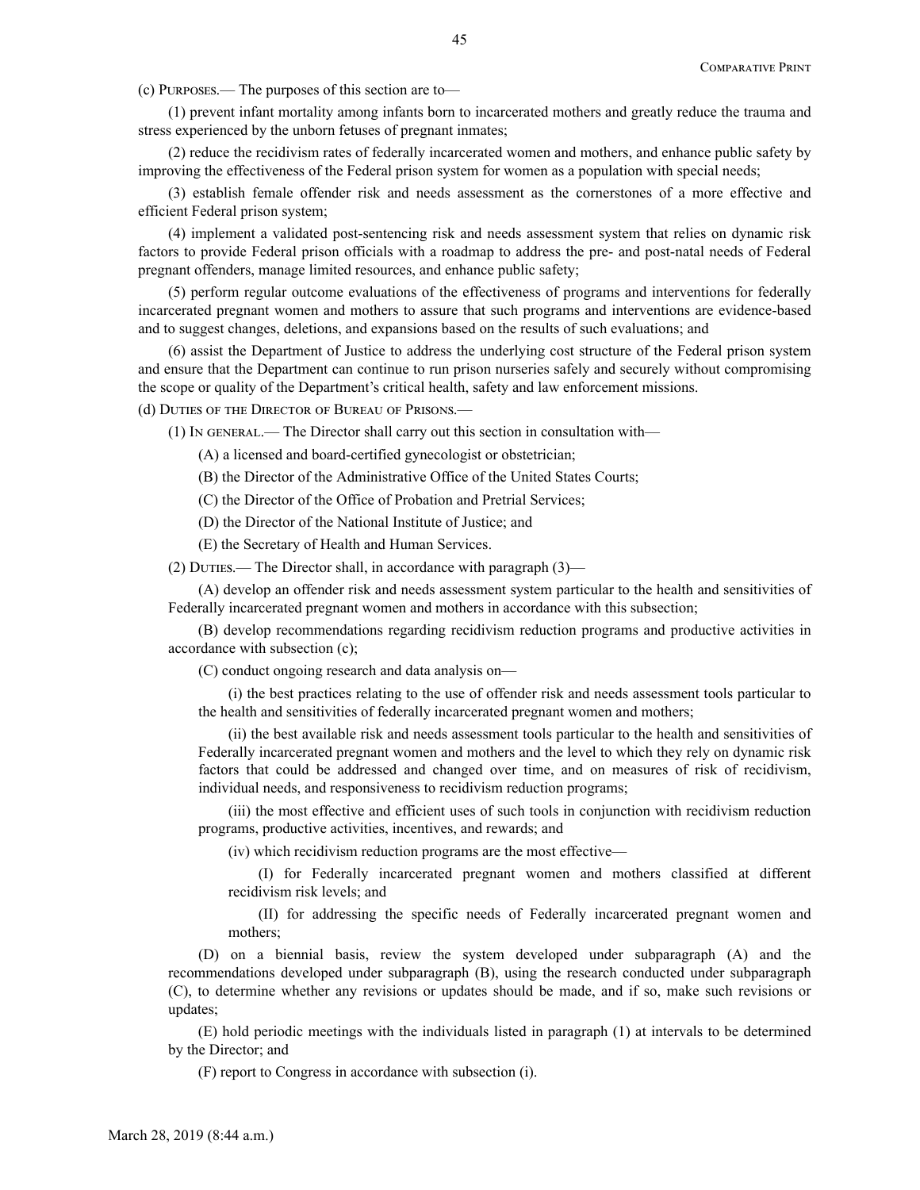(c) Purposes.— The purposes of this section are to—

(1) prevent infant mortality among infants born to incarcerated mothers and greatly reduce the trauma and stress experienced by the unborn fetuses of pregnant inmates;

(2) reduce the recidivism rates of federally incarcerated women and mothers, and enhance public safety by improving the effectiveness of the Federal prison system for women as a population with special needs;

(3) establish female offender risk and needs assessment as the cornerstones of a more effective and efficient Federal prison system;

(4) implement a validated post-sentencing risk and needs assessment system that relies on dynamic risk factors to provide Federal prison officials with a roadmap to address the pre- and post-natal needs of Federal pregnant offenders, manage limited resources, and enhance public safety;

(5) perform regular outcome evaluations of the effectiveness of programs and interventions for federally incarcerated pregnant women and mothers to assure that such programs and interventions are evidence-based and to suggest changes, deletions, and expansions based on the results of such evaluations; and

(6) assist the Department of Justice to address the underlying cost structure of the Federal prison system and ensure that the Department can continue to run prison nurseries safely and securely without compromising the scope or quality of the Department's critical health, safety and law enforcement missions.

(d) Duties of the Director of Bureau of Prisons.—

(1) In general.— The Director shall carry out this section in consultation with—

(A) a licensed and board-certified gynecologist or obstetrician;

(B) the Director of the Administrative Office of the United States Courts;

(C) the Director of the Office of Probation and Pretrial Services;

(D) the Director of the National Institute of Justice; and

(E) the Secretary of Health and Human Services.

(2) Duties.— The Director shall, in accordance with paragraph (3)—

(A) develop an offender risk and needs assessment system particular to the health and sensitivities of Federally incarcerated pregnant women and mothers in accordance with this subsection;

(B) develop recommendations regarding recidivism reduction programs and productive activities in accordance with subsection (c);

(C) conduct ongoing research and data analysis on—

(i) the best practices relating to the use of offender risk and needs assessment tools particular to the health and sensitivities of federally incarcerated pregnant women and mothers;

(ii) the best available risk and needs assessment tools particular to the health and sensitivities of Federally incarcerated pregnant women and mothers and the level to which they rely on dynamic risk factors that could be addressed and changed over time, and on measures of risk of recidivism, individual needs, and responsiveness to recidivism reduction programs;

(iii) the most effective and efficient uses of such tools in conjunction with recidivism reduction programs, productive activities, incentives, and rewards; and

(iv) which recidivism reduction programs are the most effective—

(I) for Federally incarcerated pregnant women and mothers classified at different recidivism risk levels; and

(II) for addressing the specific needs of Federally incarcerated pregnant women and mothers;

(D) on a biennial basis, review the system developed under subparagraph (A) and the recommendations developed under subparagraph (B), using the research conducted under subparagraph (C), to determine whether any revisions or updates should be made, and if so, make such revisions or updates;

(E) hold periodic meetings with the individuals listed in paragraph (1) at intervals to be determined by the Director; and

(F) report to Congress in accordance with subsection (i).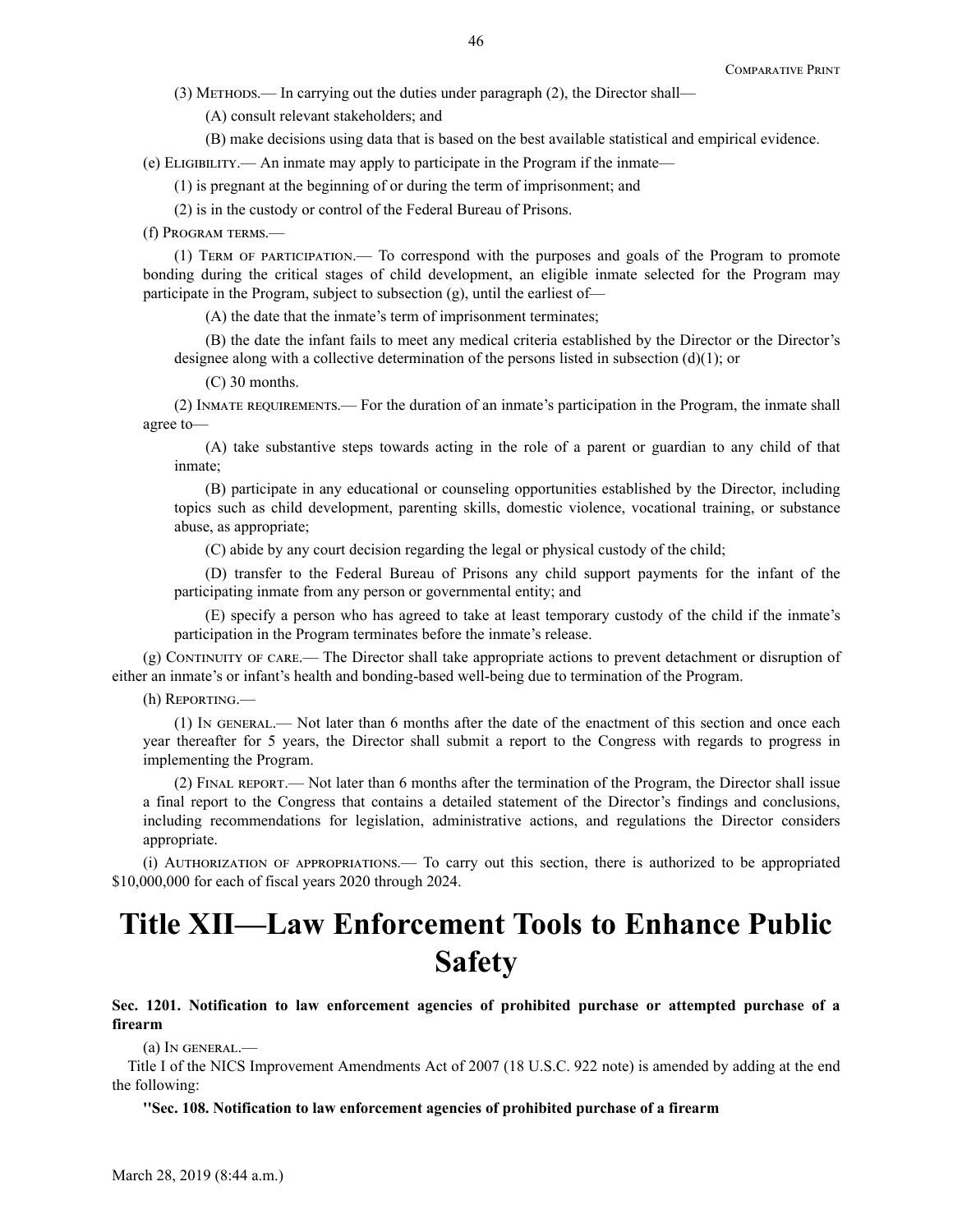(3) Methods.— In carrying out the duties under paragraph (2), the Director shall—

(A) consult relevant stakeholders; and

(B) make decisions using data that is based on the best available statistical and empirical evidence.

(e) Eligibility.— An inmate may apply to participate in the Program if the inmate—

(1) is pregnant at the beginning of or during the term of imprisonment; and

(2) is in the custody or control of the Federal Bureau of Prisons.

(f) Program terms.—

(1) Term of participation.— To correspond with the purposes and goals of the Program to promote bonding during the critical stages of child development, an eligible inmate selected for the Program may participate in the Program, subject to subsection (g), until the earliest of—

(A) the date that the inmate's term of imprisonment terminates;

(B) the date the infant fails to meet any medical criteria established by the Director or the Director's designee along with a collective determination of the persons listed in subsection (d)(1); or

(C) 30 months.

(2) Inmate requirements.— For the duration of an inmate's participation in the Program, the inmate shall agree to—

(A) take substantive steps towards acting in the role of a parent or guardian to any child of that inmate;

(B) participate in any educational or counseling opportunities established by the Director, including topics such as child development, parenting skills, domestic violence, vocational training, or substance abuse, as appropriate;

(C) abide by any court decision regarding the legal or physical custody of the child;

(D) transfer to the Federal Bureau of Prisons any child support payments for the infant of the participating inmate from any person or governmental entity; and

(E) specify a person who has agreed to take at least temporary custody of the child if the inmate's participation in the Program terminates before the inmate's release.

(g) Continuity of care.— The Director shall take appropriate actions to prevent detachment or disruption of either an inmate's or infant's health and bonding-based well-being due to termination of the Program.

(h) Reporting.—

(1) In general.— Not later than 6 months after the date of the enactment of this section and once each year thereafter for 5 years, the Director shall submit a report to the Congress with regards to progress in implementing the Program.

(2) Final report.— Not later than 6 months after the termination of the Program, the Director shall issue a final report to the Congress that contains a detailed statement of the Director's findings and conclusions, including recommendations for legislation, administrative actions, and regulations the Director considers appropriate.

(i) Authorization of appropriations.— To carry out this section, there is authorized to be appropriated $10,000,000 for each of fiscal years 2020 through 2024.

# Title XII—Law Enforcement Tools to Enhance Public Safety

**Sec. 1201. Notification to law enforcement agencies of prohibited purchase or attempted purchase of a firearm**

(a) In general.—

Title I of the NICS Improvement Amendments Act of 2007 (18 U.S.C. 922 note) is amended by adding at the end the following:

**"Sec. 108. Notification to law enforcement agencies of prohibited purchase of a firearm**

March 28, 2019 (8:44 a.m.)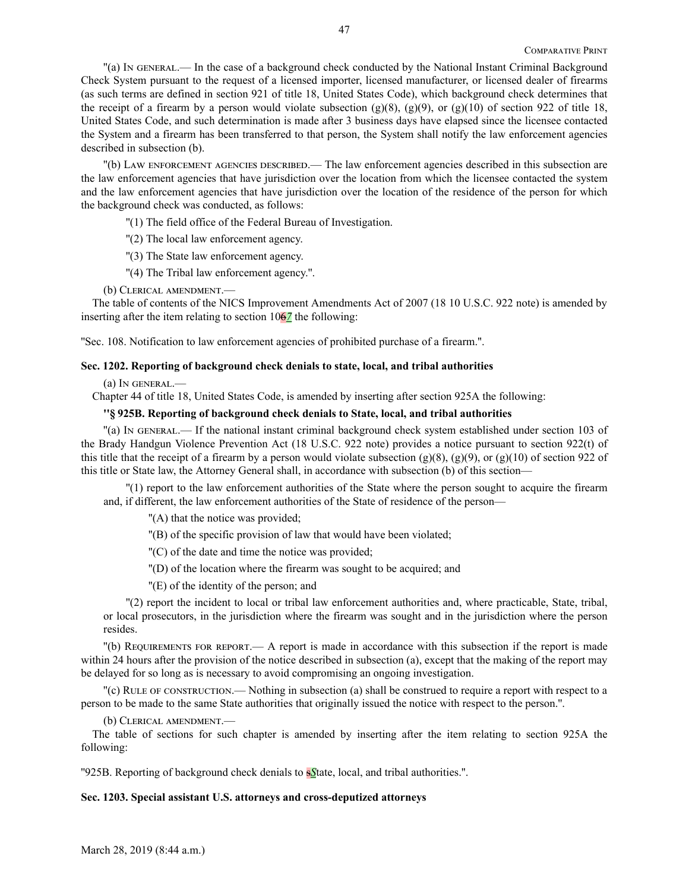"(a) In general.— In the case of a background check conducted by the National Instant Criminal Background Check System pursuant to the request of a licensed importer, licensed manufacturer, or licensed dealer of firearms (as such terms are defined in section 921 of title 18, United States Code), which background check determines that the receipt of a firearm by a person would violate subsection (g)(8), (g)(9), or (g)(10) of section 922 of title 18, United States Code, and such determination is made after 3 business days have elapsed since the licensee contacted the System and a firearm has been transferred to that person, the System shall notify the law enforcement agencies described in subsection (b).

"(b) Law enforcement agencies described.— The law enforcement agencies described in this subsection are the law enforcement agencies that have jurisdiction over the location from which the licensee contacted the system and the law enforcement agencies that have jurisdiction over the location of the residence of the person for which the background check was conducted, as follows:

"(1) The field office of the Federal Bureau of Investigation.

"(2) The local law enforcement agency.

"(3) The State law enforcement agency.

"(4) The Tribal law enforcement agency.".

(b) Clerical amendment.—

The table of contents of the NICS Improvement Amendments Act of 2007 (18 10 U.S.C. 922 note) is amended by inserting after the item relating to section 106*7* the following:

"Sec. 108. Notification to law enforcement agencies of prohibited purchase of a firearm.".

**Sec. 1202. Reporting of background check denials to state, local, and tribal authorities**

(a) In general.—

Chapter 44 of title 18, United States Code, is amended by inserting after section 925A the following:

**"§ 925B. Reporting of background check denials to State, local, and tribal authorities**

"(a) In general.— If the national instant criminal background check system established under section 103 of the Brady Handgun Violence Prevention Act (18 U.S.C. 922 note) provides a notice pursuant to section 922(t) of this title that the receipt of a firearm by a person would violate subsection (g)(8), (g)(9), or (g)(10) of section 922 of this title or State law, the Attorney General shall, in accordance with subsection (b) of this section—

"(1) report to the law enforcement authorities of the State where the person sought to acquire the firearm and, if different, the law enforcement authorities of the State of residence of the person—

"(A) that the notice was provided;

"(B) of the specific provision of law that would have been violated;

"(C) of the date and time the notice was provided;

"(D) of the location where the firearm was sought to be acquired; and

"(E) of the identity of the person; and

"(2) report the incident to local or tribal law enforcement authorities and, where practicable, State, tribal, or local prosecutors, in the jurisdiction where the firearm was sought and in the jurisdiction where the person resides.

"(b) Requirements for report.— A report is made in accordance with this subsection if the report is made within 24 hours after the provision of the notice described in subsection (a), except that the making of the report may be delayed for so long as is necessary to avoid compromising an ongoing investigation.

"(c) Rule of construction.— Nothing in subsection (a) shall be construed to require a report with respect to a person to be made to the same State authorities that originally issued the notice with respect to the person.".

(b) Clerical amendment.—

The table of sections for such chapter is amended by inserting after the item relating to section 925A the following:

"925B. Reporting of background check denials to s*S*tate, local, and tribal authorities.".

**Sec. 1203. Special assistant U.S. attorneys and cross-deputized attorneys**

March 28, 2019 (8:44 a.m.)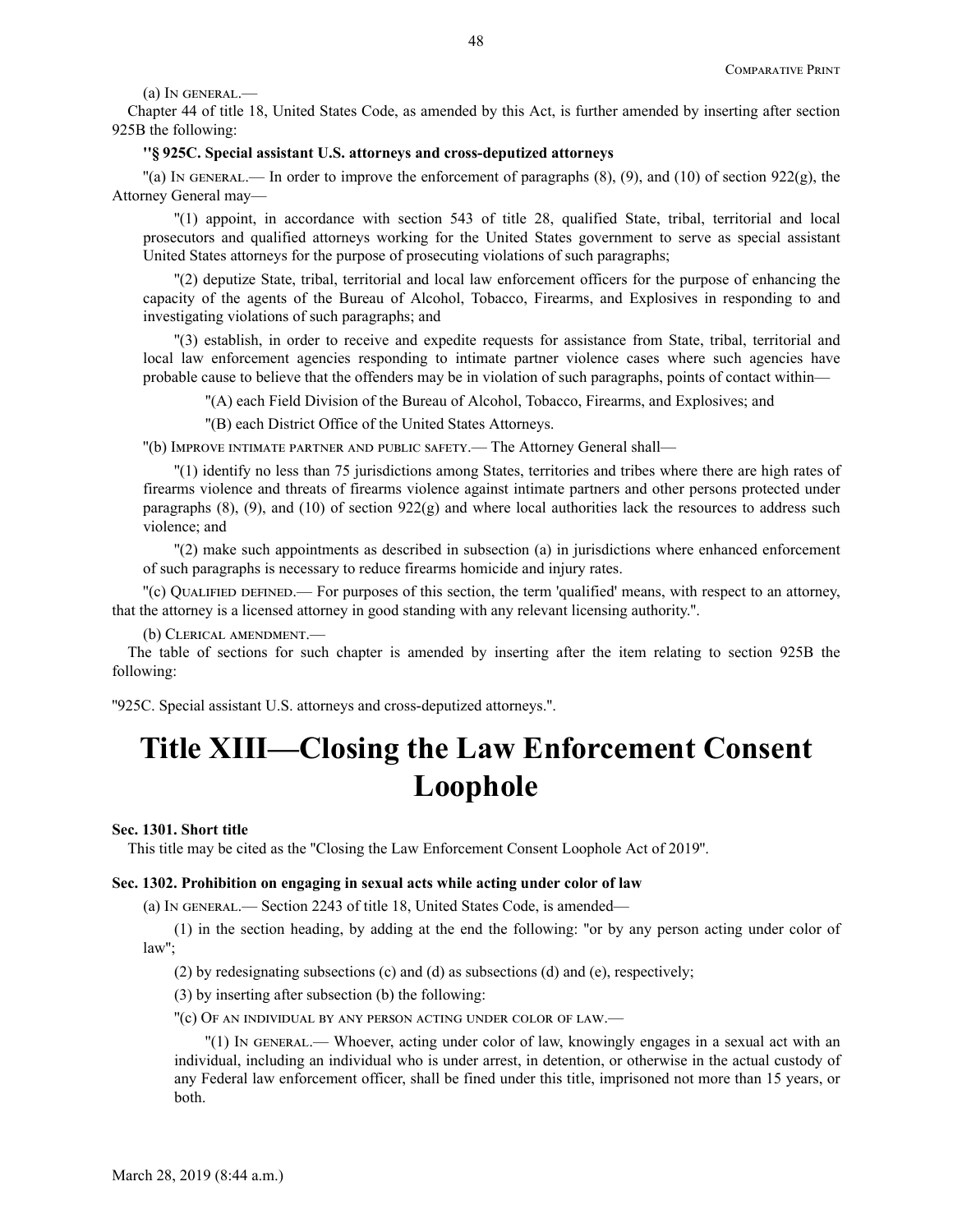(a) In general.—

Chapter 44 of title 18, United States Code, as amended by this Act, is further amended by inserting after section 925B the following:

**"§ 925C. Special assistant U.S. attorneys and cross-deputized attorneys**

"(a) In general.— In order to improve the enforcement of paragraphs (8), (9), and (10) of section 922(g), the Attorney General may—

"(1) appoint, in accordance with section 543 of title 28, qualified State, tribal, territorial and local prosecutors and qualified attorneys working for the United States government to serve as special assistant United States attorneys for the purpose of prosecuting violations of such paragraphs;

"(2) deputize State, tribal, territorial and local law enforcement officers for the purpose of enhancing the capacity of the agents of the Bureau of Alcohol, Tobacco, Firearms, and Explosives in responding to and investigating violations of such paragraphs; and

"(3) establish, in order to receive and expedite requests for assistance from State, tribal, territorial and local law enforcement agencies responding to intimate partner violence cases where such agencies have probable cause to believe that the offenders may be in violation of such paragraphs, points of contact within—

"(A) each Field Division of the Bureau of Alcohol, Tobacco, Firearms, and Explosives; and

"(B) each District Office of the United States Attorneys.

"(b) Improve intimate partner and public safety.— The Attorney General shall—

"(1) identify no less than 75 jurisdictions among States, territories and tribes where there are high rates of firearms violence and threats of firearms violence against intimate partners and other persons protected under paragraphs (8), (9), and (10) of section 922(g) and where local authorities lack the resources to address such violence; and

"(2) make such appointments as described in subsection (a) in jurisdictions where enhanced enforcement of such paragraphs is necessary to reduce firearms homicide and injury rates.

"(c) Qualified defined.— For purposes of this section, the term 'qualified' means, with respect to an attorney, that the attorney is a licensed attorney in good standing with any relevant licensing authority.".

(b) Clerical amendment.—

The table of sections for such chapter is amended by inserting after the item relating to section 925B the following:

"925C. Special assistant U.S. attorneys and cross-deputized attorneys.".

# Title XIII—Closing the Law Enforcement Consent Loophole

**Sec. 1301. Short title**

This title may be cited as the "Closing the Law Enforcement Consent Loophole Act of 2019".

**Sec. 1302. Prohibition on engaging in sexual acts while acting under color of law**

(a) In general.— Section 2243 of title 18, United States Code, is amended—

(1) in the section heading, by adding at the end the following: "or by any person acting under color of law";

(2) by redesignating subsections (c) and (d) as subsections (d) and (e), respectively;

(3) by inserting after subsection (b) the following:

"(c) Of an individual by any person acting under color of law.—

"(1) In general.— Whoever, acting under color of law, knowingly engages in a sexual act with an individual, including an individual who is under arrest, in detention, or otherwise in the actual custody of any Federal law enforcement officer, shall be fined under this title, imprisoned not more than 15 years, or both.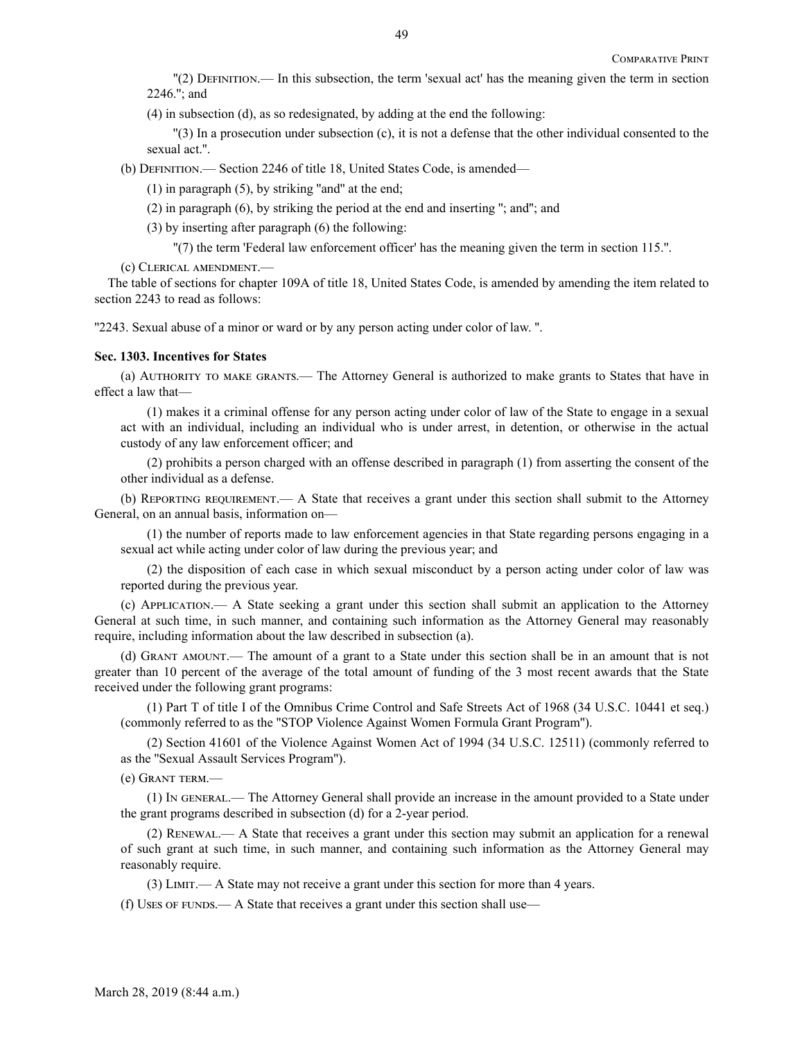"(2) Definition.— In this subsection, the term 'sexual act' has the meaning given the term in section 2246."; and

(4) in subsection (d), as so redesignated, by adding at the end the following:

"(3) In a prosecution under subsection (c), it is not a defense that the other individual consented to the sexual act.".

(b) Definition.— Section 2246 of title 18, United States Code, is amended—

(1) in paragraph (5), by striking "and" at the end;

(2) in paragraph (6), by striking the period at the end and inserting "; and"; and

(3) by inserting after paragraph (6) the following:

"(7) the term 'Federal law enforcement officer' has the meaning given the term in section 115.".

(c) Clerical amendment.—

The table of sections for chapter 109A of title 18, United States Code, is amended by amending the item related to section 2243 to read as follows:

"2243. Sexual abuse of a minor or ward or by any person acting under color of law. ".

**Sec. 1303. Incentives for States**

(a) Authority to make grants.— The Attorney General is authorized to make grants to States that have in effect a law that—

(1) makes it a criminal offense for any person acting under color of law of the State to engage in a sexual act with an individual, including an individual who is under arrest, in detention, or otherwise in the actual custody of any law enforcement officer; and

(2) prohibits a person charged with an offense described in paragraph (1) from asserting the consent of the other individual as a defense.

(b) Reporting requirement.— A State that receives a grant under this section shall submit to the Attorney General, on an annual basis, information on—

(1) the number of reports made to law enforcement agencies in that State regarding persons engaging in a sexual act while acting under color of law during the previous year; and

(2) the disposition of each case in which sexual misconduct by a person acting under color of law was reported during the previous year.

(c) Application.— A State seeking a grant under this section shall submit an application to the Attorney General at such time, in such manner, and containing such information as the Attorney General may reasonably require, including information about the law described in subsection (a).

(d) Grant amount.— The amount of a grant to a State under this section shall be in an amount that is not greater than 10 percent of the average of the total amount of funding of the 3 most recent awards that the State received under the following grant programs:

(1) Part T of title I of the Omnibus Crime Control and Safe Streets Act of 1968 (34 U.S.C. 10441 et seq.) (commonly referred to as the "STOP Violence Against Women Formula Grant Program").

(2) Section 41601 of the Violence Against Women Act of 1994 (34 U.S.C. 12511) (commonly referred to as the "Sexual Assault Services Program").

(e) Grant term.—

(1) In general.— The Attorney General shall provide an increase in the amount provided to a State under the grant programs described in subsection (d) for a 2-year period.

(2) Renewal.— A State that receives a grant under this section may submit an application for a renewal of such grant at such time, in such manner, and containing such information as the Attorney General may reasonably require.

(3) Limit.— A State may not receive a grant under this section for more than 4 years.

(f) Uses of funds.— A State that receives a grant under this section shall use—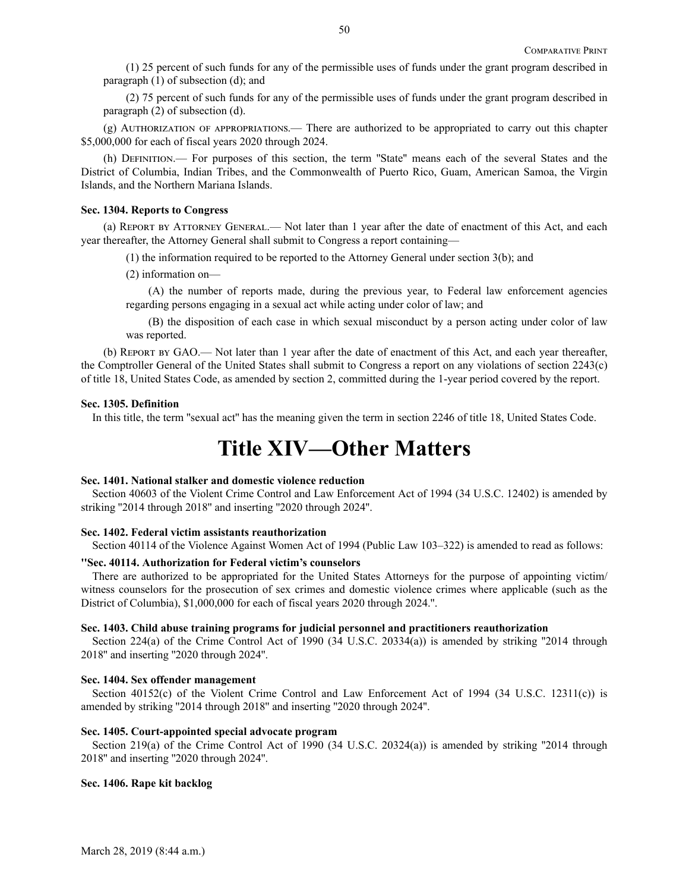(1) 25 percent of such funds for any of the permissible uses of funds under the grant program described in paragraph (1) of subsection (d); and

(2) 75 percent of such funds for any of the permissible uses of funds under the grant program described in paragraph (2) of subsection (d).

(g) Authorization of appropriations.— There are authorized to be appropriated to carry out this chapter $5,000,000 for each of fiscal years 2020 through 2024.

(h) Definition.— For purposes of this section, the term "State" means each of the several States and the District of Columbia, Indian Tribes, and the Commonwealth of Puerto Rico, Guam, American Samoa, the Virgin Islands, and the Northern Mariana Islands.

**Sec. 1304. Reports to Congress**

(a) Report by Attorney General.— Not later than 1 year after the date of enactment of this Act, and each year thereafter, the Attorney General shall submit to Congress a report containing—

(1) the information required to be reported to the Attorney General under section 3(b); and

(2) information on—

(A) the number of reports made, during the previous year, to Federal law enforcement agencies regarding persons engaging in a sexual act while acting under color of law; and

(B) the disposition of each case in which sexual misconduct by a person acting under color of law was reported.

(b) Report by GAO.— Not later than 1 year after the date of enactment of this Act, and each year thereafter, the Comptroller General of the United States shall submit to Congress a report on any violations of section 2243(c) of title 18, United States Code, as amended by section 2, committed during the 1-year period covered by the report.

**Sec. 1305. Definition**

In this title, the term "sexual act" has the meaning given the term in section 2246 of title 18, United States Code.

# Title XIV—Other Matters

**Sec. 1401. National stalker and domestic violence reduction**

Section 40603 of the Violent Crime Control and Law Enforcement Act of 1994 (34 U.S.C. 12402) is amended by striking "2014 through 2018" and inserting "2020 through 2024".

**Sec. 1402. Federal victim assistants reauthorization**

Section 40114 of the Violence Against Women Act of 1994 (Public Law 103–322) is amended to read as follows:

**"Sec. 40114. Authorization for Federal victim's counselors**

There are authorized to be appropriated for the United States Attorneys for the purpose of appointing victim/witness counselors for the prosecution of sex crimes and domestic violence crimes where applicable (such as the District of Columbia), $1,000,000 for each of fiscal years 2020 through 2024.".

**Sec. 1403. Child abuse training programs for judicial personnel and practitioners reauthorization**

Section 224(a) of the Crime Control Act of 1990 (34 U.S.C. 20334(a)) is amended by striking "2014 through 2018" and inserting "2020 through 2024".

**Sec. 1404. Sex offender management**

Section 40152(c) of the Violent Crime Control and Law Enforcement Act of 1994 (34 U.S.C. 12311(c)) is amended by striking "2014 through 2018" and inserting "2020 through 2024".

**Sec. 1405. Court-appointed special advocate program**

Section 219(a) of the Crime Control Act of 1990 (34 U.S.C. 20324(a)) is amended by striking "2014 through 2018" and inserting "2020 through 2024".

**Sec. 1406. Rape kit backlog**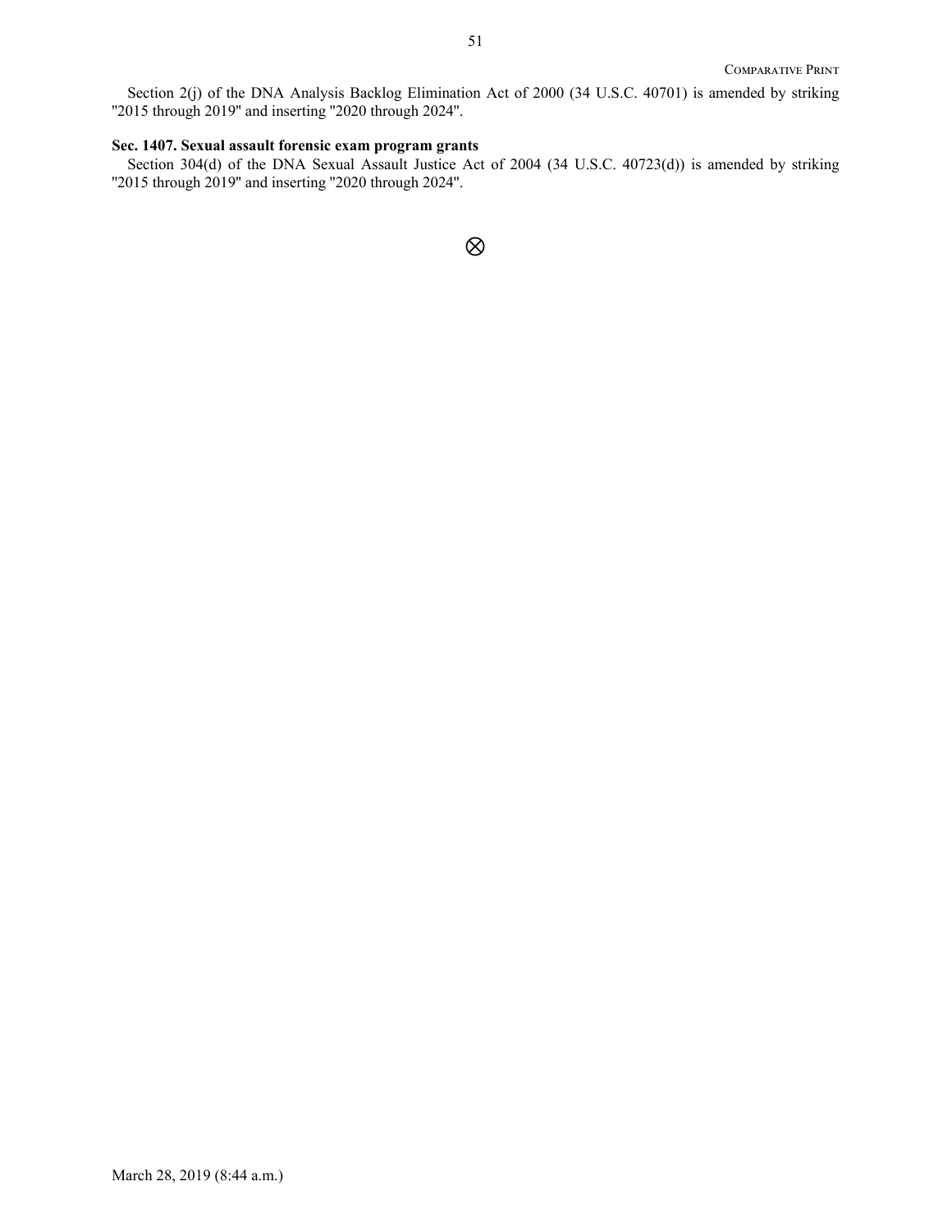Section 2(j) of the DNA Analysis Backlog Elimination Act of 2000 (34 U.S.C. 40701) is amended by striking "2015 through 2019" and inserting "2020 through 2024".

**Sec. 1407. Sexual assault forensic exam program grants**

Section 304(d) of the DNA Sexual Assault Justice Act of 2004 (34 U.S.C. 40723(d)) is amended by striking "2015 through 2019" and inserting "2020 through 2024".

⊗